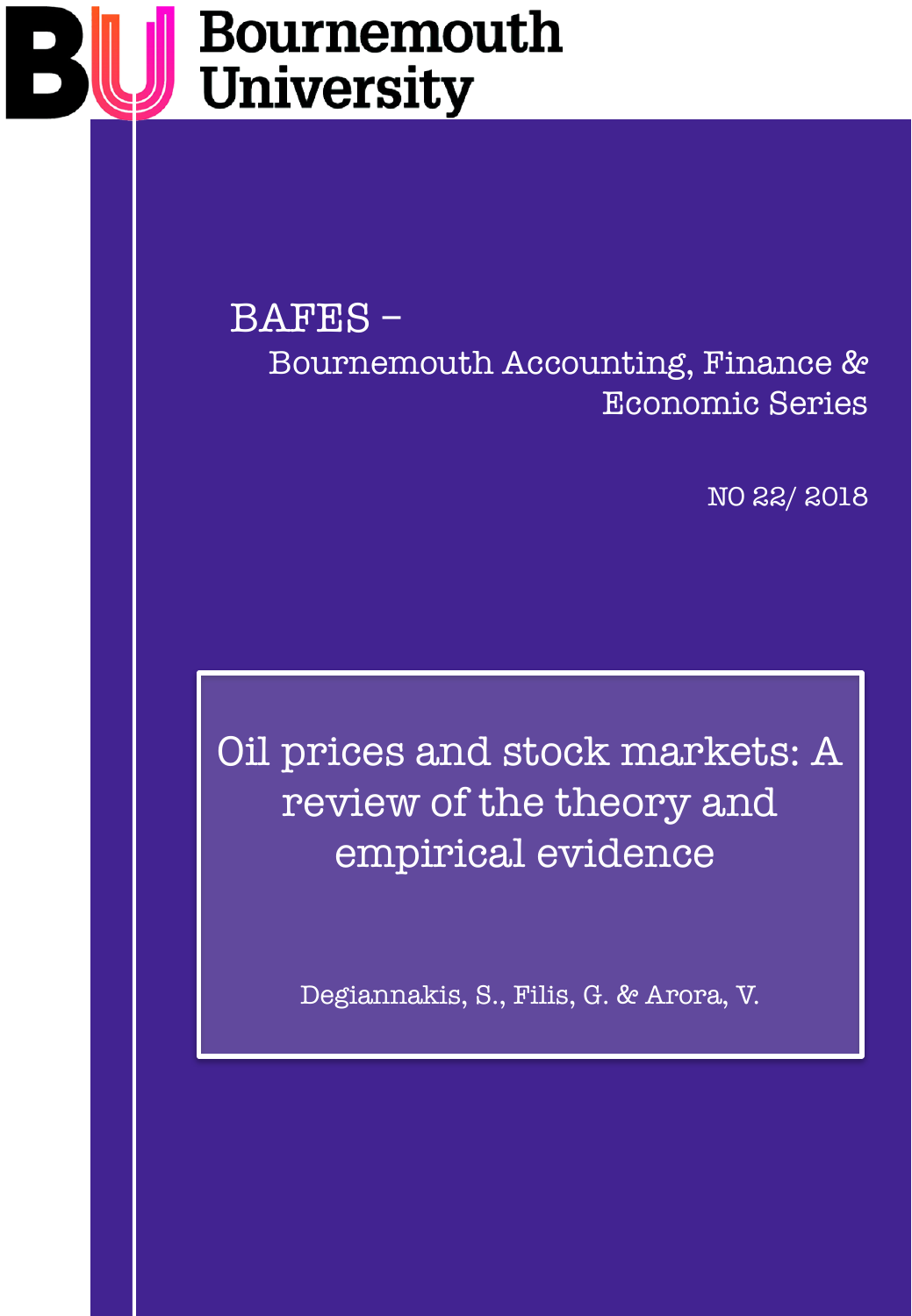Bournemouth University

BAFES –

Bournemouth Accounting, Finance & Economic Series

NO 22/ 2018

# Oil prices and stock markets: A review of the theory and empirical evidence

Degiannakis, S., Filis, G. & Arora, V.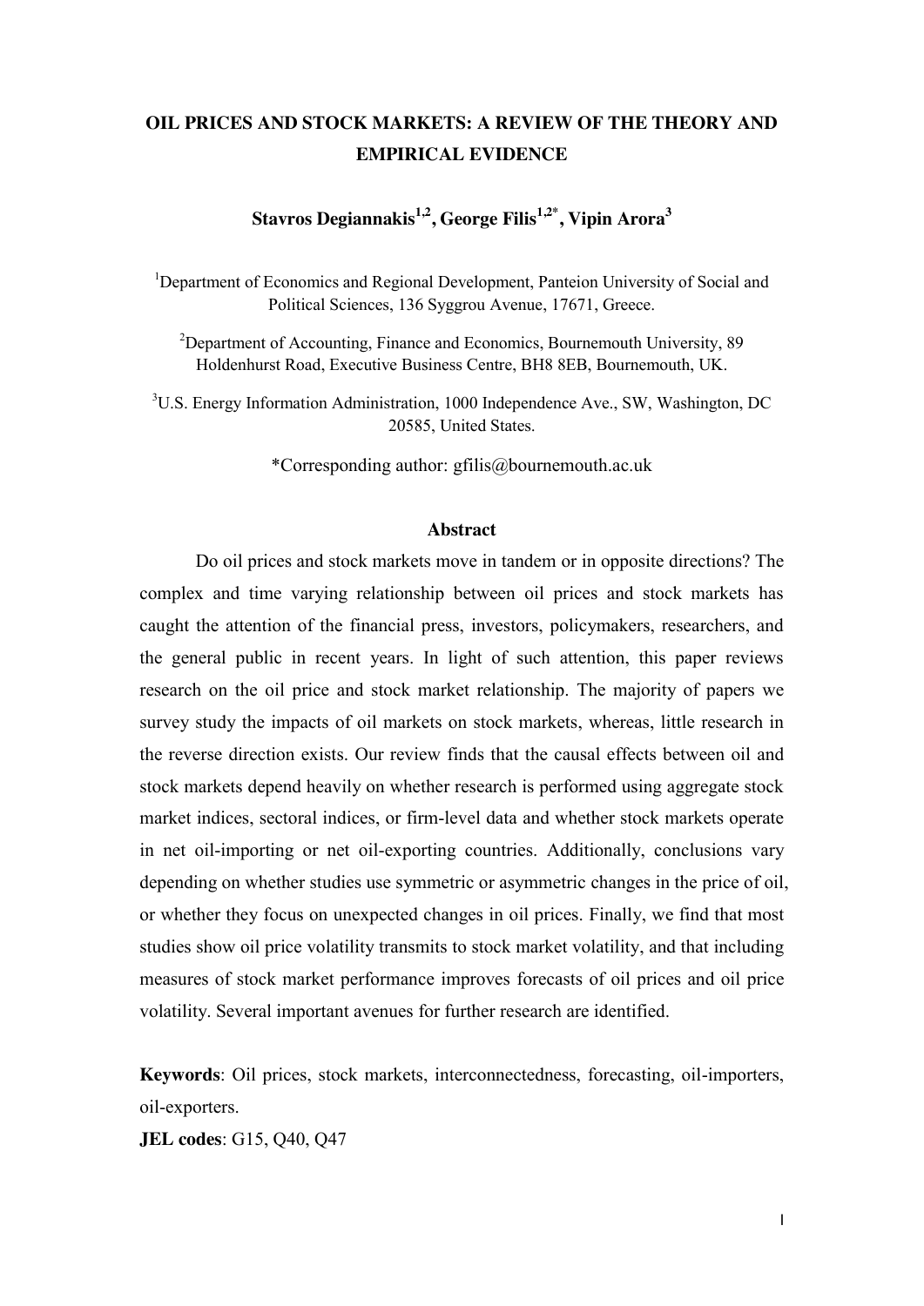# OIL PRICES AND STOCK MARKETS: A REVIEW OF THE THEORY AND EMPIRICAL EVIDENCE

**Stavros Degiannakis[1,2], George Filis[1,2*], Vipin Arora[3]**

[1]Department of Economics and Regional Development, Panteion University of Social and Political Sciences, 136 Syggrou Avenue, 17671, Greece.

[2]Department of Accounting, Finance and Economics, Bournemouth University, 89 Holdenhurst Road, Executive Business Centre, BH8 8EB, Bournemouth, UK.

[3]U.S. Energy Information Administration, 1000 Independence Ave., SW, Washington, DC 20585, United States.

*Corresponding author: gfilis@bournemouth.ac.uk

## Abstract

Do oil prices and stock markets move in tandem or in opposite directions? The complex and time varying relationship between oil prices and stock markets has caught the attention of the financial press, investors, policymakers, researchers, and the general public in recent years. In light of such attention, this paper reviews research on the oil price and stock market relationship. The majority of papers we survey study the impacts of oil markets on stock markets, whereas, little research in the reverse direction exists. Our review finds that the causal effects between oil and stock markets depend heavily on whether research is performed using aggregate stock market indices, sectoral indices, or firm-level data and whether stock markets operate in net oil-importing or net oil-exporting countries. Additionally, conclusions vary depending on whether studies use symmetric or asymmetric changes in the price of oil, or whether they focus on unexpected changes in oil prices. Finally, we find that most studies show oil price volatility transmits to stock market volatility, and that including measures of stock market performance improves forecasts of oil prices and oil price volatility. Several important avenues for further research are identified.

**Keywords**: Oil prices, stock markets, interconnectedness, forecasting, oil-importers, oil-exporters.

**JEL codes**: G15, Q40, Q47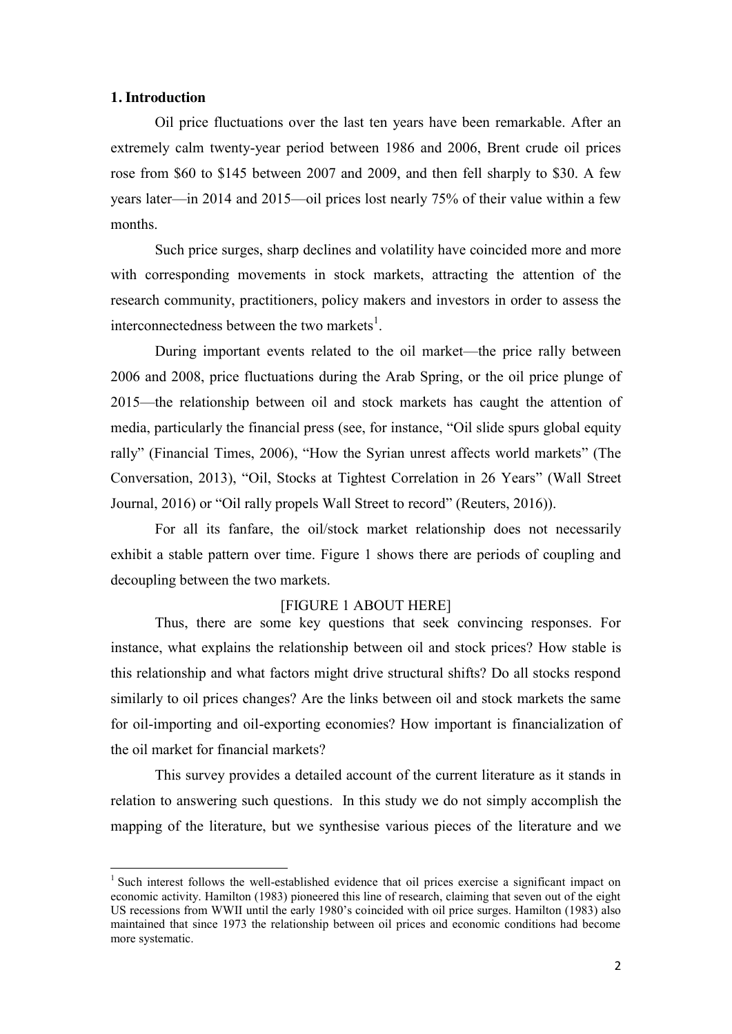## 1. Introduction

Oil price fluctuations over the last ten years have been remarkable. After an extremely calm twenty-year period between 1986 and 2006, Brent crude oil prices rose from \$60 to \$145 between 2007 and 2009, and then fell sharply to \$30. A few years later—in 2014 and 2015—oil prices lost nearly 75% of their value within a few months.

Such price surges, sharp declines and volatility have coincided more and more with corresponding movements in stock markets, attracting the attention of the research community, practitioners, policy makers and investors in order to assess the interconnectedness between the two markets[1].

During important events related to the oil market—the price rally between 2006 and 2008, price fluctuations during the Arab Spring, or the oil price plunge of 2015—the relationship between oil and stock markets has caught the attention of media, particularly the financial press (see, for instance, "Oil slide spurs global equity rally" (Financial Times, 2006), "How the Syrian unrest affects world markets" (The Conversation, 2013), "Oil, Stocks at Tightest Correlation in 26 Years" (Wall Street Journal, 2016) or "Oil rally propels Wall Street to record" (Reuters, 2016)).

For all its fanfare, the oil/stock market relationship does not necessarily exhibit a stable pattern over time. Figure 1 shows there are periods of coupling and decoupling between the two markets.

[FIGURE 1 ABOUT HERE]

Thus, there are some key questions that seek convincing responses. For instance, what explains the relationship between oil and stock prices? How stable is this relationship and what factors might drive structural shifts? Do all stocks respond similarly to oil prices changes? Are the links between oil and stock markets the same for oil-importing and oil-exporting economies? How important is financialization of the oil market for financial markets?

This survey provides a detailed account of the current literature as it stands in relation to answering such questions. In this study we do not simply accomplish the mapping of the literature, but we synthesise various pieces of the literature and we

[1] Such interest follows the well-established evidence that oil prices exercise a significant impact on economic activity. Hamilton (1983) pioneered this line of research, claiming that seven out of the eight US recessions from WWII until the early 1980's coincided with oil price surges. Hamilton (1983) also maintained that since 1973 the relationship between oil prices and economic conditions had become more systematic.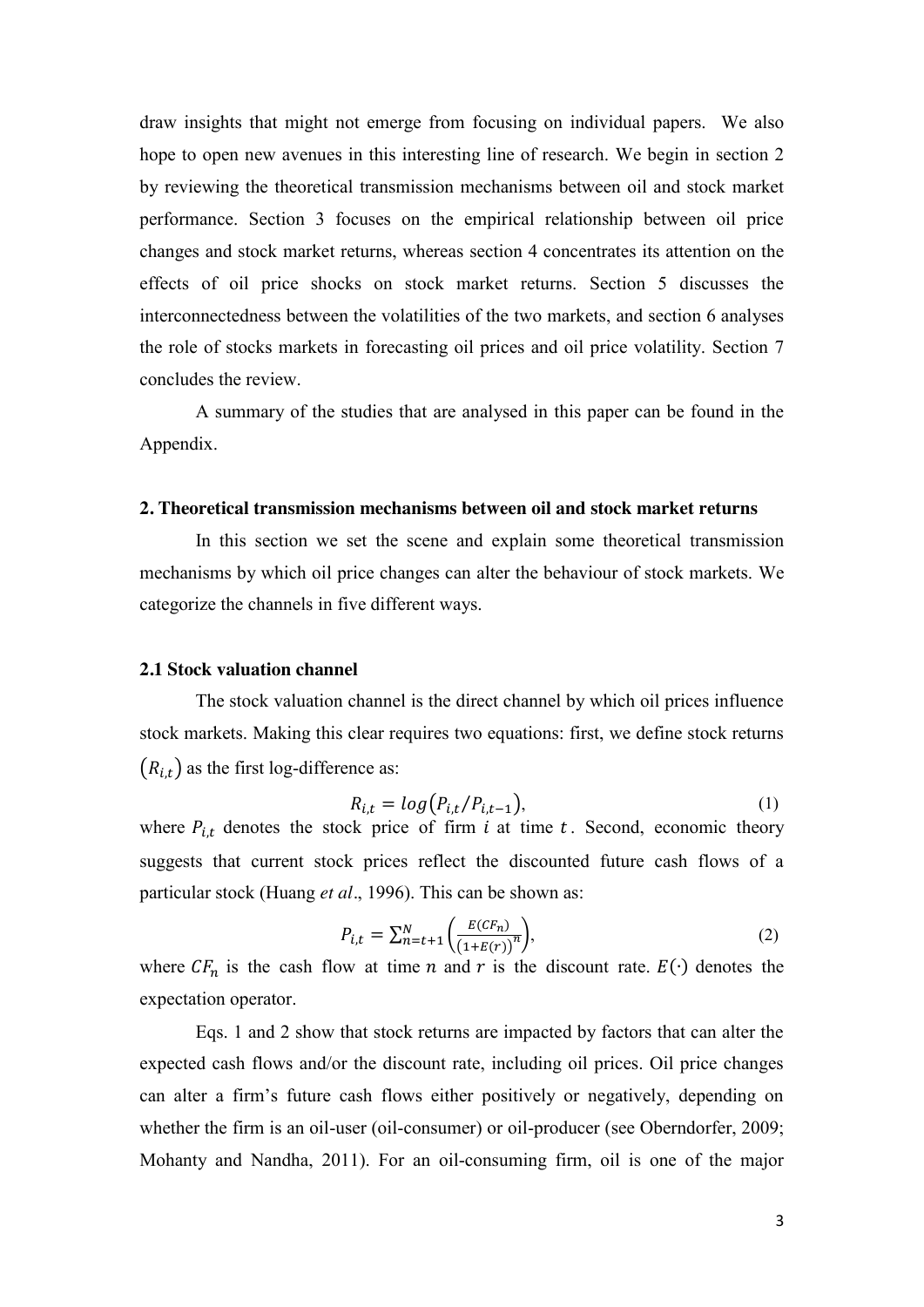draw insights that might not emerge from focusing on individual papers. We also hope to open new avenues in this interesting line of research. We begin in section 2 by reviewing the theoretical transmission mechanisms between oil and stock market performance. Section 3 focuses on the empirical relationship between oil price changes and stock market returns, whereas section 4 concentrates its attention on the effects of oil price shocks on stock market returns. Section 5 discusses the interconnectedness between the volatilities of the two markets, and section 6 analyses the role of stocks markets in forecasting oil prices and oil price volatility. Section 7 concludes the review.

A summary of the studies that are analysed in this paper can be found in the Appendix.

## 2. Theoretical transmission mechanisms between oil and stock market returns

In this section we set the scene and explain some theoretical transmission mechanisms by which oil price changes can alter the behaviour of stock markets. We categorize the channels in five different ways.

### 2.1 Stock valuation channel

The stock valuation channel is the direct channel by which oil prices influence stock markets. Making this clear requires two equations: first, we define stock returns $(R_{i,t})$ as the first log-difference as:

$$R_{i,t} = log(P_{i,t}/P_{i,t-1}), \tag{1}$$

where $P_{i,t}$ denotes the stock price of firm $i$ at time $t$. Second, economic theory suggests that current stock prices reflect the discounted future cash flows of a particular stock (Huang *et al*., 1996). This can be shown as:

$$P_{i,t} = \sum_{n=t+1}^{N} \left( \frac{E(CF_n)}{\left(1+E(r)\right)^n} \right), \tag{2}$$

where $CF_n$ is the cash flow at time $n$ and $r$ is the discount rate. $E(\cdot)$ denotes the expectation operator.

Eqs. 1 and 2 show that stock returns are impacted by factors that can alter the expected cash flows and/or the discount rate, including oil prices. Oil price changes can alter a firm's future cash flows either positively or negatively, depending on whether the firm is an oil-user (oil-consumer) or oil-producer (see Oberndorfer, 2009; Mohanty and Nandha, 2011). For an oil-consuming firm, oil is one of the major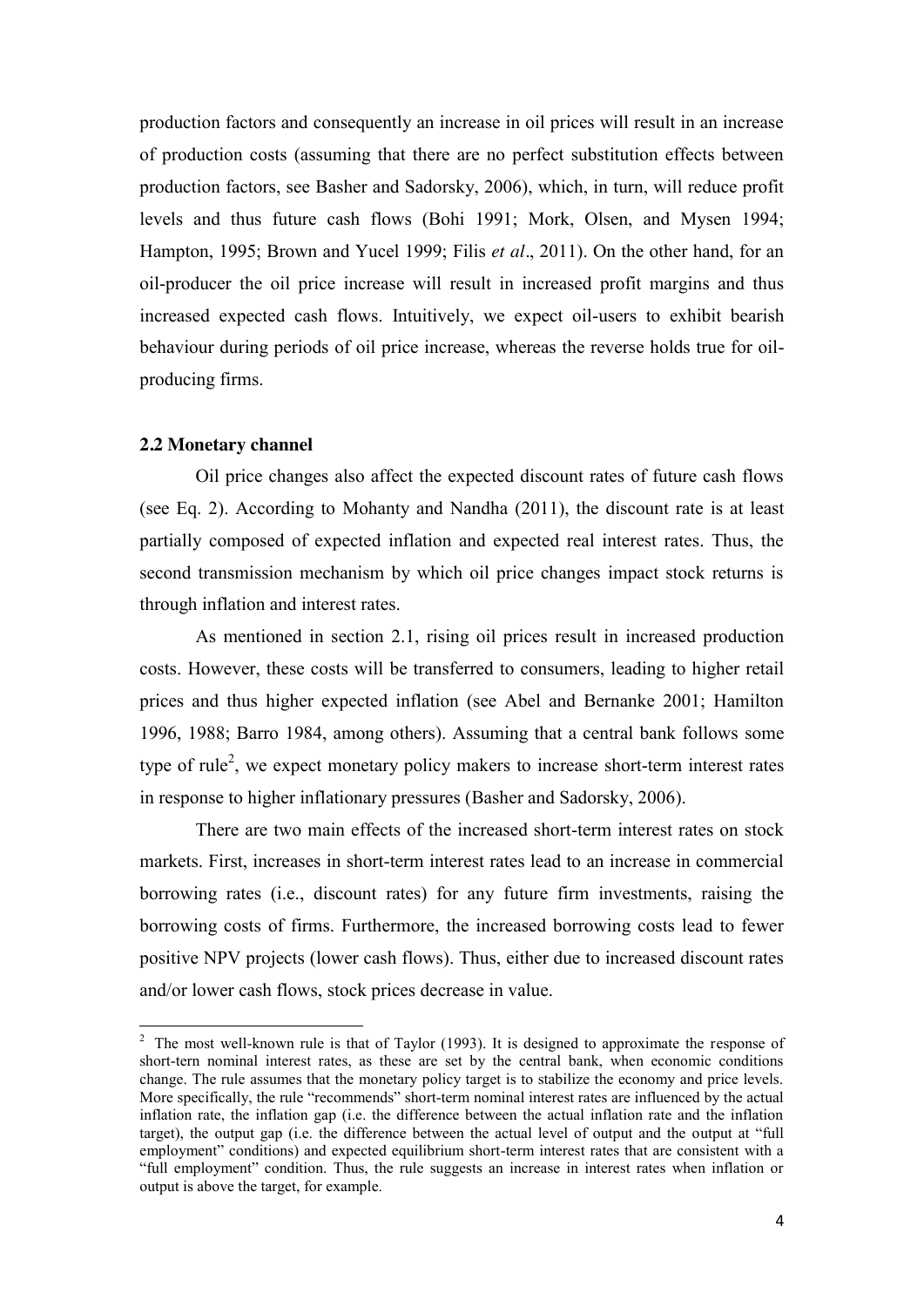production factors and consequently an increase in oil prices will result in an increase of production costs (assuming that there are no perfect substitution effects between production factors, see Basher and Sadorsky, 2006), which, in turn, will reduce profit levels and thus future cash flows (Bohi 1991; Mork, Olsen, and Mysen 1994; Hampton, 1995; Brown and Yucel 1999; Filis *et al*., 2011). On the other hand, for an oil-producer the oil price increase will result in increased profit margins and thus increased expected cash flows. Intuitively, we expect oil-users to exhibit bearish behaviour during periods of oil price increase, whereas the reverse holds true for oil-producing firms.

### 2.2 Monetary channel

Oil price changes also affect the expected discount rates of future cash flows (see Eq. 2). According to Mohanty and Nandha (2011), the discount rate is at least partially composed of expected inflation and expected real interest rates. Thus, the second transmission mechanism by which oil price changes impact stock returns is through inflation and interest rates.

As mentioned in section 2.1, rising oil prices result in increased production costs. However, these costs will be transferred to consumers, leading to higher retail prices and thus higher expected inflation (see Abel and Bernanke 2001; Hamilton 1996, 1988; Barro 1984, among others). Assuming that a central bank follows some type of rule[2], we expect monetary policy makers to increase short-term interest rates in response to higher inflationary pressures (Basher and Sadorsky, 2006).

There are two main effects of the increased short-term interest rates on stock markets. First, increases in short-term interest rates lead to an increase in commercial borrowing rates (i.e., discount rates) for any future firm investments, raising the borrowing costs of firms. Furthermore, the increased borrowing costs lead to fewer positive NPV projects (lower cash flows). Thus, either due to increased discount rates and/or lower cash flows, stock prices decrease in value.

[2] The most well-known rule is that of Taylor (1993). It is designed to approximate the response of short-tern nominal interest rates, as these are set by the central bank, when economic conditions change. The rule assumes that the monetary policy target is to stabilize the economy and price levels. More specifically, the rule "recommends" short-term nominal interest rates are influenced by the actual inflation rate, the inflation gap (i.e. the difference between the actual inflation rate and the inflation target), the output gap (i.e. the difference between the actual level of output and the output at "full employment" conditions) and expected equilibrium short-term interest rates that are consistent with a "full employment" condition. Thus, the rule suggests an increase in interest rates when inflation or output is above the target, for example.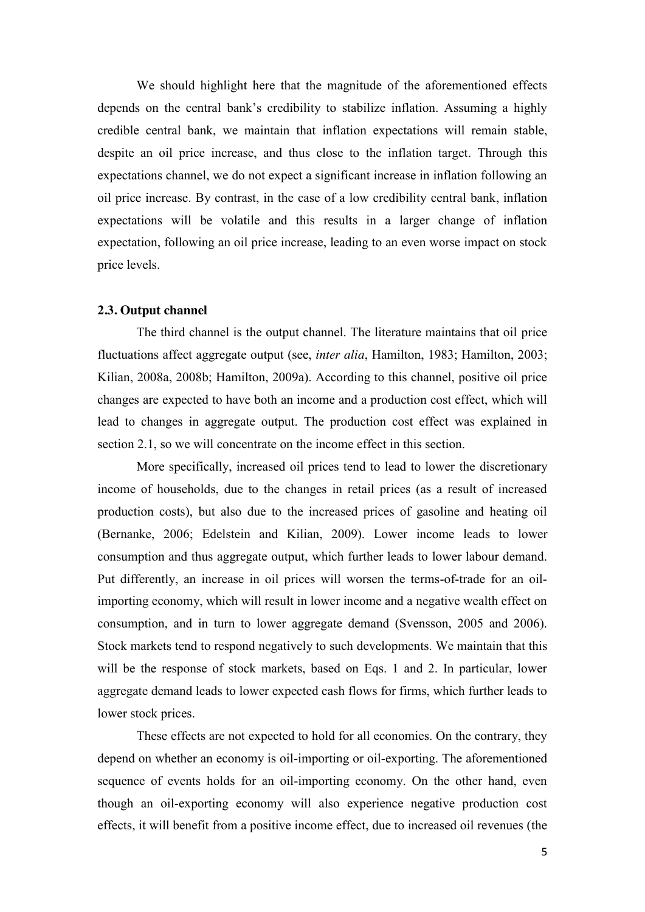We should highlight here that the magnitude of the aforementioned effects depends on the central bank's credibility to stabilize inflation. Assuming a highly credible central bank, we maintain that inflation expectations will remain stable, despite an oil price increase, and thus close to the inflation target. Through this expectations channel, we do not expect a significant increase in inflation following an oil price increase. By contrast, in the case of a low credibility central bank, inflation expectations will be volatile and this results in a larger change of inflation expectation, following an oil price increase, leading to an even worse impact on stock price levels.

### 2.3. Output channel

The third channel is the output channel. The literature maintains that oil price fluctuations affect aggregate output (see, *inter alia*, Hamilton, 1983; Hamilton, 2003; Kilian, 2008a, 2008b; Hamilton, 2009a). According to this channel, positive oil price changes are expected to have both an income and a production cost effect, which will lead to changes in aggregate output. The production cost effect was explained in section 2.1, so we will concentrate on the income effect in this section.

More specifically, increased oil prices tend to lead to lower the discretionary income of households, due to the changes in retail prices (as a result of increased production costs), but also due to the increased prices of gasoline and heating oil (Bernanke, 2006; Edelstein and Kilian, 2009). Lower income leads to lower consumption and thus aggregate output, which further leads to lower labour demand. Put differently, an increase in oil prices will worsen the terms-of-trade for an oil-importing economy, which will result in lower income and a negative wealth effect on consumption, and in turn to lower aggregate demand (Svensson, 2005 and 2006). Stock markets tend to respond negatively to such developments. We maintain that this will be the response of stock markets, based on Eqs. 1 and 2. In particular, lower aggregate demand leads to lower expected cash flows for firms, which further leads to lower stock prices.

These effects are not expected to hold for all economies. On the contrary, they depend on whether an economy is oil-importing or oil-exporting. The aforementioned sequence of events holds for an oil-importing economy. On the other hand, even though an oil-exporting economy will also experience negative production cost effects, it will benefit from a positive income effect, due to increased oil revenues (the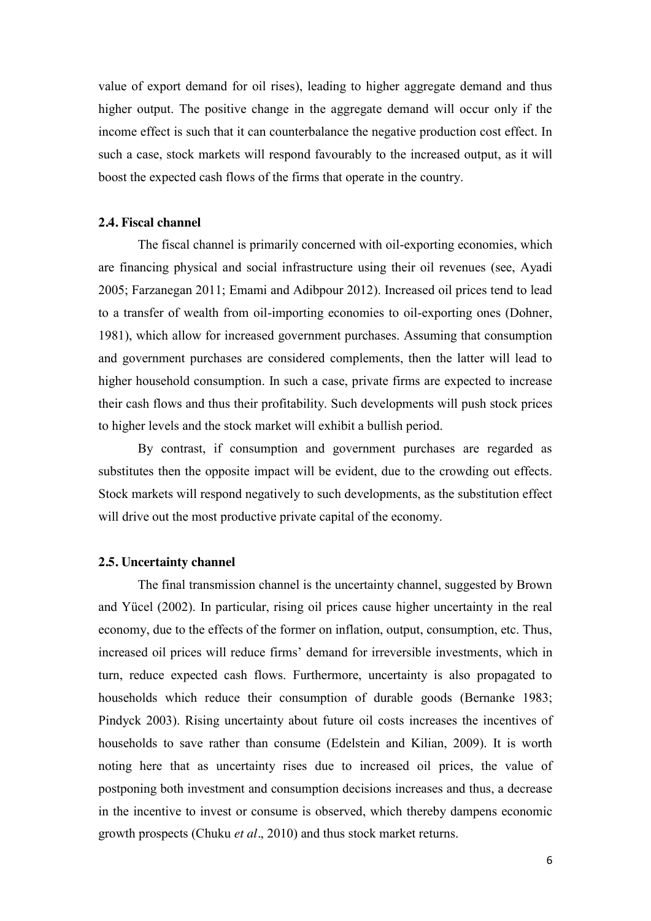value of export demand for oil rises), leading to higher aggregate demand and thus higher output. The positive change in the aggregate demand will occur only if the income effect is such that it can counterbalance the negative production cost effect. In such a case, stock markets will respond favourably to the increased output, as it will boost the expected cash flows of the firms that operate in the country.

### 2.4. Fiscal channel

The fiscal channel is primarily concerned with oil-exporting economies, which are financing physical and social infrastructure using their oil revenues (see, Ayadi 2005; Farzanegan 2011; Emami and Adibpour 2012). Increased oil prices tend to lead to a transfer of wealth from oil-importing economies to oil-exporting ones (Dohner, 1981), which allow for increased government purchases. Assuming that consumption and government purchases are considered complements, then the latter will lead to higher household consumption. In such a case, private firms are expected to increase their cash flows and thus their profitability. Such developments will push stock prices to higher levels and the stock market will exhibit a bullish period.

By contrast, if consumption and government purchases are regarded as substitutes then the opposite impact will be evident, due to the crowding out effects. Stock markets will respond negatively to such developments, as the substitution effect will drive out the most productive private capital of the economy.

### 2.5. Uncertainty channel

The final transmission channel is the uncertainty channel, suggested by Brown and Yücel (2002). In particular, rising oil prices cause higher uncertainty in the real economy, due to the effects of the former on inflation, output, consumption, etc. Thus, increased oil prices will reduce firms' demand for irreversible investments, which in turn, reduce expected cash flows. Furthermore, uncertainty is also propagated to households which reduce their consumption of durable goods (Bernanke 1983; Pindyck 2003). Rising uncertainty about future oil costs increases the incentives of households to save rather than consume (Edelstein and Kilian, 2009). It is worth noting here that as uncertainty rises due to increased oil prices, the value of postponing both investment and consumption decisions increases and thus, a decrease in the incentive to invest or consume is observed, which thereby dampens economic growth prospects (Chuku *et al*., 2010) and thus stock market returns.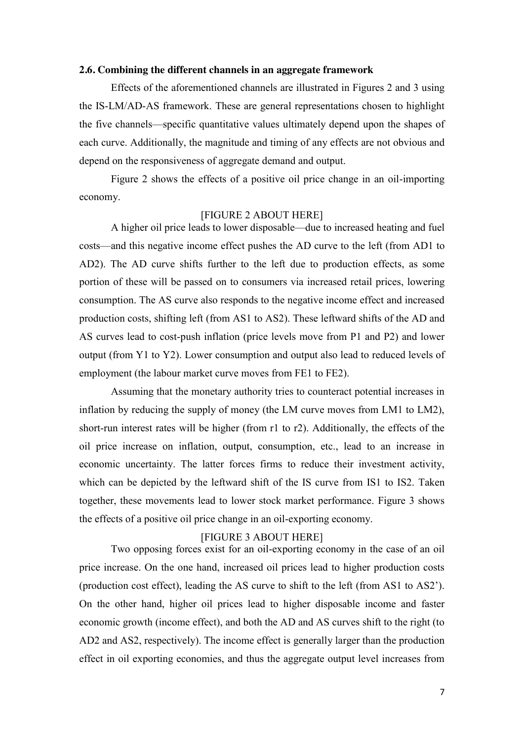### 2.6. Combining the different channels in an aggregate framework

Effects of the aforementioned channels are illustrated in Figures 2 and 3 using the IS-LM/AD-AS framework. These are general representations chosen to highlight the five channels—specific quantitative values ultimately depend upon the shapes of each curve. Additionally, the magnitude and timing of any effects are not obvious and depend on the responsiveness of aggregate demand and output.

Figure 2 shows the effects of a positive oil price change in an oil-importing economy.

[FIGURE 2 ABOUT HERE]

A higher oil price leads to lower disposable—due to increased heating and fuel costs—and this negative income effect pushes the AD curve to the left (from AD1 to AD2). The AD curve shifts further to the left due to production effects, as some portion of these will be passed on to consumers via increased retail prices, lowering consumption. The AS curve also responds to the negative income effect and increased production costs, shifting left (from AS1 to AS2). These leftward shifts of the AD and AS curves lead to cost-push inflation (price levels move from P1 and P2) and lower output (from Y1 to Y2). Lower consumption and output also lead to reduced levels of employment (the labour market curve moves from FE1 to FE2).

Assuming that the monetary authority tries to counteract potential increases in inflation by reducing the supply of money (the LM curve moves from LM1 to LM2), short-run interest rates will be higher (from r1 to r2). Additionally, the effects of the oil price increase on inflation, output, consumption, etc., lead to an increase in economic uncertainty. The latter forces firms to reduce their investment activity, which can be depicted by the leftward shift of the IS curve from IS1 to IS2. Taken together, these movements lead to lower stock market performance. Figure 3 shows the effects of a positive oil price change in an oil-exporting economy.

[FIGURE 3 ABOUT HERE]

Two opposing forces exist for an oil-exporting economy in the case of an oil price increase. On the one hand, increased oil prices lead to higher production costs (production cost effect), leading the AS curve to shift to the left (from AS1 to AS2'). On the other hand, higher oil prices lead to higher disposable income and faster economic growth (income effect), and both the AD and AS curves shift to the right (to AD2 and AS2, respectively). The income effect is generally larger than the production effect in oil exporting economies, and thus the aggregate output level increases from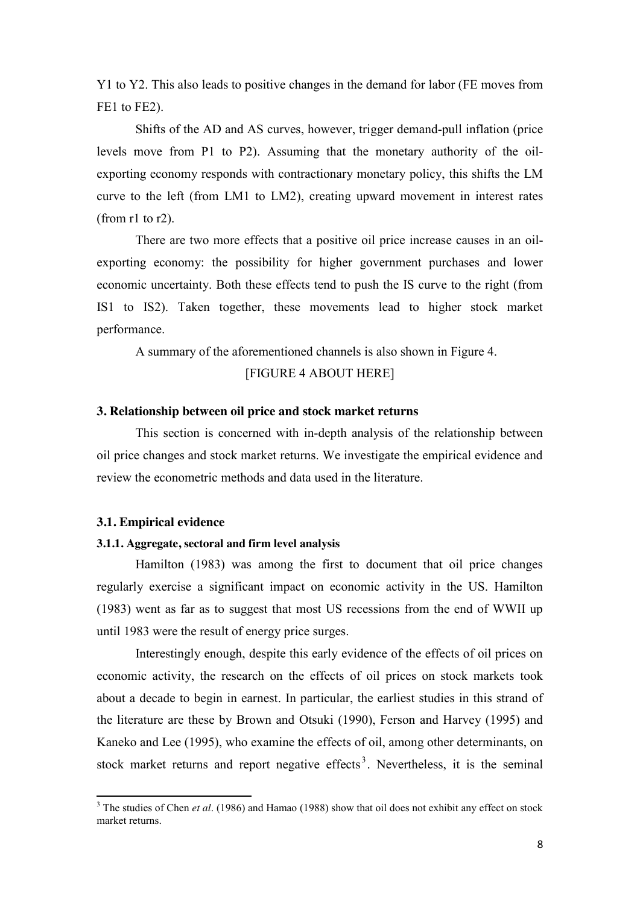Y1 to Y2. This also leads to positive changes in the demand for labor (FE moves from FE1 to FE2).

Shifts of the AD and AS curves, however, trigger demand-pull inflation (price levels move from P1 to P2). Assuming that the monetary authority of the oil-exporting economy responds with contractionary monetary policy, this shifts the LM curve to the left (from LM1 to LM2), creating upward movement in interest rates (from r1 to r2).

There are two more effects that a positive oil price increase causes in an oil-exporting economy: the possibility for higher government purchases and lower economic uncertainty. Both these effects tend to push the IS curve to the right (from IS1 to IS2). Taken together, these movements lead to higher stock market performance.

A summary of the aforementioned channels is also shown in Figure 4.

[FIGURE 4 ABOUT HERE]

## 3. Relationship between oil price and stock market returns

This section is concerned with in-depth analysis of the relationship between oil price changes and stock market returns. We investigate the empirical evidence and review the econometric methods and data used in the literature.

### 3.1. Empirical evidence

#### 3.1.1. Aggregate, sectoral and firm level analysis

Hamilton (1983) was among the first to document that oil price changes regularly exercise a significant impact on economic activity in the US. Hamilton (1983) went as far as to suggest that most US recessions from the end of WWII up until 1983 were the result of energy price surges.

Interestingly enough, despite this early evidence of the effects of oil prices on economic activity, the research on the effects of oil prices on stock markets took about a decade to begin in earnest. In particular, the earliest studies in this strand of the literature are these by Brown and Otsuki (1990), Ferson and Harvey (1995) and Kaneko and Lee (1995), who examine the effects of oil, among other determinants, on stock market returns and report negative effects[3]. Nevertheless, it is the seminal

---

[3] The studies of Chen *et al*. (1986) and Hamao (1988) show that oil does not exhibit any effect on stock market returns.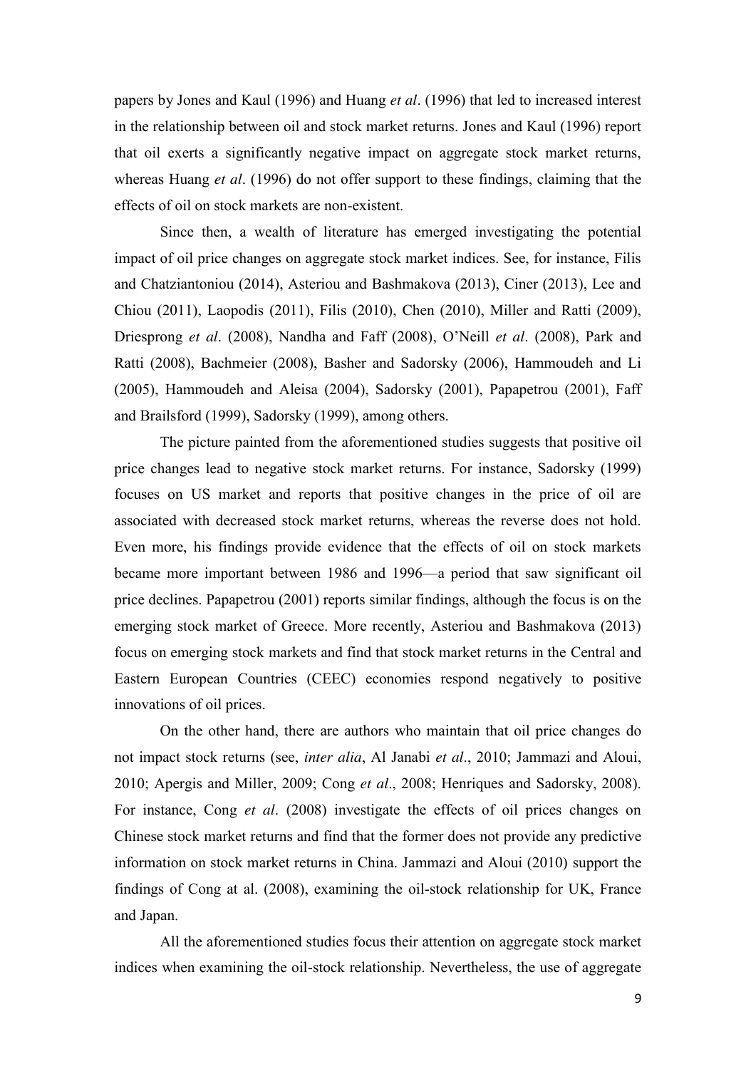papers by Jones and Kaul (1996) and Huang *et al*. (1996) that led to increased interest in the relationship between oil and stock market returns. Jones and Kaul (1996) report that oil exerts a significantly negative impact on aggregate stock market returns, whereas Huang *et al*. (1996) do not offer support to these findings, claiming that the effects of oil on stock markets are non-existent.

Since then, a wealth of literature has emerged investigating the potential impact of oil price changes on aggregate stock market indices. See, for instance, Filis and Chatziantoniou (2014), Asteriou and Bashmakova (2013), Ciner (2013), Lee and Chiou (2011), Laopodis (2011), Filis (2010), Chen (2010), Miller and Ratti (2009), Driesprong *et al*. (2008), Nandha and Faff (2008), O'Neill *et al*. (2008), Park and Ratti (2008), Bachmeier (2008), Basher and Sadorsky (2006), Hammoudeh and Li (2005), Hammoudeh and Aleisa (2004), Sadorsky (2001), Papapetrou (2001), Faff and Brailsford (1999), Sadorsky (1999), among others.

The picture painted from the aforementioned studies suggests that positive oil price changes lead to negative stock market returns. For instance, Sadorsky (1999) focuses on US market and reports that positive changes in the price of oil are associated with decreased stock market returns, whereas the reverse does not hold. Even more, his findings provide evidence that the effects of oil on stock markets became more important between 1986 and 1996—a period that saw significant oil price declines. Papapetrou (2001) reports similar findings, although the focus is on the emerging stock market of Greece. More recently, Asteriou and Bashmakova (2013) focus on emerging stock markets and find that stock market returns in the Central and Eastern European Countries (CEEC) economies respond negatively to positive innovations of oil prices.

On the other hand, there are authors who maintain that oil price changes do not impact stock returns (see, *inter alia*, Al Janabi *et al*., 2010; Jammazi and Aloui, 2010; Apergis and Miller, 2009; Cong *et al*., 2008; Henriques and Sadorsky, 2008). For instance, Cong *et al*. (2008) investigate the effects of oil prices changes on Chinese stock market returns and find that the former does not provide any predictive information on stock market returns in China. Jammazi and Aloui (2010) support the findings of Cong at al. (2008), examining the oil-stock relationship for UK, France and Japan.

All the aforementioned studies focus their attention on aggregate stock market indices when examining the oil-stock relationship. Nevertheless, the use of aggregate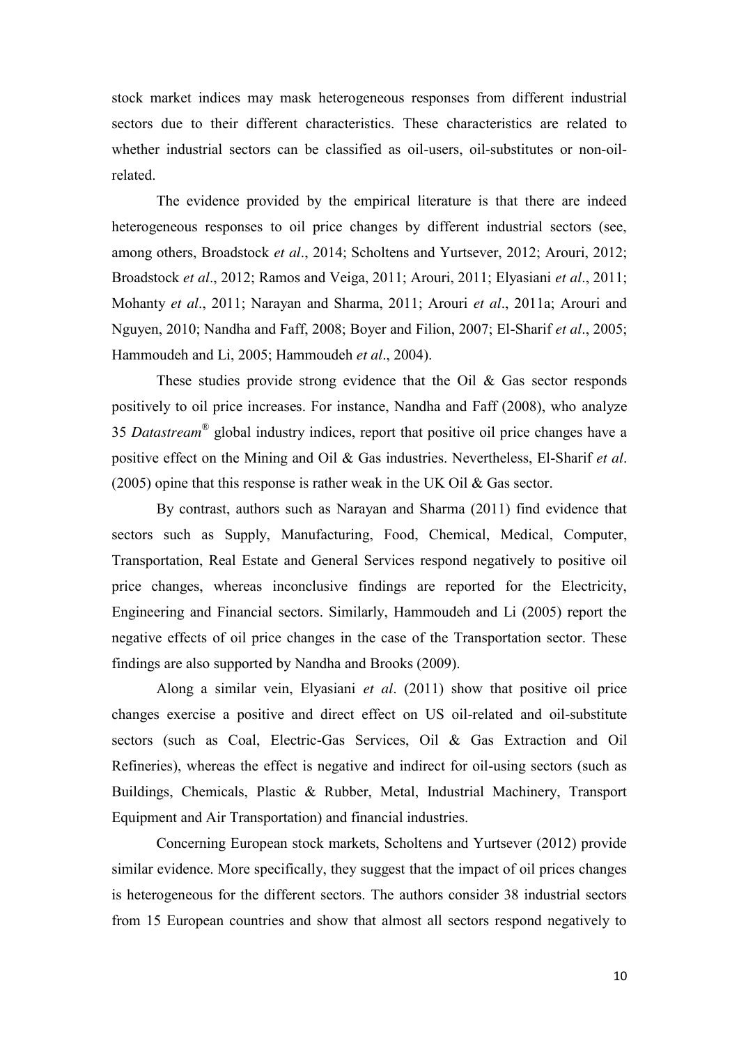stock market indices may mask heterogeneous responses from different industrial sectors due to their different characteristics. These characteristics are related to whether industrial sectors can be classified as oil-users, oil-substitutes or non-oil-related.

The evidence provided by the empirical literature is that there are indeed heterogeneous responses to oil price changes by different industrial sectors (see, among others, Broadstock *et al*., 2014; Scholtens and Yurtsever, 2012; Arouri, 2012; Broadstock *et al*., 2012; Ramos and Veiga, 2011; Arouri, 2011; Elyasiani *et al*., 2011; Mohanty *et al*., 2011; Narayan and Sharma, 2011; Arouri *et al*., 2011a; Arouri and Nguyen, 2010; Nandha and Faff, 2008; Boyer and Filion, 2007; El-Sharif *et al*., 2005; Hammoudeh and Li, 2005; Hammoudeh *et al*., 2004).

These studies provide strong evidence that the Oil & Gas sector responds positively to oil price increases. For instance, Nandha and Faff (2008), who analyze 35 *Datastream*® global industry indices, report that positive oil price changes have a positive effect on the Mining and Oil & Gas industries. Nevertheless, El-Sharif *et al*. (2005) opine that this response is rather weak in the UK Oil & Gas sector.

By contrast, authors such as Narayan and Sharma (2011) find evidence that sectors such as Supply, Manufacturing, Food, Chemical, Medical, Computer, Transportation, Real Estate and General Services respond negatively to positive oil price changes, whereas inconclusive findings are reported for the Electricity, Engineering and Financial sectors. Similarly, Hammoudeh and Li (2005) report the negative effects of oil price changes in the case of the Transportation sector. These findings are also supported by Nandha and Brooks (2009).

Along a similar vein, Elyasiani *et al*. (2011) show that positive oil price changes exercise a positive and direct effect on US oil-related and oil-substitute sectors (such as Coal, Electric-Gas Services, Oil & Gas Extraction and Oil Refineries), whereas the effect is negative and indirect for oil-using sectors (such as Buildings, Chemicals, Plastic & Rubber, Metal, Industrial Machinery, Transport Equipment and Air Transportation) and financial industries.

Concerning European stock markets, Scholtens and Yurtsever (2012) provide similar evidence. More specifically, they suggest that the impact of oil prices changes is heterogeneous for the different sectors. The authors consider 38 industrial sectors from 15 European countries and show that almost all sectors respond negatively to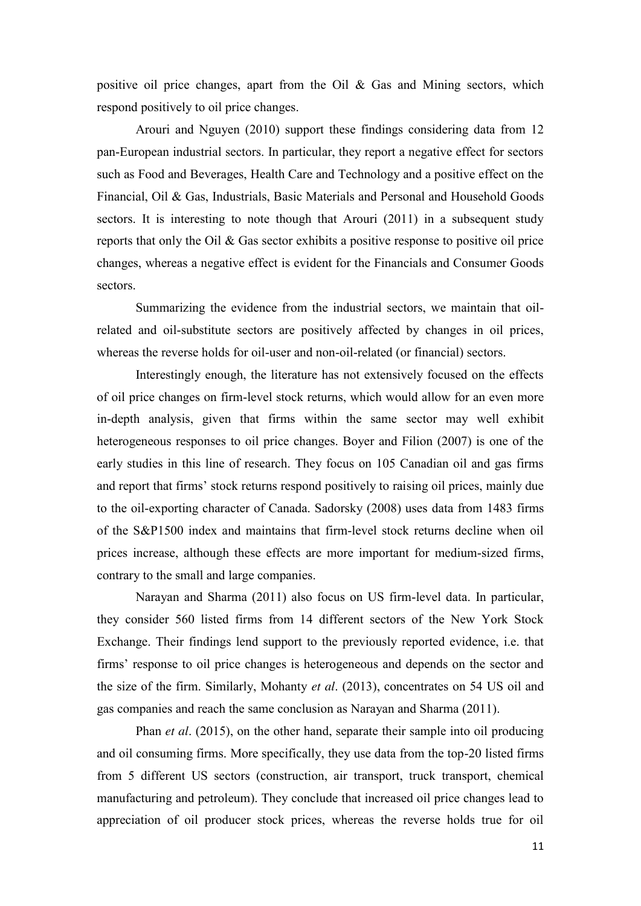positive oil price changes, apart from the Oil & Gas and Mining sectors, which respond positively to oil price changes.

Arouri and Nguyen (2010) support these findings considering data from 12 pan-European industrial sectors. In particular, they report a negative effect for sectors such as Food and Beverages, Health Care and Technology and a positive effect on the Financial, Oil & Gas, Industrials, Basic Materials and Personal and Household Goods sectors. It is interesting to note though that Arouri (2011) in a subsequent study reports that only the Oil & Gas sector exhibits a positive response to positive oil price changes, whereas a negative effect is evident for the Financials and Consumer Goods sectors.

Summarizing the evidence from the industrial sectors, we maintain that oil-related and oil-substitute sectors are positively affected by changes in oil prices, whereas the reverse holds for oil-user and non-oil-related (or financial) sectors.

Interestingly enough, the literature has not extensively focused on the effects of oil price changes on firm-level stock returns, which would allow for an even more in-depth analysis, given that firms within the same sector may well exhibit heterogeneous responses to oil price changes. Boyer and Filion (2007) is one of the early studies in this line of research. They focus on 105 Canadian oil and gas firms and report that firms' stock returns respond positively to raising oil prices, mainly due to the oil-exporting character of Canada. Sadorsky (2008) uses data from 1483 firms of the S&P1500 index and maintains that firm-level stock returns decline when oil prices increase, although these effects are more important for medium-sized firms, contrary to the small and large companies.

Narayan and Sharma (2011) also focus on US firm-level data. In particular, they consider 560 listed firms from 14 different sectors of the New York Stock Exchange. Their findings lend support to the previously reported evidence, i.e. that firms' response to oil price changes is heterogeneous and depends on the sector and the size of the firm. Similarly, Mohanty *et al*. (2013), concentrates on 54 US oil and gas companies and reach the same conclusion as Narayan and Sharma (2011).

Phan *et al*. (2015), on the other hand, separate their sample into oil producing and oil consuming firms. More specifically, they use data from the top-20 listed firms from 5 different US sectors (construction, air transport, truck transport, chemical manufacturing and petroleum). They conclude that increased oil price changes lead to appreciation of oil producer stock prices, whereas the reverse holds true for oil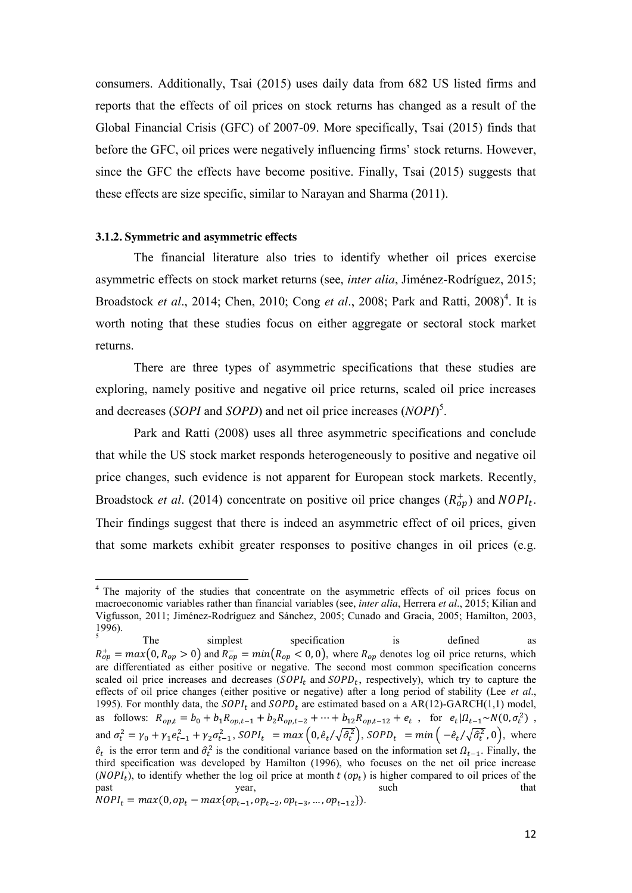consumers. Additionally, Tsai (2015) uses daily data from 682 US listed firms and reports that the effects of oil prices on stock returns has changed as a result of the Global Financial Crisis (GFC) of 2007-09. More specifically, Tsai (2015) finds that before the GFC, oil prices were negatively influencing firms' stock returns. However, since the GFC the effects have become positive. Finally, Tsai (2015) suggests that these effects are size specific, similar to Narayan and Sharma (2011).

### 3.1.2. Symmetric and asymmetric effects

The financial literature also tries to identify whether oil prices exercise asymmetric effects on stock market returns (see, *inter alia*, Jiménez-Rodríguez, 2015; Broadstock *et al*., 2014; Chen, 2010; Cong *et al*., 2008; Park and Ratti, 2008)[4]. It is worth noting that these studies focus on either aggregate or sectoral stock market returns.

There are three types of asymmetric specifications that these studies are exploring, namely positive and negative oil price returns, scaled oil price increases and decreases (*SOPI* and *SOPD*) and net oil price increases (*NOPI*)[5].

Park and Ratti (2008) uses all three asymmetric specifications and conclude that while the US stock market responds heterogeneously to positive and negative oil price changes, such evidence is not apparent for European stock markets. Recently, Broadstock *et al*. (2014) concentrate on positive oil price changes ($R_{op}^{+}$) and $NOPI_t$. Their findings suggest that there is indeed an asymmetric effect of oil prices, given that some markets exhibit greater responses to positive changes in oil prices (e.g.

---

[4] The majority of the studies that concentrate on the asymmetric effects of oil prices focus on macroeconomic variables rather than financial variables (see, *inter alia*, Herrera *et al*., 2015; Kilian and Vigfusson, 2011; Jiménez-Rodríguez and Sánchez, 2005; Cunado and Gracia, 2005; Hamilton, 2003, 1996).

[5] The simplest specification is defined as $R_{op}^{+} = max(0, R_{op} > 0)$ and $R_{op}^{-} = min(R_{op} < 0, 0)$, where $R_{op}$ denotes log oil price returns, which are differentiated as either positive or negative. The second most common specification concerns scaled oil price increases and decreases ($SOPI_t$ and $SOPD_t$, respectively), which try to capture the effects of oil price changes (either positive or negative) after a long period of stability (Lee *et al*., 1995). For monthly data, the $SOPI_t$ and $SOPD_t$ are estimated based on a AR(12)-GARCH(1,1) model, as follows: $R_{op,t} = b_0 + b_1 R_{op,t-1} + b_2 R_{op,t-2} + \cdots + b_{12} R_{op,t-12} + e_t$, for $e_t|\Omega_{t-1} \sim N(0, \sigma_t^2)$, and $\sigma_t^2 = \gamma_0 + \gamma_1 e_{t-1}^2 + \gamma_2 \sigma_{t-1}^2$, $SOPI_t = max\left(0, \hat{e}_t/\sqrt{\hat{\sigma}_t^2}\right)$, $SOPD_t = min\left(-\hat{e}_t/\sqrt{\hat{\sigma}_t^2}, 0\right)$, where $\hat{e}_t$ is the error term and $\hat{\sigma}_t^2$ is the conditional variance based on the information set $\Omega_{t-1}$. Finally, the third specification was developed by Hamilton (1996), who focuses on the net oil price increase ($NOPI_t$), to identify whether the log oil price at month $t$ ($op_t$) is higher compared to oil prices of the past year, such that $NOPI_t = max(0, op_t - max\{op_{t-1}, op_{t-2}, op_{t-3}, \ldots, op_{t-12}\})$.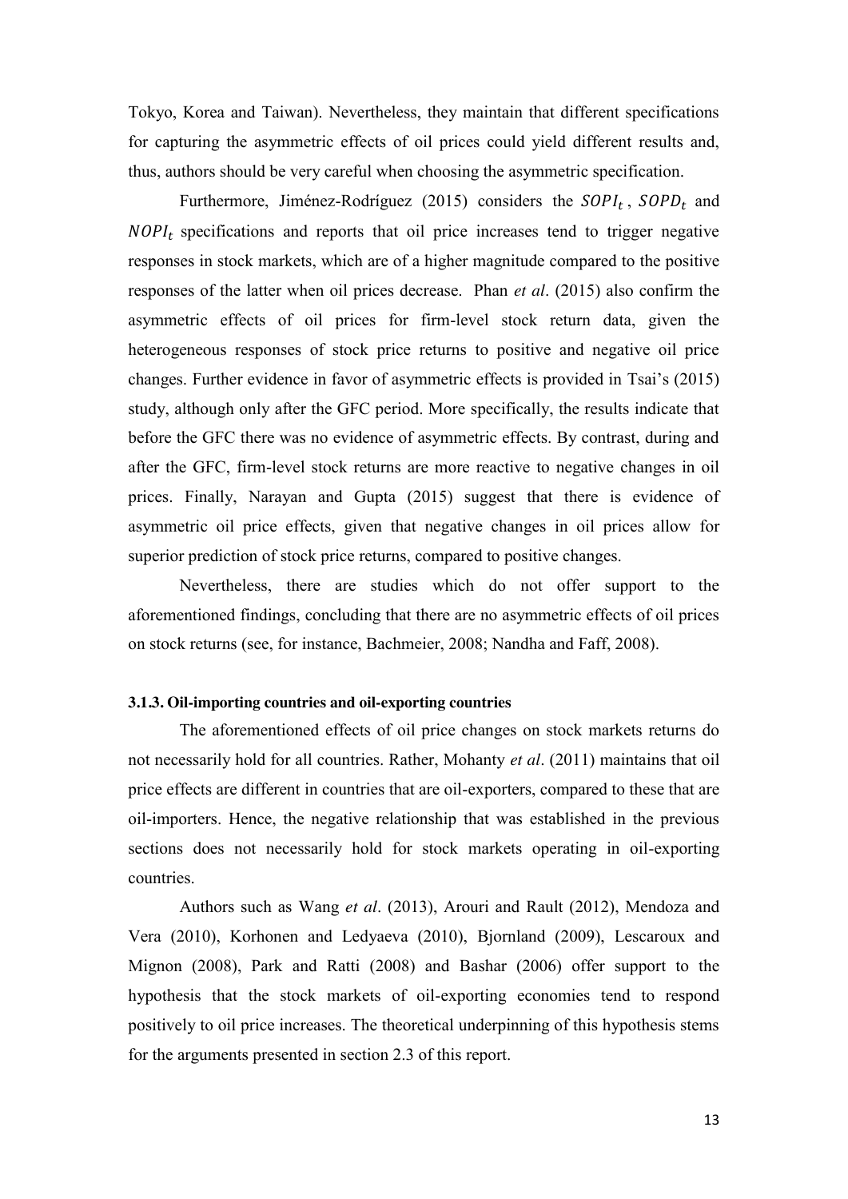Tokyo, Korea and Taiwan). Nevertheless, they maintain that different specifications for capturing the asymmetric effects of oil prices could yield different results and, thus, authors should be very careful when choosing the asymmetric specification.

Furthermore, Jiménez-Rodríguez (2015) considers the $SOPI_t$, $SOPD_t$ and $NOPI_t$ specifications and reports that oil price increases tend to trigger negative responses in stock markets, which are of a higher magnitude compared to the positive responses of the latter when oil prices decrease. Phan *et al*. (2015) also confirm the asymmetric effects of oil prices for firm-level stock return data, given the heterogeneous responses of stock price returns to positive and negative oil price changes. Further evidence in favor of asymmetric effects is provided in Tsai's (2015) study, although only after the GFC period. More specifically, the results indicate that before the GFC there was no evidence of asymmetric effects. By contrast, during and after the GFC, firm-level stock returns are more reactive to negative changes in oil prices. Finally, Narayan and Gupta (2015) suggest that there is evidence of asymmetric oil price effects, given that negative changes in oil prices allow for superior prediction of stock price returns, compared to positive changes.

Nevertheless, there are studies which do not offer support to the aforementioned findings, concluding that there are no asymmetric effects of oil prices on stock returns (see, for instance, Bachmeier, 2008; Nandha and Faff, 2008).

### 3.1.3. Oil-importing countries and oil-exporting countries

The aforementioned effects of oil price changes on stock markets returns do not necessarily hold for all countries. Rather, Mohanty *et al*. (2011) maintains that oil price effects are different in countries that are oil-exporters, compared to these that are oil-importers. Hence, the negative relationship that was established in the previous sections does not necessarily hold for stock markets operating in oil-exporting countries.

Authors such as Wang *et al*. (2013), Arouri and Rault (2012), Mendoza and Vera (2010), Korhonen and Ledyaeva (2010), Bjornland (2009), Lescaroux and Mignon (2008), Park and Ratti (2008) and Bashar (2006) offer support to the hypothesis that the stock markets of oil-exporting economies tend to respond positively to oil price increases. The theoretical underpinning of this hypothesis stems for the arguments presented in section 2.3 of this report.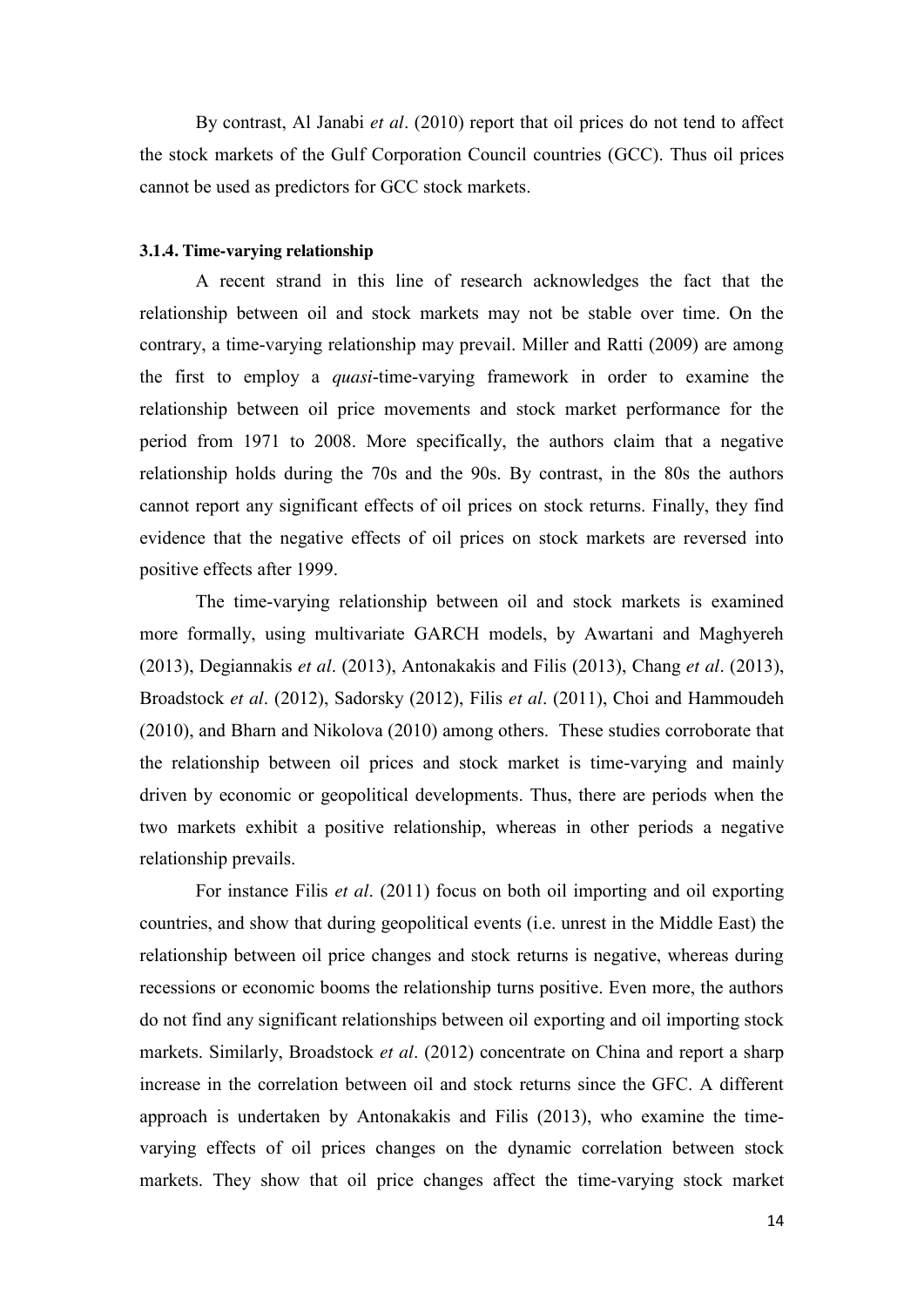By contrast, Al Janabi *et al*. (2010) report that oil prices do not tend to affect the stock markets of the Gulf Corporation Council countries (GCC). Thus oil prices cannot be used as predictors for GCC stock markets.

#### 3.1.4. Time-varying relationship

A recent strand in this line of research acknowledges the fact that the relationship between oil and stock markets may not be stable over time. On the contrary, a time-varying relationship may prevail. Miller and Ratti (2009) are among the first to employ a *quasi*-time-varying framework in order to examine the relationship between oil price movements and stock market performance for the period from 1971 to 2008. More specifically, the authors claim that a negative relationship holds during the 70s and the 90s. By contrast, in the 80s the authors cannot report any significant effects of oil prices on stock returns. Finally, they find evidence that the negative effects of oil prices on stock markets are reversed into positive effects after 1999.

The time-varying relationship between oil and stock markets is examined more formally, using multivariate GARCH models, by Awartani and Maghyereh (2013), Degiannakis *et al*. (2013), Antonakakis and Filis (2013), Chang *et al*. (2013), Broadstock *et al*. (2012), Sadorsky (2012), Filis *et al*. (2011), Choi and Hammoudeh (2010), and Bharn and Nikolova (2010) among others. These studies corroborate that the relationship between oil prices and stock market is time-varying and mainly driven by economic or geopolitical developments. Thus, there are periods when the two markets exhibit a positive relationship, whereas in other periods a negative relationship prevails.

For instance Filis *et al*. (2011) focus on both oil importing and oil exporting countries, and show that during geopolitical events (i.e. unrest in the Middle East) the relationship between oil price changes and stock returns is negative, whereas during recessions or economic booms the relationship turns positive. Even more, the authors do not find any significant relationships between oil exporting and oil importing stock markets. Similarly, Broadstock *et al*. (2012) concentrate on China and report a sharp increase in the correlation between oil and stock returns since the GFC. A different approach is undertaken by Antonakakis and Filis (2013), who examine the time-varying effects of oil prices changes on the dynamic correlation between stock markets. They show that oil price changes affect the time-varying stock market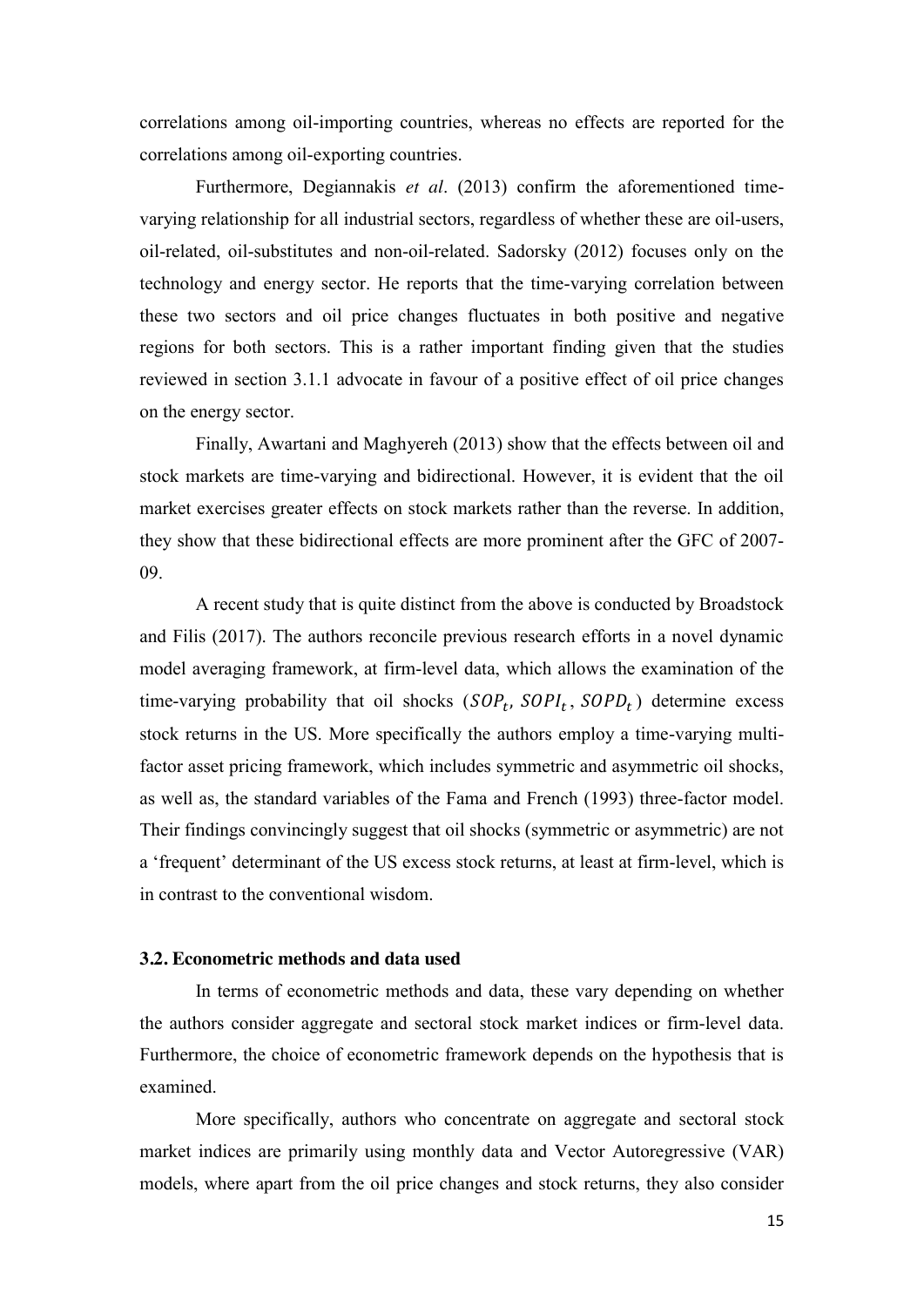correlations among oil-importing countries, whereas no effects are reported for the correlations among oil-exporting countries.

Furthermore, Degiannakis *et al*. (2013) confirm the aforementioned time-varying relationship for all industrial sectors, regardless of whether these are oil-users, oil-related, oil-substitutes and non-oil-related. Sadorsky (2012) focuses only on the technology and energy sector. He reports that the time-varying correlation between these two sectors and oil price changes fluctuates in both positive and negative regions for both sectors. This is a rather important finding given that the studies reviewed in section 3.1.1 advocate in favour of a positive effect of oil price changes on the energy sector.

Finally, Awartani and Maghyereh (2013) show that the effects between oil and stock markets are time-varying and bidirectional. However, it is evident that the oil market exercises greater effects on stock markets rather than the reverse. In addition, they show that these bidirectional effects are more prominent after the GFC of 2007-09.

A recent study that is quite distinct from the above is conducted by Broadstock and Filis (2017). The authors reconcile previous research efforts in a novel dynamic model averaging framework, at firm-level data, which allows the examination of the time-varying probability that oil shocks ($SOP_t$, $SOPI_t$, $SOPD_t$) determine excess stock returns in the US. More specifically the authors employ a time-varying multi-factor asset pricing framework, which includes symmetric and asymmetric oil shocks, as well as, the standard variables of the Fama and French (1993) three-factor model. Their findings convincingly suggest that oil shocks (symmetric or asymmetric) are not a 'frequent' determinant of the US excess stock returns, at least at firm-level, which is in contrast to the conventional wisdom.

### 3.2. Econometric methods and data used

In terms of econometric methods and data, these vary depending on whether the authors consider aggregate and sectoral stock market indices or firm-level data. Furthermore, the choice of econometric framework depends on the hypothesis that is examined.

More specifically, authors who concentrate on aggregate and sectoral stock market indices are primarily using monthly data and Vector Autoregressive (VAR) models, where apart from the oil price changes and stock returns, they also consider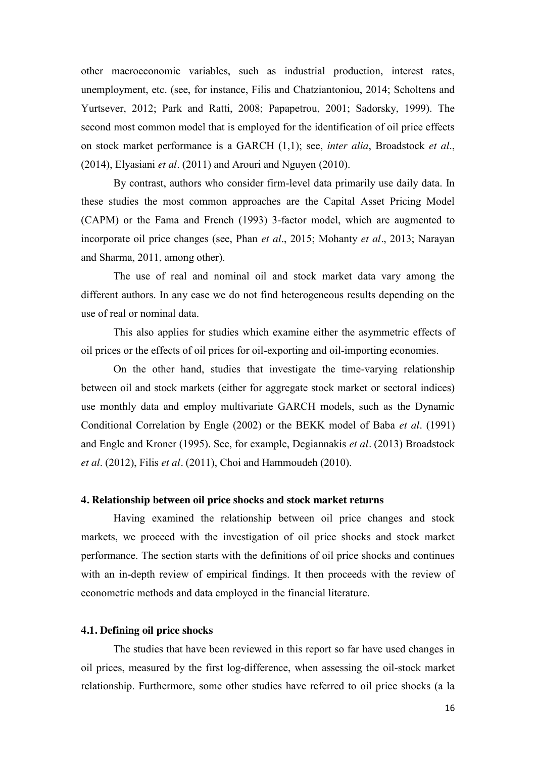other macroeconomic variables, such as industrial production, interest rates, unemployment, etc. (see, for instance, Filis and Chatziantoniou, 2014; Scholtens and Yurtsever, 2012; Park and Ratti, 2008; Papapetrou, 2001; Sadorsky, 1999). The second most common model that is employed for the identification of oil price effects on stock market performance is a GARCH (1,1); see, *inter alia*, Broadstock *et al*., (2014), Elyasiani *et al*. (2011) and Arouri and Nguyen (2010).

By contrast, authors who consider firm-level data primarily use daily data. In these studies the most common approaches are the Capital Asset Pricing Model (CAPM) or the Fama and French (1993) 3-factor model, which are augmented to incorporate oil price changes (see, Phan *et al*., 2015; Mohanty *et al*., 2013; Narayan and Sharma, 2011, among other).

The use of real and nominal oil and stock market data vary among the different authors. In any case we do not find heterogeneous results depending on the use of real or nominal data.

This also applies for studies which examine either the asymmetric effects of oil prices or the effects of oil prices for oil-exporting and oil-importing economies.

On the other hand, studies that investigate the time-varying relationship between oil and stock markets (either for aggregate stock market or sectoral indices) use monthly data and employ multivariate GARCH models, such as the Dynamic Conditional Correlation by Engle (2002) or the BEKK model of Baba *et al*. (1991) and Engle and Kroner (1995). See, for example, Degiannakis *et al*. (2013) Broadstock *et al*. (2012), Filis *et al*. (2011), Choi and Hammoudeh (2010).

## 4. Relationship between oil price shocks and stock market returns

Having examined the relationship between oil price changes and stock markets, we proceed with the investigation of oil price shocks and stock market performance. The section starts with the definitions of oil price shocks and continues with an in-depth review of empirical findings. It then proceeds with the review of econometric methods and data employed in the financial literature.

### 4.1. Defining oil price shocks

The studies that have been reviewed in this report so far have used changes in oil prices, measured by the first log-difference, when assessing the oil-stock market relationship. Furthermore, some other studies have referred to oil price shocks (a la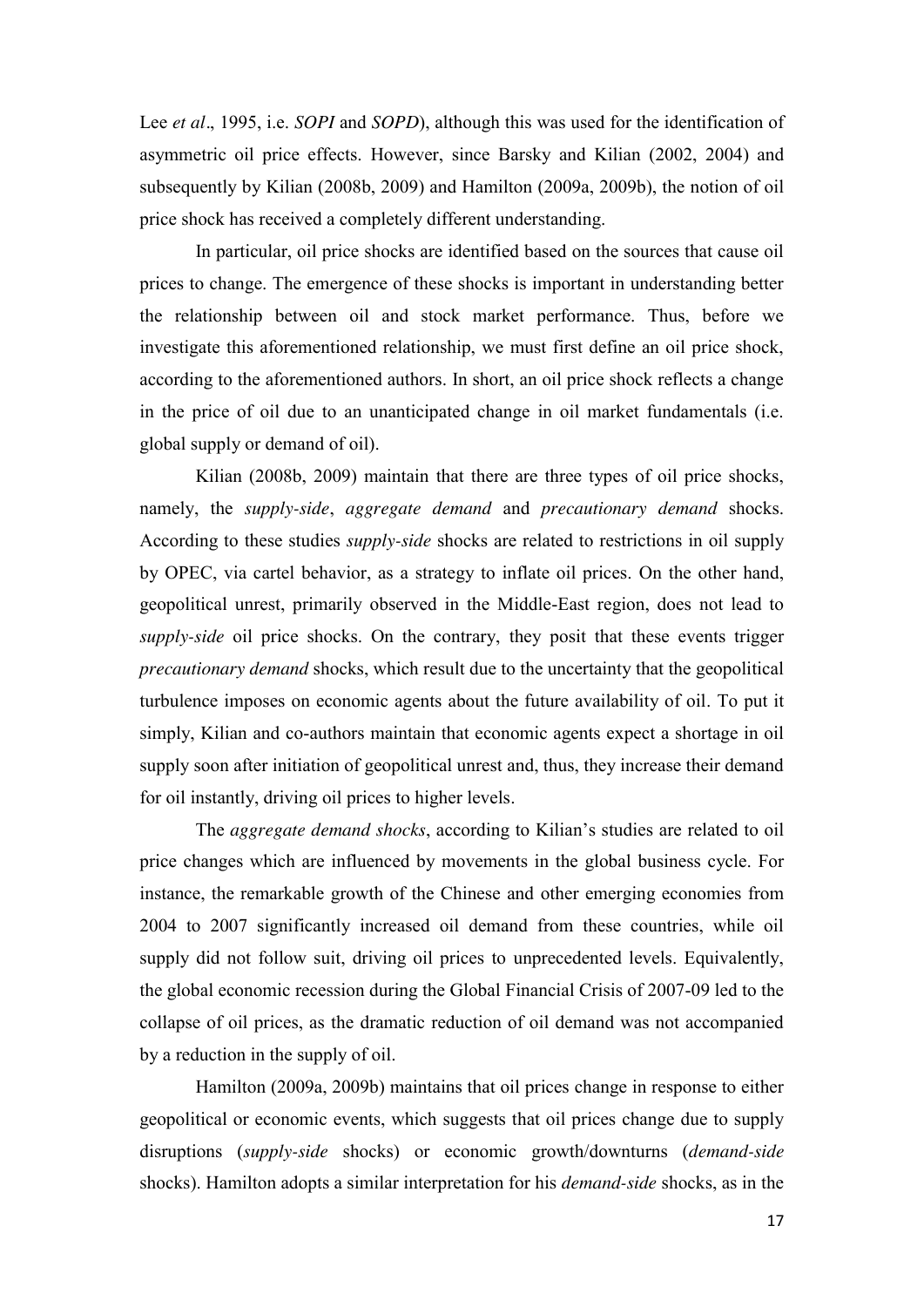Lee *et al*., 1995, i.e. *SOPI* and *SOPD*), although this was used for the identification of asymmetric oil price effects. However, since Barsky and Kilian (2002, 2004) and subsequently by Kilian (2008b, 2009) and Hamilton (2009a, 2009b), the notion of oil price shock has received a completely different understanding.

In particular, oil price shocks are identified based on the sources that cause oil prices to change. The emergence of these shocks is important in understanding better the relationship between oil and stock market performance. Thus, before we investigate this aforementioned relationship, we must first define an oil price shock, according to the aforementioned authors. In short, an oil price shock reflects a change in the price of oil due to an unanticipated change in oil market fundamentals (i.e. global supply or demand of oil).

Kilian (2008b, 2009) maintain that there are three types of oil price shocks, namely, the *supply-side*, *aggregate demand* and *precautionary demand* shocks. According to these studies *supply-side* shocks are related to restrictions in oil supply by OPEC, via cartel behavior, as a strategy to inflate oil prices. On the other hand, geopolitical unrest, primarily observed in the Middle-East region, does not lead to *supply-side* oil price shocks. On the contrary, they posit that these events trigger *precautionary demand* shocks, which result due to the uncertainty that the geopolitical turbulence imposes on economic agents about the future availability of oil. To put it simply, Kilian and co-authors maintain that economic agents expect a shortage in oil supply soon after initiation of geopolitical unrest and, thus, they increase their demand for oil instantly, driving oil prices to higher levels.

The *aggregate demand shocks*, according to Kilian's studies are related to oil price changes which are influenced by movements in the global business cycle. For instance, the remarkable growth of the Chinese and other emerging economies from 2004 to 2007 significantly increased oil demand from these countries, while oil supply did not follow suit, driving oil prices to unprecedented levels. Equivalently, the global economic recession during the Global Financial Crisis of 2007-09 led to the collapse of oil prices, as the dramatic reduction of oil demand was not accompanied by a reduction in the supply of oil.

Hamilton (2009a, 2009b) maintains that oil prices change in response to either geopolitical or economic events, which suggests that oil prices change due to supply disruptions (*supply-side* shocks) or economic growth/downturns (*demand-side* shocks). Hamilton adopts a similar interpretation for his *demand-side* shocks, as in the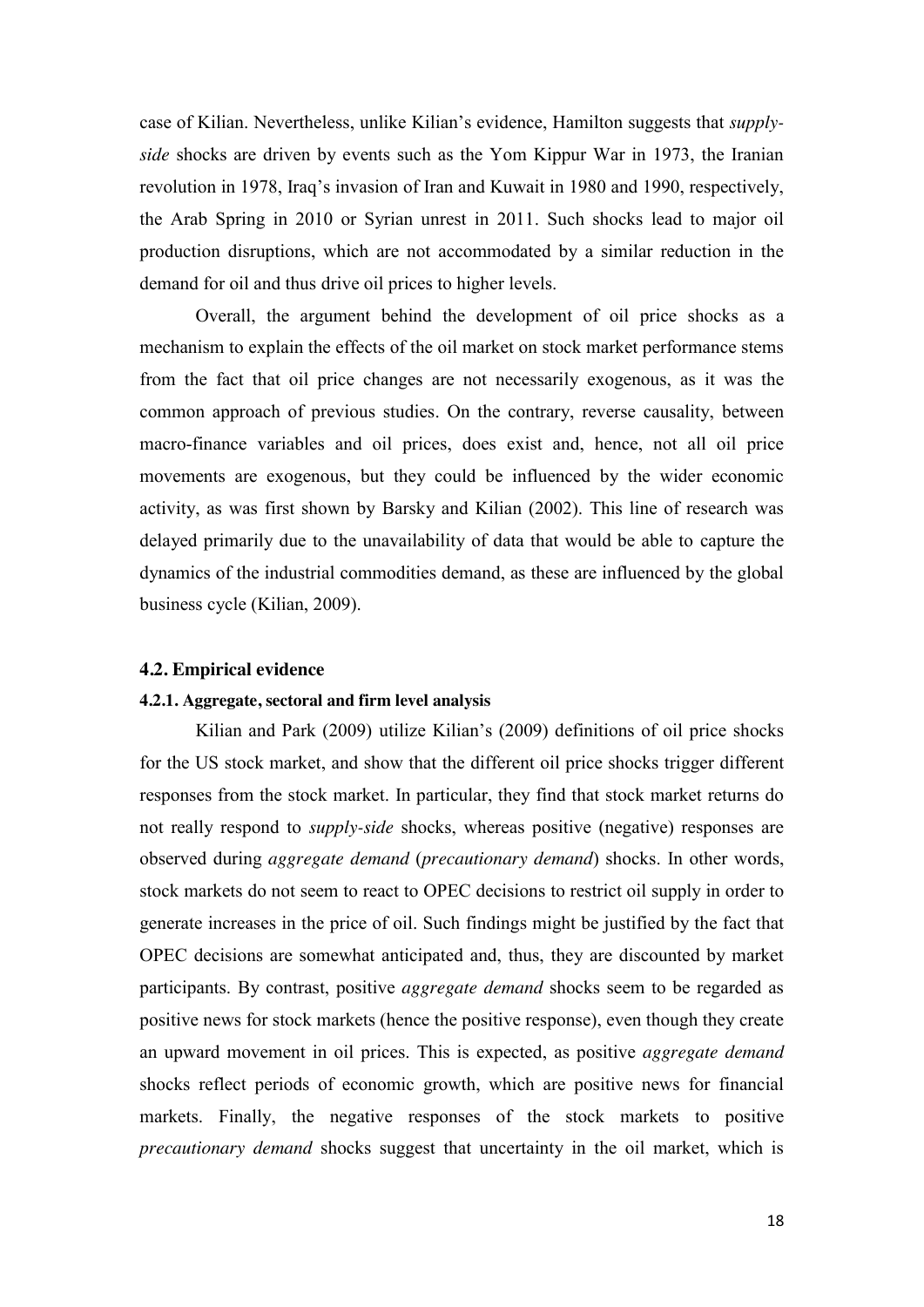case of Kilian. Nevertheless, unlike Kilian's evidence, Hamilton suggests that *supply-side* shocks are driven by events such as the Yom Kippur War in 1973, the Iranian revolution in 1978, Iraq's invasion of Iran and Kuwait in 1980 and 1990, respectively, the Arab Spring in 2010 or Syrian unrest in 2011. Such shocks lead to major oil production disruptions, which are not accommodated by a similar reduction in the demand for oil and thus drive oil prices to higher levels.

Overall, the argument behind the development of oil price shocks as a mechanism to explain the effects of the oil market on stock market performance stems from the fact that oil price changes are not necessarily exogenous, as it was the common approach of previous studies. On the contrary, reverse causality, between macro-finance variables and oil prices, does exist and, hence, not all oil price movements are exogenous, but they could be influenced by the wider economic activity, as was first shown by Barsky and Kilian (2002). This line of research was delayed primarily due to the unavailability of data that would be able to capture the dynamics of the industrial commodities demand, as these are influenced by the global business cycle (Kilian, 2009).

## 4.2. Empirical evidence

### 4.2.1. Aggregate, sectoral and firm level analysis

Kilian and Park (2009) utilize Kilian's (2009) definitions of oil price shocks for the US stock market, and show that the different oil price shocks trigger different responses from the stock market. In particular, they find that stock market returns do not really respond to *supply-side* shocks, whereas positive (negative) responses are observed during *aggregate demand* (*precautionary demand*) shocks. In other words, stock markets do not seem to react to OPEC decisions to restrict oil supply in order to generate increases in the price of oil. Such findings might be justified by the fact that OPEC decisions are somewhat anticipated and, thus, they are discounted by market participants. By contrast, positive *aggregate demand* shocks seem to be regarded as positive news for stock markets (hence the positive response), even though they create an upward movement in oil prices. This is expected, as positive *aggregate demand* shocks reflect periods of economic growth, which are positive news for financial markets. Finally, the negative responses of the stock markets to positive *precautionary demand* shocks suggest that uncertainty in the oil market, which is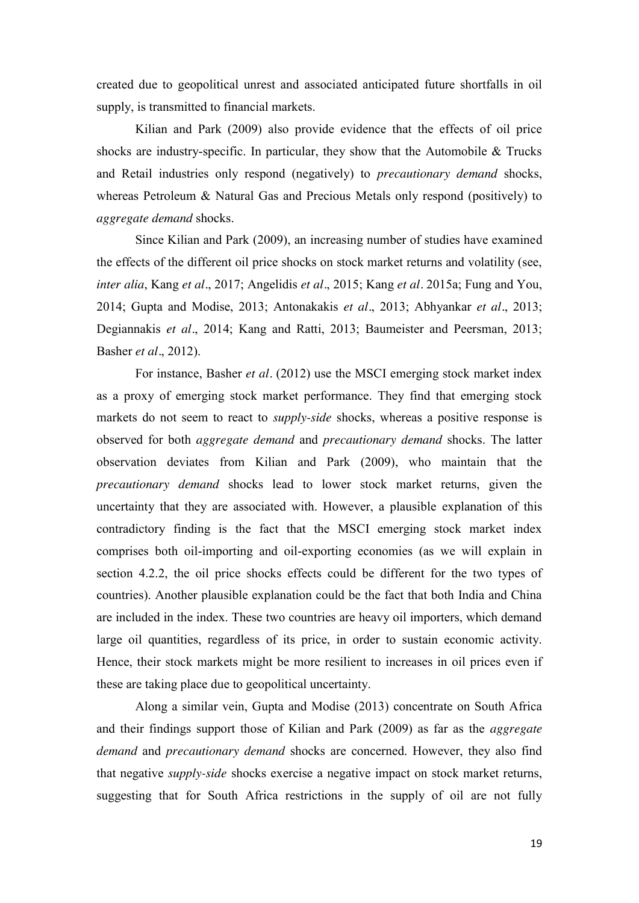created due to geopolitical unrest and associated anticipated future shortfalls in oil supply, is transmitted to financial markets.

Kilian and Park (2009) also provide evidence that the effects of oil price shocks are industry-specific. In particular, they show that the Automobile & Trucks and Retail industries only respond (negatively) to *precautionary demand* shocks, whereas Petroleum & Natural Gas and Precious Metals only respond (positively) to *aggregate demand* shocks.

Since Kilian and Park (2009), an increasing number of studies have examined the effects of the different oil price shocks on stock market returns and volatility (see, *inter alia*, Kang *et al*., 2017; Angelidis *et al*., 2015; Kang *et al*. 2015a; Fung and You, 2014; Gupta and Modise, 2013; Antonakakis *et al*., 2013; Abhyankar *et al*., 2013; Degiannakis *et al*., 2014; Kang and Ratti, 2013; Baumeister and Peersman, 2013; Basher *et al*., 2012).

For instance, Basher *et al*. (2012) use the MSCI emerging stock market index as a proxy of emerging stock market performance. They find that emerging stock markets do not seem to react to *supply-side* shocks, whereas a positive response is observed for both *aggregate demand* and *precautionary demand* shocks. The latter observation deviates from Kilian and Park (2009), who maintain that the *precautionary demand* shocks lead to lower stock market returns, given the uncertainty that they are associated with. However, a plausible explanation of this contradictory finding is the fact that the MSCI emerging stock market index comprises both oil-importing and oil-exporting economies (as we will explain in section 4.2.2, the oil price shocks effects could be different for the two types of countries). Another plausible explanation could be the fact that both India and China are included in the index. These two countries are heavy oil importers, which demand large oil quantities, regardless of its price, in order to sustain economic activity. Hence, their stock markets might be more resilient to increases in oil prices even if these are taking place due to geopolitical uncertainty.

Along a similar vein, Gupta and Modise (2013) concentrate on South Africa and their findings support those of Kilian and Park (2009) as far as the *aggregate demand* and *precautionary demand* shocks are concerned. However, they also find that negative *supply-side* shocks exercise a negative impact on stock market returns, suggesting that for South Africa restrictions in the supply of oil are not fully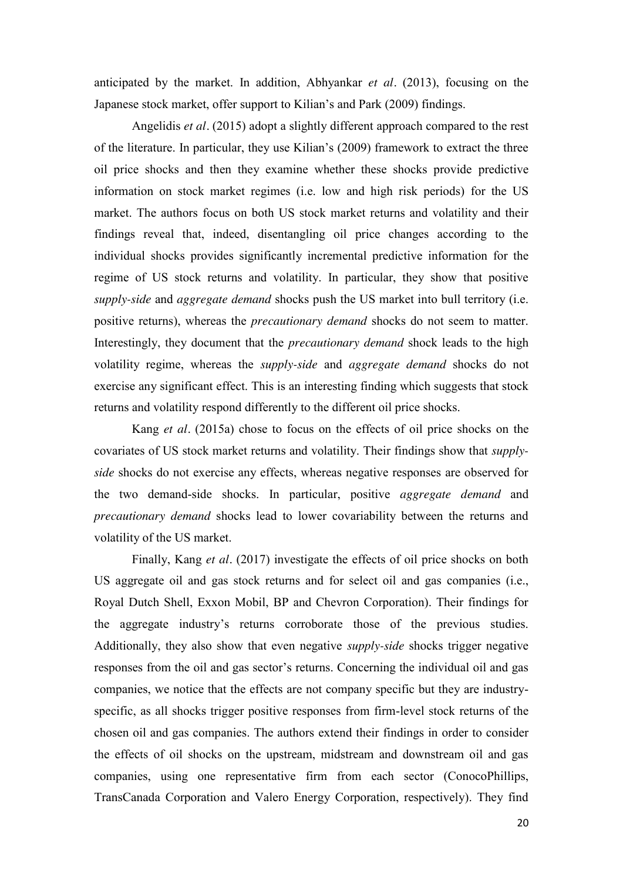anticipated by the market. In addition, Abhyankar *et al*. (2013), focusing on the Japanese stock market, offer support to Kilian's and Park (2009) findings.

Angelidis *et al*. (2015) adopt a slightly different approach compared to the rest of the literature. In particular, they use Kilian's (2009) framework to extract the three oil price shocks and then they examine whether these shocks provide predictive information on stock market regimes (i.e. low and high risk periods) for the US market. The authors focus on both US stock market returns and volatility and their findings reveal that, indeed, disentangling oil price changes according to the individual shocks provides significantly incremental predictive information for the regime of US stock returns and volatility. In particular, they show that positive *supply-side* and *aggregate demand* shocks push the US market into bull territory (i.e. positive returns), whereas the *precautionary demand* shocks do not seem to matter. Interestingly, they document that the *precautionary demand* shock leads to the high volatility regime, whereas the *supply-side* and *aggregate demand* shocks do not exercise any significant effect. This is an interesting finding which suggests that stock returns and volatility respond differently to the different oil price shocks.

Kang *et al*. (2015a) chose to focus on the effects of oil price shocks on the covariates of US stock market returns and volatility. Their findings show that *supply-side* shocks do not exercise any effects, whereas negative responses are observed for the two demand-side shocks. In particular, positive *aggregate demand* and *precautionary demand* shocks lead to lower covariability between the returns and volatility of the US market.

Finally, Kang *et al*. (2017) investigate the effects of oil price shocks on both US aggregate oil and gas stock returns and for select oil and gas companies (i.e., Royal Dutch Shell, Exxon Mobil, BP and Chevron Corporation). Their findings for the aggregate industry's returns corroborate those of the previous studies. Additionally, they also show that even negative *supply-side* shocks trigger negative responses from the oil and gas sector's returns. Concerning the individual oil and gas companies, we notice that the effects are not company specific but they are industry-specific, as all shocks trigger positive responses from firm-level stock returns of the chosen oil and gas companies. The authors extend their findings in order to consider the effects of oil shocks on the upstream, midstream and downstream oil and gas companies, using one representative firm from each sector (ConocoPhillips, TransCanada Corporation and Valero Energy Corporation, respectively). They find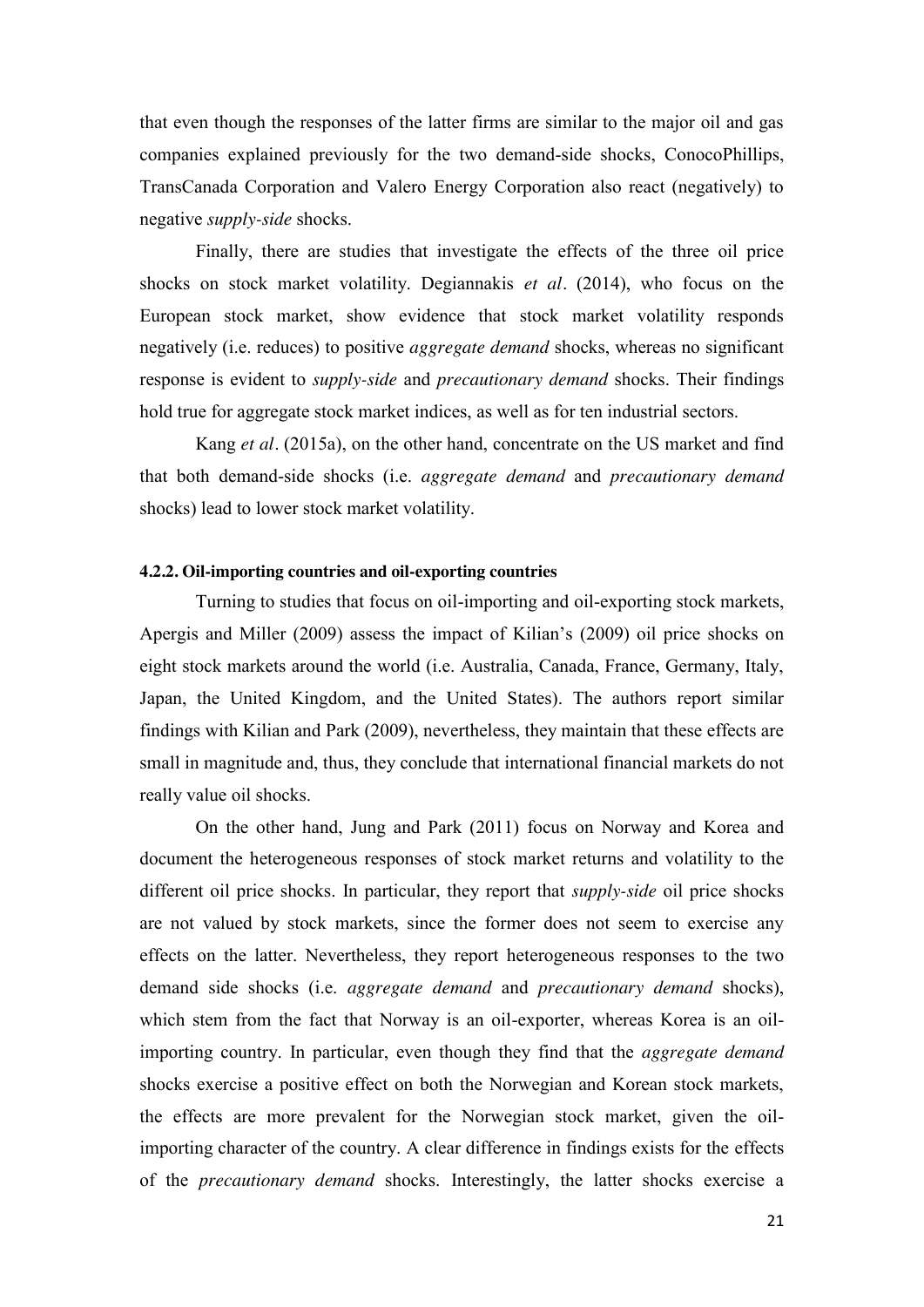that even though the responses of the latter firms are similar to the major oil and gas companies explained previously for the two demand-side shocks, ConocoPhillips, TransCanada Corporation and Valero Energy Corporation also react (negatively) to negative *supply-side* shocks.

Finally, there are studies that investigate the effects of the three oil price shocks on stock market volatility. Degiannakis *et al*. (2014), who focus on the European stock market, show evidence that stock market volatility responds negatively (i.e. reduces) to positive *aggregate demand* shocks, whereas no significant response is evident to *supply-side* and *precautionary demand* shocks. Their findings hold true for aggregate stock market indices, as well as for ten industrial sectors.

Kang *et al*. (2015a), on the other hand, concentrate on the US market and find that both demand-side shocks (i.e. *aggregate demand* and *precautionary demand* shocks) lead to lower stock market volatility.

#### 4.2.2. Oil-importing countries and oil-exporting countries

Turning to studies that focus on oil-importing and oil-exporting stock markets, Apergis and Miller (2009) assess the impact of Kilian's (2009) oil price shocks on eight stock markets around the world (i.e. Australia, Canada, France, Germany, Italy, Japan, the United Kingdom, and the United States). The authors report similar findings with Kilian and Park (2009), nevertheless, they maintain that these effects are small in magnitude and, thus, they conclude that international financial markets do not really value oil shocks.

On the other hand, Jung and Park (2011) focus on Norway and Korea and document the heterogeneous responses of stock market returns and volatility to the different oil price shocks. In particular, they report that *supply-side* oil price shocks are not valued by stock markets, since the former does not seem to exercise any effects on the latter. Nevertheless, they report heterogeneous responses to the two demand side shocks (i.e. *aggregate demand* and *precautionary demand* shocks), which stem from the fact that Norway is an oil-exporter, whereas Korea is an oil-importing country. In particular, even though they find that the *aggregate demand* shocks exercise a positive effect on both the Norwegian and Korean stock markets, the effects are more prevalent for the Norwegian stock market, given the oil-importing character of the country. A clear difference in findings exists for the effects of the *precautionary demand* shocks. Interestingly, the latter shocks exercise a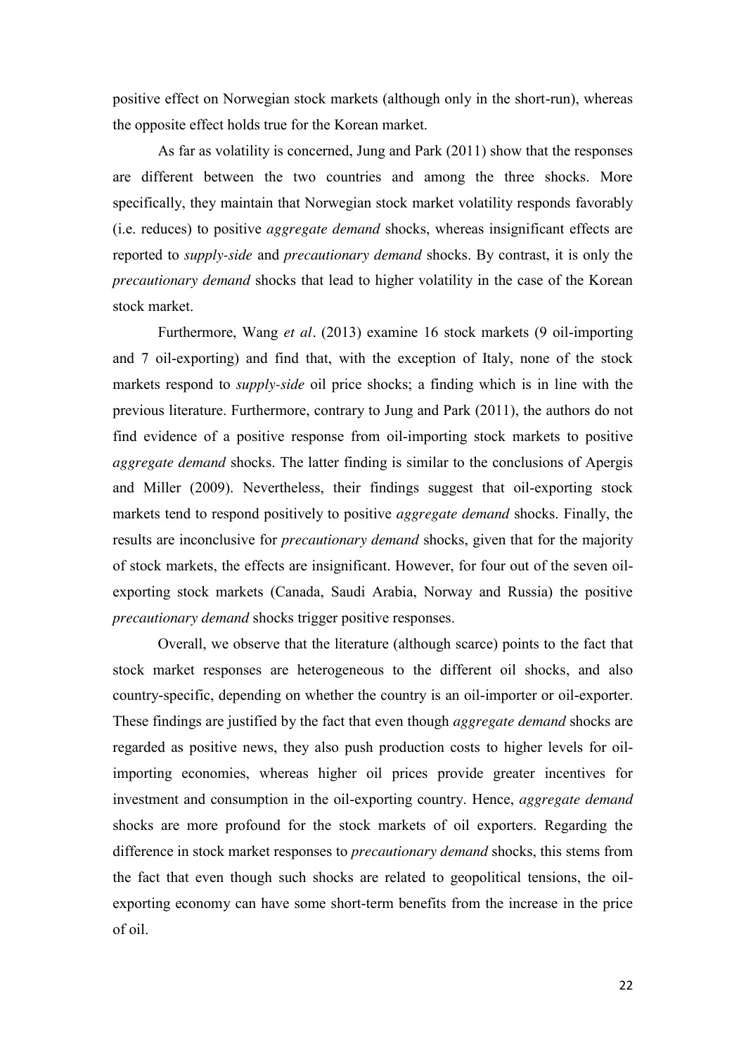positive effect on Norwegian stock markets (although only in the short-run), whereas the opposite effect holds true for the Korean market.

As far as volatility is concerned, Jung and Park (2011) show that the responses are different between the two countries and among the three shocks. More specifically, they maintain that Norwegian stock market volatility responds favorably (i.e. reduces) to positive *aggregate demand* shocks, whereas insignificant effects are reported to *supply-side* and *precautionary demand* shocks. By contrast, it is only the *precautionary demand* shocks that lead to higher volatility in the case of the Korean stock market.

Furthermore, Wang *et al*. (2013) examine 16 stock markets (9 oil-importing and 7 oil-exporting) and find that, with the exception of Italy, none of the stock markets respond to *supply-side* oil price shocks; a finding which is in line with the previous literature. Furthermore, contrary to Jung and Park (2011), the authors do not find evidence of a positive response from oil-importing stock markets to positive *aggregate demand* shocks. The latter finding is similar to the conclusions of Apergis and Miller (2009). Nevertheless, their findings suggest that oil-exporting stock markets tend to respond positively to positive *aggregate demand* shocks. Finally, the results are inconclusive for *precautionary demand* shocks, given that for the majority of stock markets, the effects are insignificant. However, for four out of the seven oil-exporting stock markets (Canada, Saudi Arabia, Norway and Russia) the positive *precautionary demand* shocks trigger positive responses.

Overall, we observe that the literature (although scarce) points to the fact that stock market responses are heterogeneous to the different oil shocks, and also country-specific, depending on whether the country is an oil-importer or oil-exporter. These findings are justified by the fact that even though *aggregate demand* shocks are regarded as positive news, they also push production costs to higher levels for oil-importing economies, whereas higher oil prices provide greater incentives for investment and consumption in the oil-exporting country. Hence, *aggregate demand* shocks are more profound for the stock markets of oil exporters. Regarding the difference in stock market responses to *precautionary demand* shocks, this stems from the fact that even though such shocks are related to geopolitical tensions, the oil-exporting economy can have some short-term benefits from the increase in the price of oil.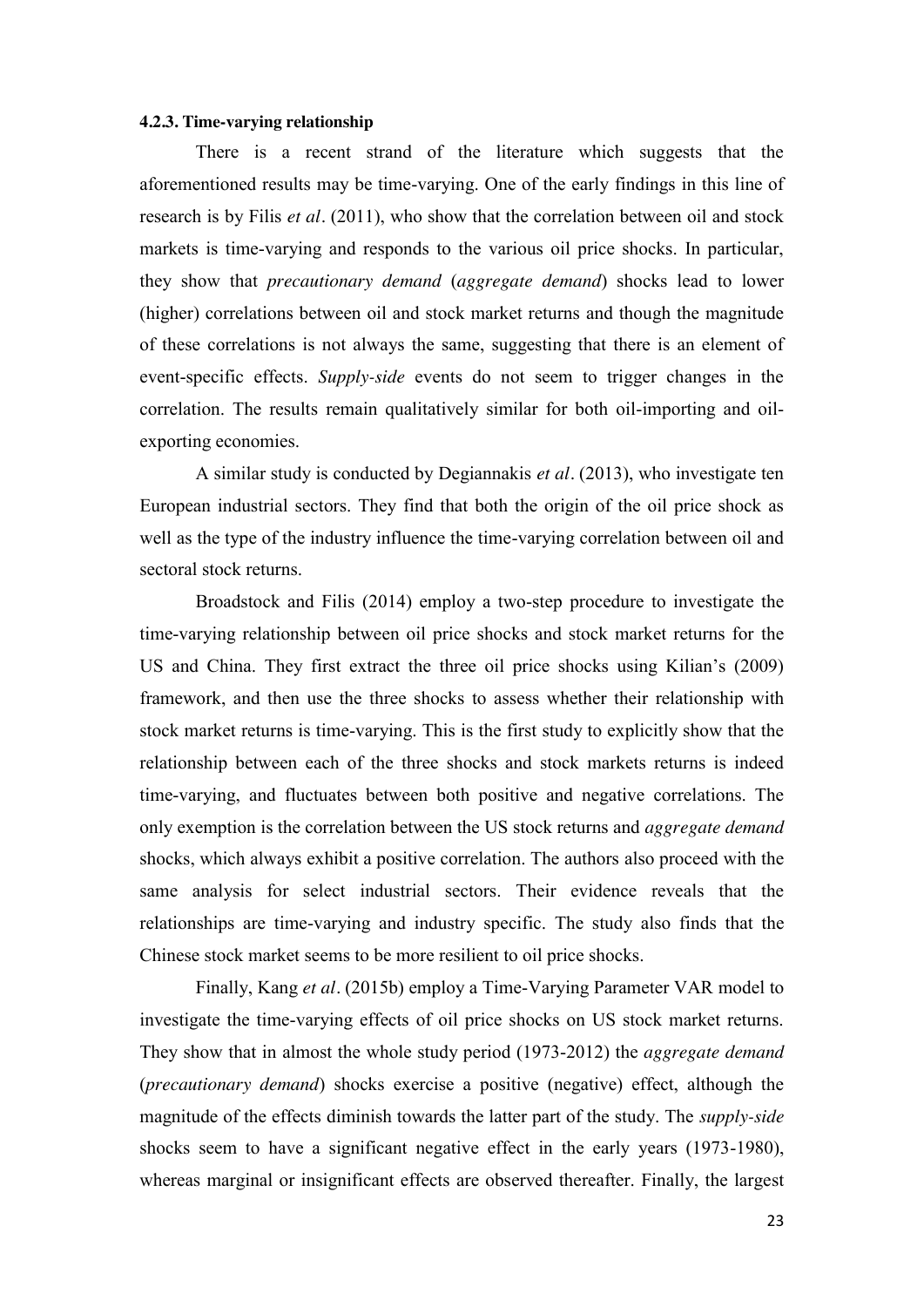#### 4.2.3. Time-varying relationship

There is a recent strand of the literature which suggests that the aforementioned results may be time-varying. One of the early findings in this line of research is by Filis *et al*. (2011), who show that the correlation between oil and stock markets is time-varying and responds to the various oil price shocks. In particular, they show that *precautionary demand* (*aggregate demand*) shocks lead to lower (higher) correlations between oil and stock market returns and though the magnitude of these correlations is not always the same, suggesting that there is an element of event-specific effects. *Supply-side* events do not seem to trigger changes in the correlation. The results remain qualitatively similar for both oil-importing and oil-exporting economies.

A similar study is conducted by Degiannakis *et al*. (2013), who investigate ten European industrial sectors. They find that both the origin of the oil price shock as well as the type of the industry influence the time-varying correlation between oil and sectoral stock returns.

Broadstock and Filis (2014) employ a two-step procedure to investigate the time-varying relationship between oil price shocks and stock market returns for the US and China. They first extract the three oil price shocks using Kilian's (2009) framework, and then use the three shocks to assess whether their relationship with stock market returns is time-varying. This is the first study to explicitly show that the relationship between each of the three shocks and stock markets returns is indeed time-varying, and fluctuates between both positive and negative correlations. The only exemption is the correlation between the US stock returns and *aggregate demand* shocks, which always exhibit a positive correlation. The authors also proceed with the same analysis for select industrial sectors. Their evidence reveals that the relationships are time-varying and industry specific. The study also finds that the Chinese stock market seems to be more resilient to oil price shocks.

Finally, Kang *et al*. (2015b) employ a Time-Varying Parameter VAR model to investigate the time-varying effects of oil price shocks on US stock market returns. They show that in almost the whole study period (1973-2012) the *aggregate demand* (*precautionary demand*) shocks exercise a positive (negative) effect, although the magnitude of the effects diminish towards the latter part of the study. The *supply-side* shocks seem to have a significant negative effect in the early years (1973-1980), whereas marginal or insignificant effects are observed thereafter. Finally, the largest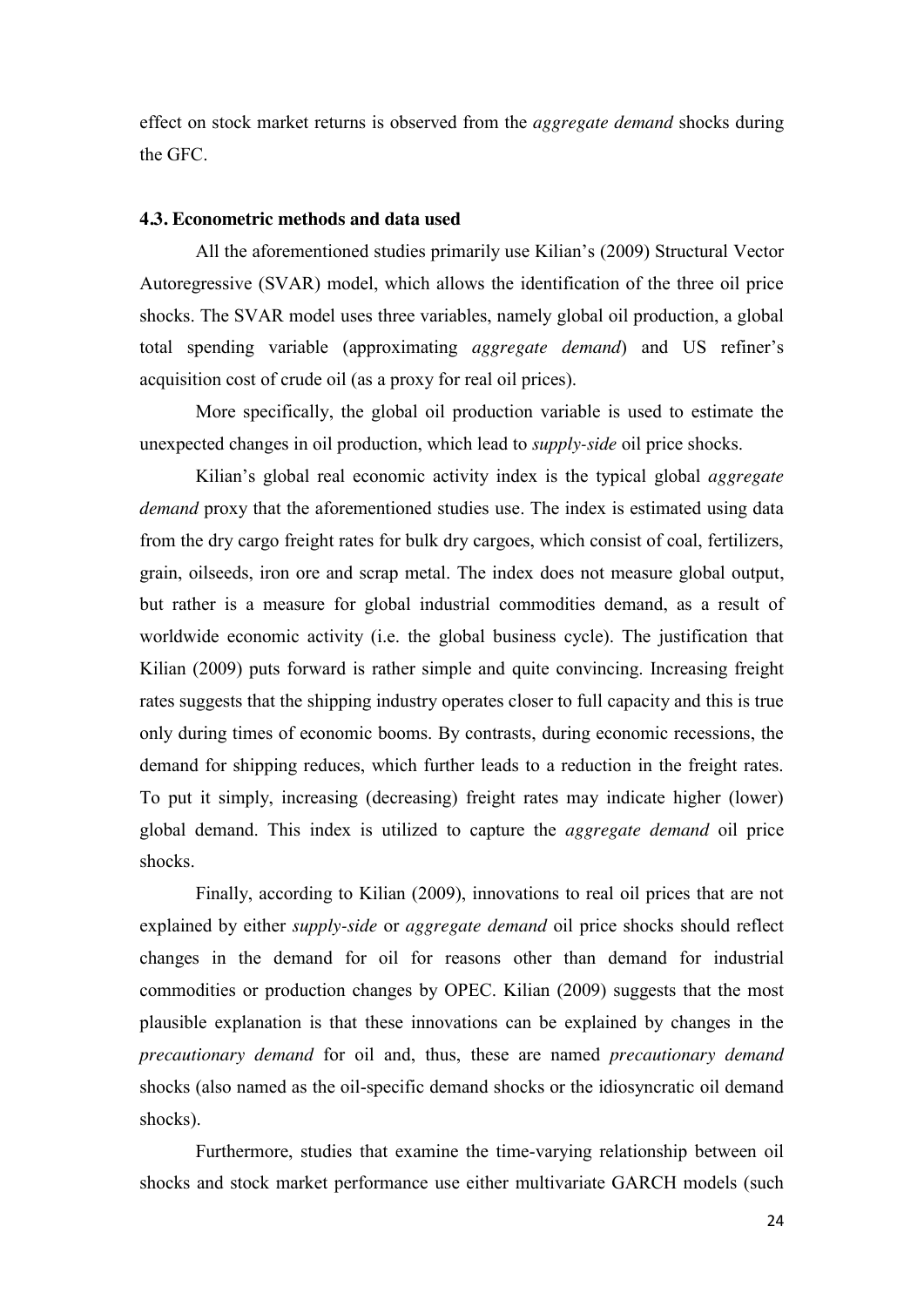effect on stock market returns is observed from the *aggregate demand* shocks during the GFC.

### 4.3. Econometric methods and data used

All the aforementioned studies primarily use Kilian's (2009) Structural Vector Autoregressive (SVAR) model, which allows the identification of the three oil price shocks. The SVAR model uses three variables, namely global oil production, a global total spending variable (approximating *aggregate demand*) and US refiner's acquisition cost of crude oil (as a proxy for real oil prices).

More specifically, the global oil production variable is used to estimate the unexpected changes in oil production, which lead to *supply-side* oil price shocks.

Kilian's global real economic activity index is the typical global *aggregate demand* proxy that the aforementioned studies use. The index is estimated using data from the dry cargo freight rates for bulk dry cargoes, which consist of coal, fertilizers, grain, oilseeds, iron ore and scrap metal. The index does not measure global output, but rather is a measure for global industrial commodities demand, as a result of worldwide economic activity (i.e. the global business cycle). The justification that Kilian (2009) puts forward is rather simple and quite convincing. Increasing freight rates suggests that the shipping industry operates closer to full capacity and this is true only during times of economic booms. By contrasts, during economic recessions, the demand for shipping reduces, which further leads to a reduction in the freight rates. To put it simply, increasing (decreasing) freight rates may indicate higher (lower) global demand. This index is utilized to capture the *aggregate demand* oil price shocks.

Finally, according to Kilian (2009), innovations to real oil prices that are not explained by either *supply-side* or *aggregate demand* oil price shocks should reflect changes in the demand for oil for reasons other than demand for industrial commodities or production changes by OPEC. Kilian (2009) suggests that the most plausible explanation is that these innovations can be explained by changes in the *precautionary demand* for oil and, thus, these are named *precautionary demand* shocks (also named as the oil-specific demand shocks or the idiosyncratic oil demand shocks).

Furthermore, studies that examine the time-varying relationship between oil shocks and stock market performance use either multivariate GARCH models (such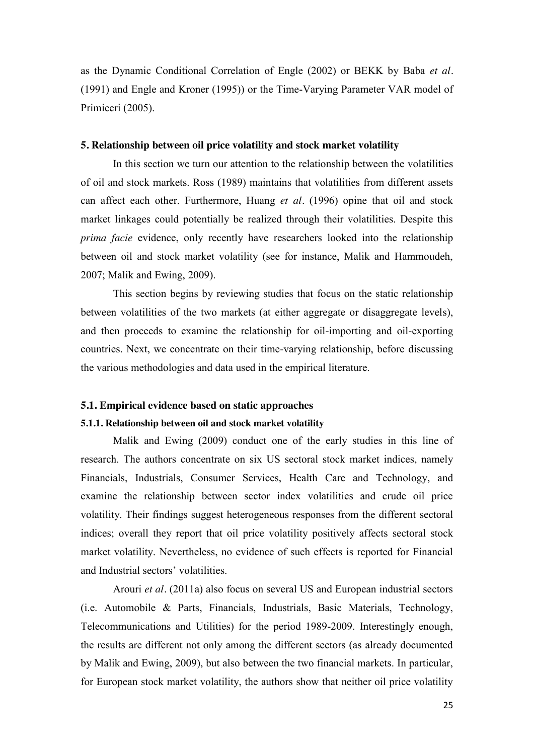as the Dynamic Conditional Correlation of Engle (2002) or BEKK by Baba *et al*. (1991) and Engle and Kroner (1995)) or the Time-Varying Parameter VAR model of Primiceri (2005).

## 5. Relationship between oil price volatility and stock market volatility

In this section we turn our attention to the relationship between the volatilities of oil and stock markets. Ross (1989) maintains that volatilities from different assets can affect each other. Furthermore, Huang *et al*. (1996) opine that oil and stock market linkages could potentially be realized through their volatilities. Despite this *prima facie* evidence, only recently have researchers looked into the relationship between oil and stock market volatility (see for instance, Malik and Hammoudeh, 2007; Malik and Ewing, 2009).

This section begins by reviewing studies that focus on the static relationship between volatilities of the two markets (at either aggregate or disaggregate levels), and then proceeds to examine the relationship for oil-importing and oil-exporting countries. Next, we concentrate on their time-varying relationship, before discussing the various methodologies and data used in the empirical literature.

### 5.1. Empirical evidence based on static approaches

#### 5.1.1. Relationship between oil and stock market volatility

Malik and Ewing (2009) conduct one of the early studies in this line of research. The authors concentrate on six US sectoral stock market indices, namely Financials, Industrials, Consumer Services, Health Care and Technology, and examine the relationship between sector index volatilities and crude oil price volatility. Their findings suggest heterogeneous responses from the different sectoral indices; overall they report that oil price volatility positively affects sectoral stock market volatility. Nevertheless, no evidence of such effects is reported for Financial and Industrial sectors' volatilities.

Arouri *et al*. (2011a) also focus on several US and European industrial sectors (i.e. Automobile & Parts, Financials, Industrials, Basic Materials, Technology, Telecommunications and Utilities) for the period 1989-2009. Interestingly enough, the results are different not only among the different sectors (as already documented by Malik and Ewing, 2009), but also between the two financial markets. In particular, for European stock market volatility, the authors show that neither oil price volatility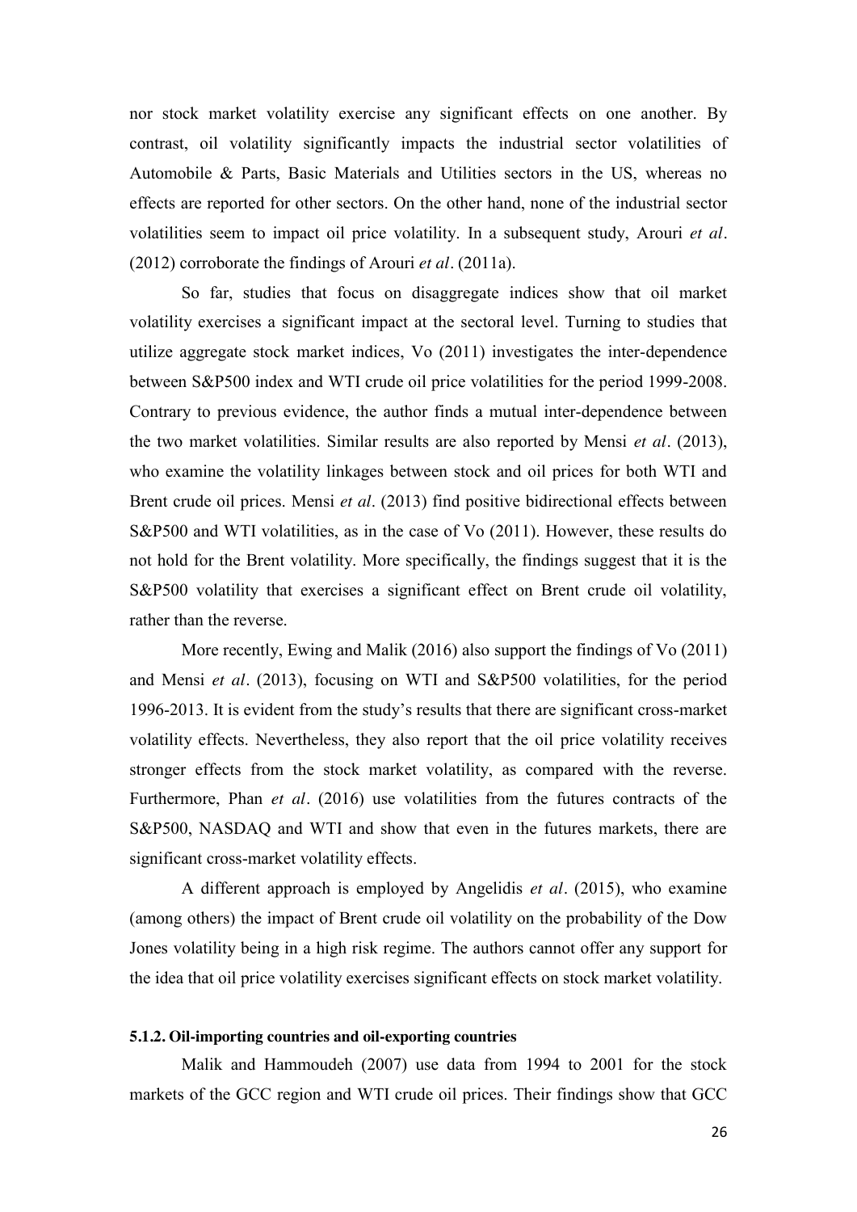nor stock market volatility exercise any significant effects on one another. By contrast, oil volatility significantly impacts the industrial sector volatilities of Automobile & Parts, Basic Materials and Utilities sectors in the US, whereas no effects are reported for other sectors. On the other hand, none of the industrial sector volatilities seem to impact oil price volatility. In a subsequent study, Arouri *et al*. (2012) corroborate the findings of Arouri *et al*. (2011a).

So far, studies that focus on disaggregate indices show that oil market volatility exercises a significant impact at the sectoral level. Turning to studies that utilize aggregate stock market indices, Vo (2011) investigates the inter-dependence between S&P500 index and WTI crude oil price volatilities for the period 1999-2008. Contrary to previous evidence, the author finds a mutual inter-dependence between the two market volatilities. Similar results are also reported by Mensi *et al*. (2013), who examine the volatility linkages between stock and oil prices for both WTI and Brent crude oil prices. Mensi *et al*. (2013) find positive bidirectional effects between S&P500 and WTI volatilities, as in the case of Vo (2011). However, these results do not hold for the Brent volatility. More specifically, the findings suggest that it is the S&P500 volatility that exercises a significant effect on Brent crude oil volatility, rather than the reverse.

More recently, Ewing and Malik (2016) also support the findings of Vo (2011) and Mensi *et al*. (2013), focusing on WTI and S&P500 volatilities, for the period 1996-2013. It is evident from the study's results that there are significant cross-market volatility effects. Nevertheless, they also report that the oil price volatility receives stronger effects from the stock market volatility, as compared with the reverse. Furthermore, Phan *et al*. (2016) use volatilities from the futures contracts of the S&P500, NASDAQ and WTI and show that even in the futures markets, there are significant cross-market volatility effects.

A different approach is employed by Angelidis *et al*. (2015), who examine (among others) the impact of Brent crude oil volatility on the probability of the Dow Jones volatility being in a high risk regime. The authors cannot offer any support for the idea that oil price volatility exercises significant effects on stock market volatility.

#### 5.1.2. Oil-importing countries and oil-exporting countries

Malik and Hammoudeh (2007) use data from 1994 to 2001 for the stock markets of the GCC region and WTI crude oil prices. Their findings show that GCC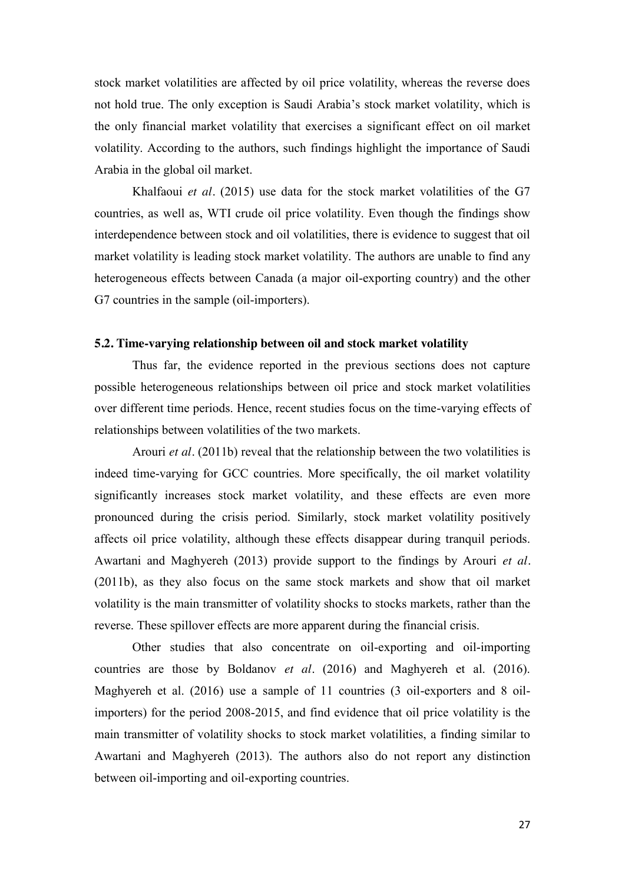stock market volatilities are affected by oil price volatility, whereas the reverse does not hold true. The only exception is Saudi Arabia's stock market volatility, which is the only financial market volatility that exercises a significant effect on oil market volatility. According to the authors, such findings highlight the importance of Saudi Arabia in the global oil market.

Khalfaoui *et al*. (2015) use data for the stock market volatilities of the G7 countries, as well as, WTI crude oil price volatility. Even though the findings show interdependence between stock and oil volatilities, there is evidence to suggest that oil market volatility is leading stock market volatility. The authors are unable to find any heterogeneous effects between Canada (a major oil-exporting country) and the other G7 countries in the sample (oil-importers).

### 5.2. Time-varying relationship between oil and stock market volatility

Thus far, the evidence reported in the previous sections does not capture possible heterogeneous relationships between oil price and stock market volatilities over different time periods. Hence, recent studies focus on the time-varying effects of relationships between volatilities of the two markets.

Arouri *et al*. (2011b) reveal that the relationship between the two volatilities is indeed time-varying for GCC countries. More specifically, the oil market volatility significantly increases stock market volatility, and these effects are even more pronounced during the crisis period. Similarly, stock market volatility positively affects oil price volatility, although these effects disappear during tranquil periods. Awartani and Maghyereh (2013) provide support to the findings by Arouri *et al*. (2011b), as they also focus on the same stock markets and show that oil market volatility is the main transmitter of volatility shocks to stocks markets, rather than the reverse. These spillover effects are more apparent during the financial crisis.

Other studies that also concentrate on oil-exporting and oil-importing countries are those by Boldanov *et al*. (2016) and Maghyereh et al. (2016). Maghyereh et al. (2016) use a sample of 11 countries (3 oil-exporters and 8 oil-importers) for the period 2008-2015, and find evidence that oil price volatility is the main transmitter of volatility shocks to stock market volatilities, a finding similar to Awartani and Maghyereh (2013). The authors also do not report any distinction between oil-importing and oil-exporting countries.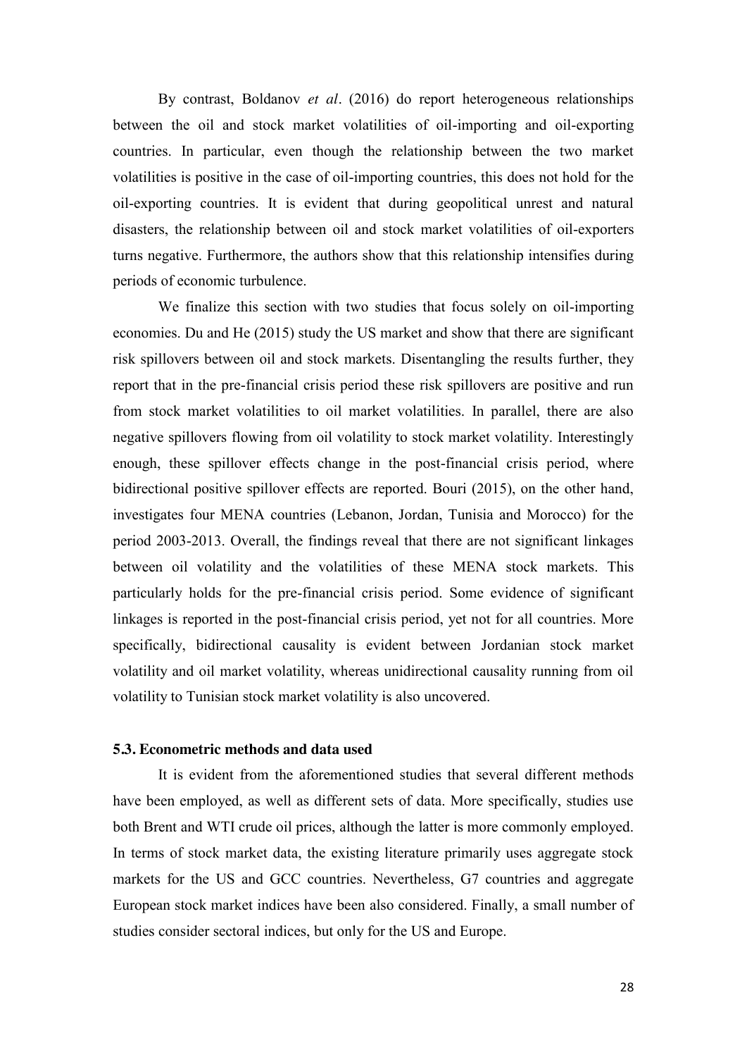By contrast, Boldanov *et al*. (2016) do report heterogeneous relationships between the oil and stock market volatilities of oil-importing and oil-exporting countries. In particular, even though the relationship between the two market volatilities is positive in the case of oil-importing countries, this does not hold for the oil-exporting countries. It is evident that during geopolitical unrest and natural disasters, the relationship between oil and stock market volatilities of oil-exporters turns negative. Furthermore, the authors show that this relationship intensifies during periods of economic turbulence.

We finalize this section with two studies that focus solely on oil-importing economies. Du and He (2015) study the US market and show that there are significant risk spillovers between oil and stock markets. Disentangling the results further, they report that in the pre-financial crisis period these risk spillovers are positive and run from stock market volatilities to oil market volatilities. In parallel, there are also negative spillovers flowing from oil volatility to stock market volatility. Interestingly enough, these spillover effects change in the post-financial crisis period, where bidirectional positive spillover effects are reported. Bouri (2015), on the other hand, investigates four MENA countries (Lebanon, Jordan, Tunisia and Morocco) for the period 2003-2013. Overall, the findings reveal that there are not significant linkages between oil volatility and the volatilities of these MENA stock markets. This particularly holds for the pre-financial crisis period. Some evidence of significant linkages is reported in the post-financial crisis period, yet not for all countries. More specifically, bidirectional causality is evident between Jordanian stock market volatility and oil market volatility, whereas unidirectional causality running from oil volatility to Tunisian stock market volatility is also uncovered.

### 5.3. Econometric methods and data used

It is evident from the aforementioned studies that several different methods have been employed, as well as different sets of data. More specifically, studies use both Brent and WTI crude oil prices, although the latter is more commonly employed. In terms of stock market data, the existing literature primarily uses aggregate stock markets for the US and GCC countries. Nevertheless, G7 countries and aggregate European stock market indices have been also considered. Finally, a small number of studies consider sectoral indices, but only for the US and Europe.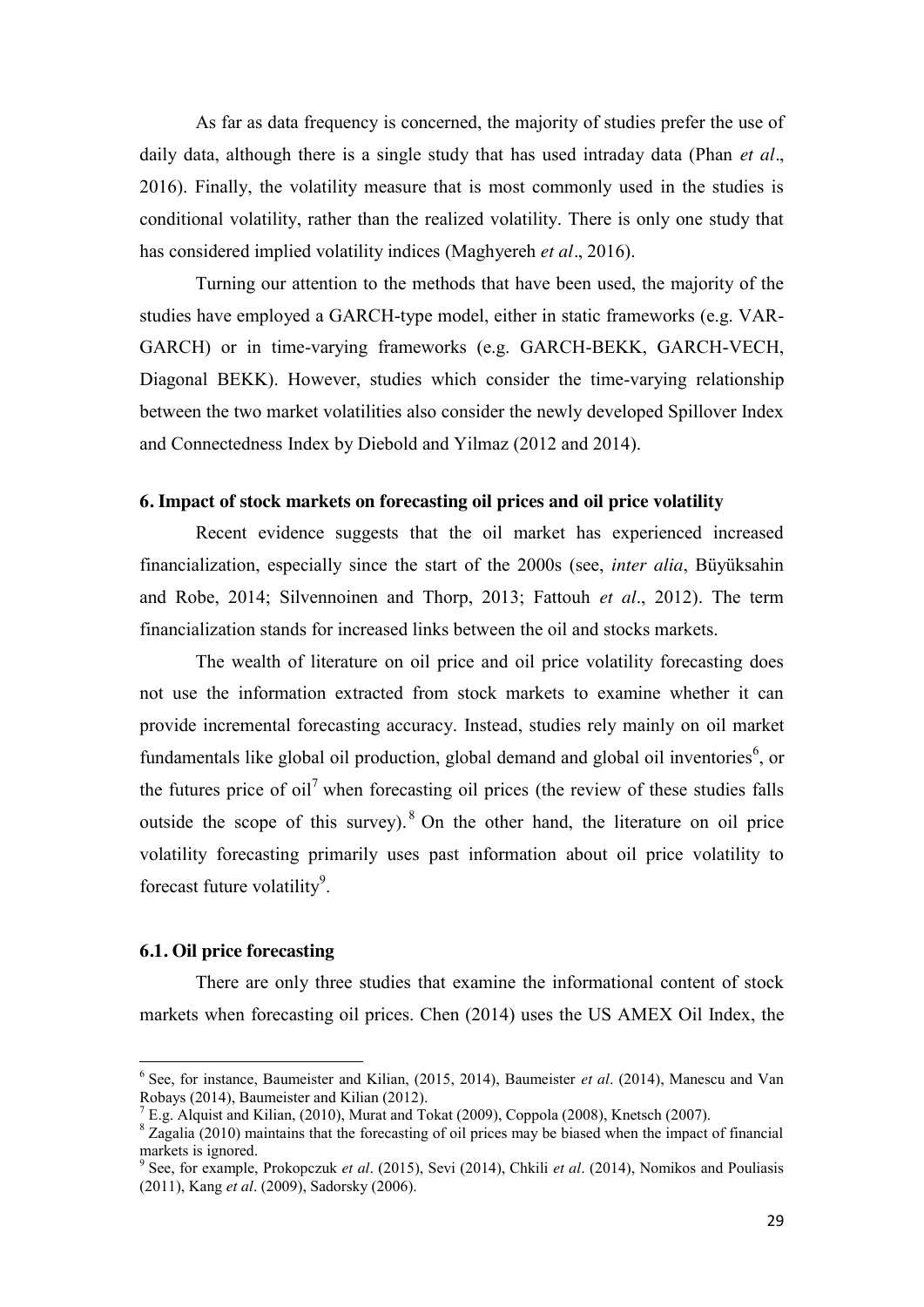As far as data frequency is concerned, the majority of studies prefer the use of daily data, although there is a single study that has used intraday data (Phan *et al*., 2016). Finally, the volatility measure that is most commonly used in the studies is conditional volatility, rather than the realized volatility. There is only one study that has considered implied volatility indices (Maghyereh *et al*., 2016).

Turning our attention to the methods that have been used, the majority of the studies have employed a GARCH-type model, either in static frameworks (e.g. VAR-GARCH) or in time-varying frameworks (e.g. GARCH-BEKK, GARCH-VECH, Diagonal BEKK). However, studies which consider the time-varying relationship between the two market volatilities also consider the newly developed Spillover Index and Connectedness Index by Diebold and Yilmaz (2012 and 2014).

## 6. Impact of stock markets on forecasting oil prices and oil price volatility

Recent evidence suggests that the oil market has experienced increased financialization, especially since the start of the 2000s (see, *inter alia*, Büyüksahin and Robe, 2014; Silvennoinen and Thorp, 2013; Fattouh *et al*., 2012). The term financialization stands for increased links between the oil and stocks markets.

The wealth of literature on oil price and oil price volatility forecasting does not use the information extracted from stock markets to examine whether it can provide incremental forecasting accuracy. Instead, studies rely mainly on oil market fundamentals like global oil production, global demand and global oil inventories[6], or the futures price of oil[7] when forecasting oil prices (the review of these studies falls outside the scope of this survey).[8] On the other hand, the literature on oil price volatility forecasting primarily uses past information about oil price volatility to forecast future volatility[9].

### 6.1. Oil price forecasting

There are only three studies that examine the informational content of stock markets when forecasting oil prices. Chen (2014) uses the US AMEX Oil Index, the

---

[6] See, for instance, Baumeister and Kilian, (2015, 2014), Baumeister *et al*. (2014), Manescu and Van Robays (2014), Baumeister and Kilian (2012).

[7] E.g. Alquist and Kilian, (2010), Murat and Tokat (2009), Coppola (2008), Knetsch (2007).

[8] Zagalia (2010) maintains that the forecasting of oil prices may be biased when the impact of financial markets is ignored.

[9] See, for example, Prokopczuk *et al*. (2015), Sevi (2014), Chkili *et al*. (2014), Nomikos and Pouliasis (2011), Kang *et al*. (2009), Sadorsky (2006).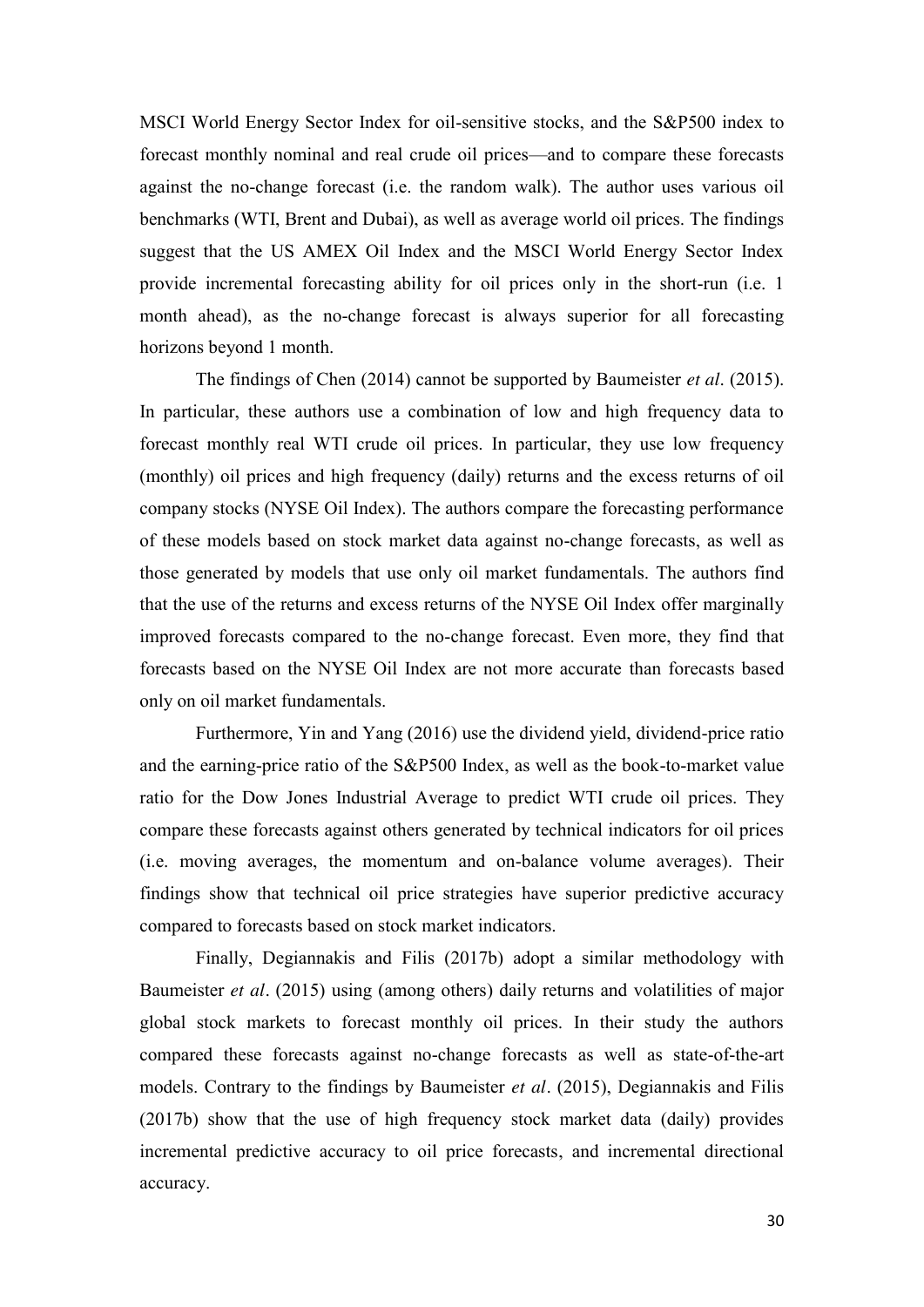MSCI World Energy Sector Index for oil-sensitive stocks, and the S&P500 index to forecast monthly nominal and real crude oil prices—and to compare these forecasts against the no-change forecast (i.e. the random walk). The author uses various oil benchmarks (WTI, Brent and Dubai), as well as average world oil prices. The findings suggest that the US AMEX Oil Index and the MSCI World Energy Sector Index provide incremental forecasting ability for oil prices only in the short-run (i.e. 1 month ahead), as the no-change forecast is always superior for all forecasting horizons beyond 1 month.

The findings of Chen (2014) cannot be supported by Baumeister *et al*. (2015). In particular, these authors use a combination of low and high frequency data to forecast monthly real WTI crude oil prices. In particular, they use low frequency (monthly) oil prices and high frequency (daily) returns and the excess returns of oil company stocks (NYSE Oil Index). The authors compare the forecasting performance of these models based on stock market data against no-change forecasts, as well as those generated by models that use only oil market fundamentals. The authors find that the use of the returns and excess returns of the NYSE Oil Index offer marginally improved forecasts compared to the no-change forecast. Even more, they find that forecasts based on the NYSE Oil Index are not more accurate than forecasts based only on oil market fundamentals.

Furthermore, Yin and Yang (2016) use the dividend yield, dividend-price ratio and the earning-price ratio of the S&P500 Index, as well as the book-to-market value ratio for the Dow Jones Industrial Average to predict WTI crude oil prices. They compare these forecasts against others generated by technical indicators for oil prices (i.e. moving averages, the momentum and on-balance volume averages). Their findings show that technical oil price strategies have superior predictive accuracy compared to forecasts based on stock market indicators.

Finally, Degiannakis and Filis (2017b) adopt a similar methodology with Baumeister *et al*. (2015) using (among others) daily returns and volatilities of major global stock markets to forecast monthly oil prices. In their study the authors compared these forecasts against no-change forecasts as well as state-of-the-art models. Contrary to the findings by Baumeister *et al*. (2015), Degiannakis and Filis (2017b) show that the use of high frequency stock market data (daily) provides incremental predictive accuracy to oil price forecasts, and incremental directional accuracy.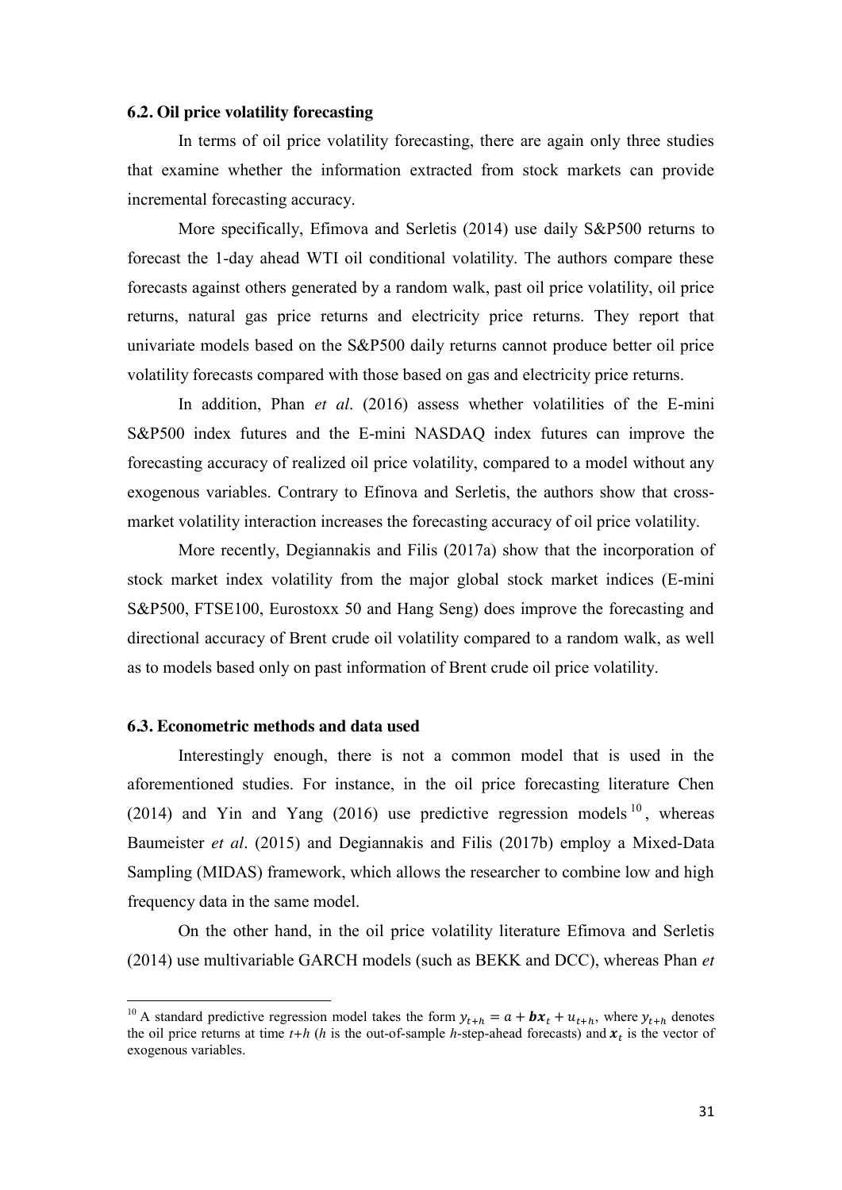### 6.2. Oil price volatility forecasting

In terms of oil price volatility forecasting, there are again only three studies that examine whether the information extracted from stock markets can provide incremental forecasting accuracy.

More specifically, Efimova and Serletis (2014) use daily S&P500 returns to forecast the 1-day ahead WTI oil conditional volatility. The authors compare these forecasts against others generated by a random walk, past oil price volatility, oil price returns, natural gas price returns and electricity price returns. They report that univariate models based on the S&P500 daily returns cannot produce better oil price volatility forecasts compared with those based on gas and electricity price returns.

In addition, Phan *et al*. (2016) assess whether volatilities of the E-mini S&P500 index futures and the E-mini NASDAQ index futures can improve the forecasting accuracy of realized oil price volatility, compared to a model without any exogenous variables. Contrary to Efinova and Serletis, the authors show that cross-market volatility interaction increases the forecasting accuracy of oil price volatility.

More recently, Degiannakis and Filis (2017a) show that the incorporation of stock market index volatility from the major global stock market indices (E-mini S&P500, FTSE100, Eurostoxx 50 and Hang Seng) does improve the forecasting and directional accuracy of Brent crude oil volatility compared to a random walk, as well as to models based only on past information of Brent crude oil price volatility.

### 6.3. Econometric methods and data used

Interestingly enough, there is not a common model that is used in the aforementioned studies. For instance, in the oil price forecasting literature Chen (2014) and Yin and Yang (2016) use predictive regression models[10], whereas Baumeister *et al*. (2015) and Degiannakis and Filis (2017b) employ a Mixed-Data Sampling (MIDAS) framework, which allows the researcher to combine low and high frequency data in the same model.

On the other hand, in the oil price volatility literature Efimova and Serletis (2014) use multivariable GARCH models (such as BEKK and DCC), whereas Phan *et*

---

[10] A standard predictive regression model takes the form $y_{t+h} = a + \boldsymbol{b}\boldsymbol{x}_t + u_{t+h}$, where $y_{t+h}$ denotes the oil price returns at time *t+h* (*h* is the out-of-sample *h*-step-ahead forecasts) and $\boldsymbol{x}_t$ is the vector of exogenous variables.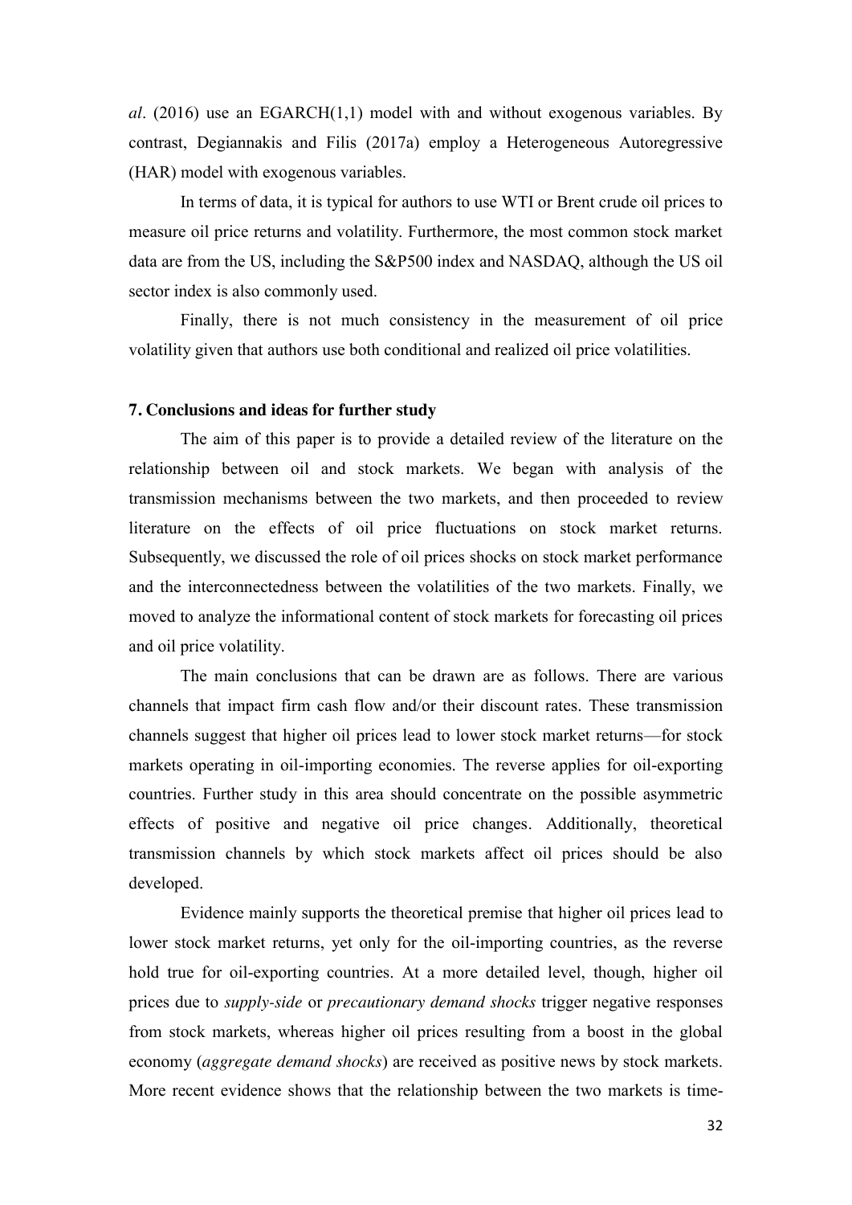*al*. (2016) use an EGARCH(1,1) model with and without exogenous variables. By contrast, Degiannakis and Filis (2017a) employ a Heterogeneous Autoregressive (HAR) model with exogenous variables.

In terms of data, it is typical for authors to use WTI or Brent crude oil prices to measure oil price returns and volatility. Furthermore, the most common stock market data are from the US, including the S&P500 index and NASDAQ, although the US oil sector index is also commonly used.

Finally, there is not much consistency in the measurement of oil price volatility given that authors use both conditional and realized oil price volatilities.

## 7. Conclusions and ideas for further study

The aim of this paper is to provide a detailed review of the literature on the relationship between oil and stock markets. We began with analysis of the transmission mechanisms between the two markets, and then proceeded to review literature on the effects of oil price fluctuations on stock market returns. Subsequently, we discussed the role of oil prices shocks on stock market performance and the interconnectedness between the volatilities of the two markets. Finally, we moved to analyze the informational content of stock markets for forecasting oil prices and oil price volatility.

The main conclusions that can be drawn are as follows. There are various channels that impact firm cash flow and/or their discount rates. These transmission channels suggest that higher oil prices lead to lower stock market returns—for stock markets operating in oil-importing economies. The reverse applies for oil-exporting countries. Further study in this area should concentrate on the possible asymmetric effects of positive and negative oil price changes. Additionally, theoretical transmission channels by which stock markets affect oil prices should be also developed.

Evidence mainly supports the theoretical premise that higher oil prices lead to lower stock market returns, yet only for the oil-importing countries, as the reverse hold true for oil-exporting countries. At a more detailed level, though, higher oil prices due to *supply-side* or *precautionary demand shocks* trigger negative responses from stock markets, whereas higher oil prices resulting from a boost in the global economy (*aggregate demand shocks*) are received as positive news by stock markets. More recent evidence shows that the relationship between the two markets is time-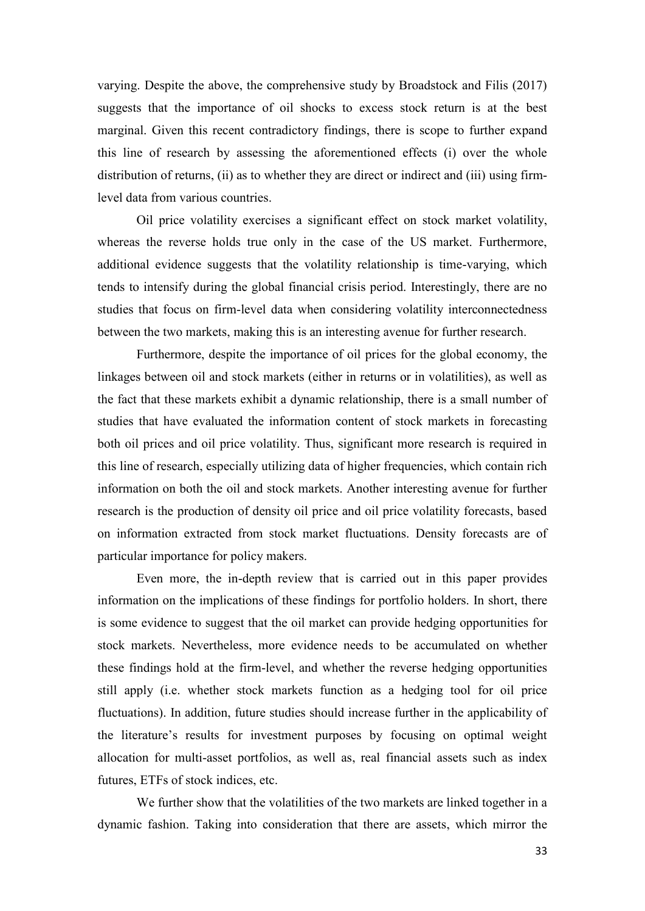varying. Despite the above, the comprehensive study by Broadstock and Filis (2017) suggests that the importance of oil shocks to excess stock return is at the best marginal. Given this recent contradictory findings, there is scope to further expand this line of research by assessing the aforementioned effects (i) over the whole distribution of returns, (ii) as to whether they are direct or indirect and (iii) using firm-level data from various countries.

Oil price volatility exercises a significant effect on stock market volatility, whereas the reverse holds true only in the case of the US market. Furthermore, additional evidence suggests that the volatility relationship is time-varying, which tends to intensify during the global financial crisis period. Interestingly, there are no studies that focus on firm-level data when considering volatility interconnectedness between the two markets, making this is an interesting avenue for further research.

Furthermore, despite the importance of oil prices for the global economy, the linkages between oil and stock markets (either in returns or in volatilities), as well as the fact that these markets exhibit a dynamic relationship, there is a small number of studies that have evaluated the information content of stock markets in forecasting both oil prices and oil price volatility. Thus, significant more research is required in this line of research, especially utilizing data of higher frequencies, which contain rich information on both the oil and stock markets. Another interesting avenue for further research is the production of density oil price and oil price volatility forecasts, based on information extracted from stock market fluctuations. Density forecasts are of particular importance for policy makers.

Even more, the in-depth review that is carried out in this paper provides information on the implications of these findings for portfolio holders. In short, there is some evidence to suggest that the oil market can provide hedging opportunities for stock markets. Nevertheless, more evidence needs to be accumulated on whether these findings hold at the firm-level, and whether the reverse hedging opportunities still apply (i.e. whether stock markets function as a hedging tool for oil price fluctuations). In addition, future studies should increase further in the applicability of the literature's results for investment purposes by focusing on optimal weight allocation for multi-asset portfolios, as well as, real financial assets such as index futures, ETFs of stock indices, etc.

We further show that the volatilities of the two markets are linked together in a dynamic fashion. Taking into consideration that there are assets, which mirror the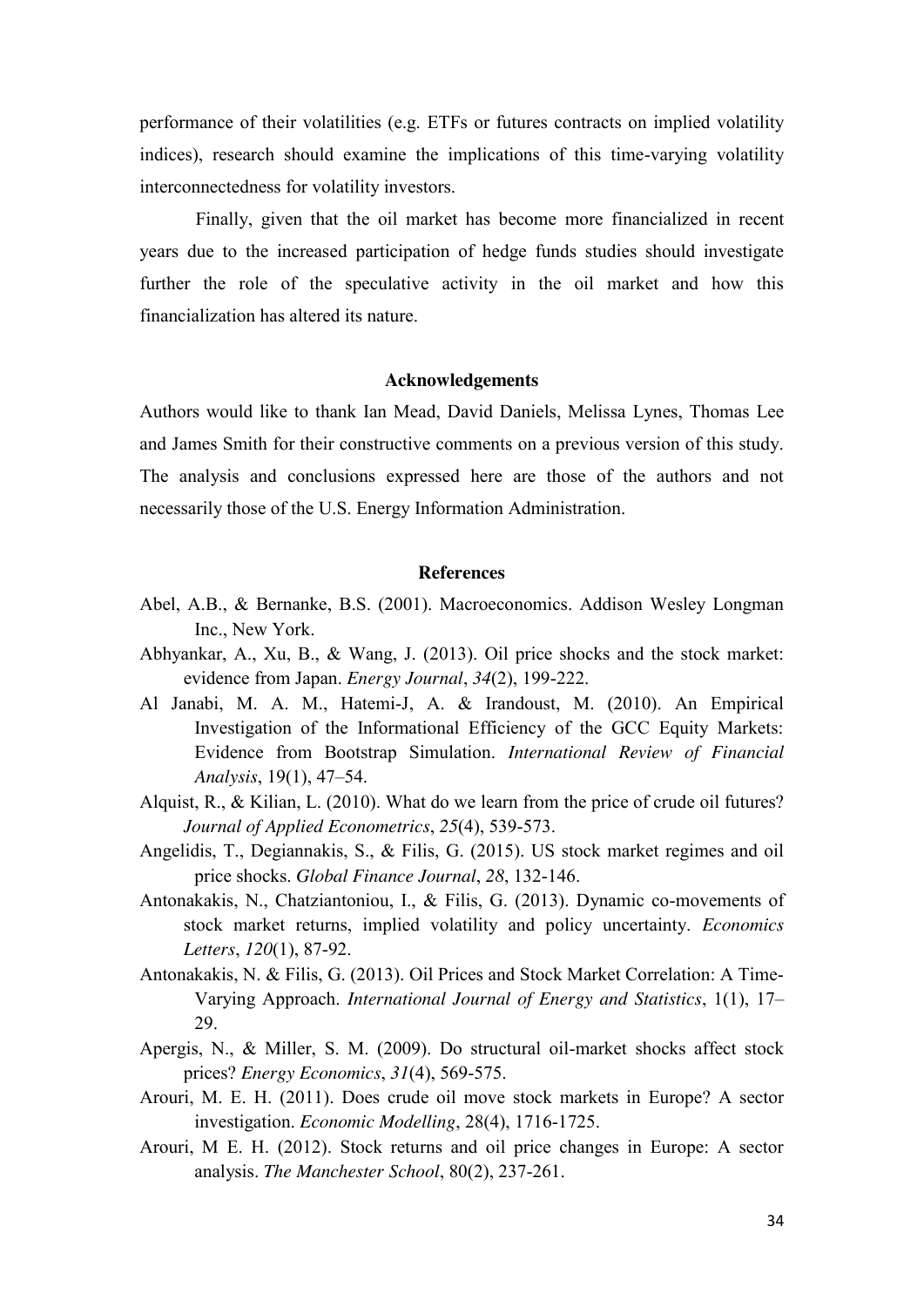performance of their volatilities (e.g. ETFs or futures contracts on implied volatility indices), research should examine the implications of this time-varying volatility interconnectedness for volatility investors.

Finally, given that the oil market has become more financialized in recent years due to the increased participation of hedge funds studies should investigate further the role of the speculative activity in the oil market and how this financialization has altered its nature.

## Acknowledgements

Authors would like to thank Ian Mead, David Daniels, Melissa Lynes, Thomas Lee and James Smith for their constructive comments on a previous version of this study. The analysis and conclusions expressed here are those of the authors and not necessarily those of the U.S. Energy Information Administration.

## References

Abel, A.B., & Bernanke, B.S. (2001). Macroeconomics. Addison Wesley Longman Inc., New York.

Abhyankar, A., Xu, B., & Wang, J. (2013). Oil price shocks and the stock market: evidence from Japan. *Energy Journal*, *34*(2), 199-222.

Al Janabi, M. A. M., Hatemi-J, A. & Irandoust, M. (2010). An Empirical Investigation of the Informational Efficiency of the GCC Equity Markets: Evidence from Bootstrap Simulation. *International Review of Financial Analysis*, 19(1), 47–54.

Alquist, R., & Kilian, L. (2010). What do we learn from the price of crude oil futures? *Journal of Applied Econometrics*, *25*(4), 539-573.

Angelidis, T., Degiannakis, S., & Filis, G. (2015). US stock market regimes and oil price shocks. *Global Finance Journal*, *28*, 132-146.

Antonakakis, N., Chatziantoniou, I., & Filis, G. (2013). Dynamic co-movements of stock market returns, implied volatility and policy uncertainty. *Economics Letters*, *120*(1), 87-92.

Antonakakis, N. & Filis, G. (2013). Oil Prices and Stock Market Correlation: A Time-Varying Approach. *International Journal of Energy and Statistics*, 1(1), 17–29.

Apergis, N., & Miller, S. M. (2009). Do structural oil-market shocks affect stock prices? *Energy Economics*, *31*(4), 569-575.

Arouri, M. E. H. (2011). Does crude oil move stock markets in Europe? A sector investigation. *Economic Modelling*, 28(4), 1716-1725.

Arouri, M E. H. (2012). Stock returns and oil price changes in Europe: A sector analysis. *The Manchester School*, 80(2), 237-261.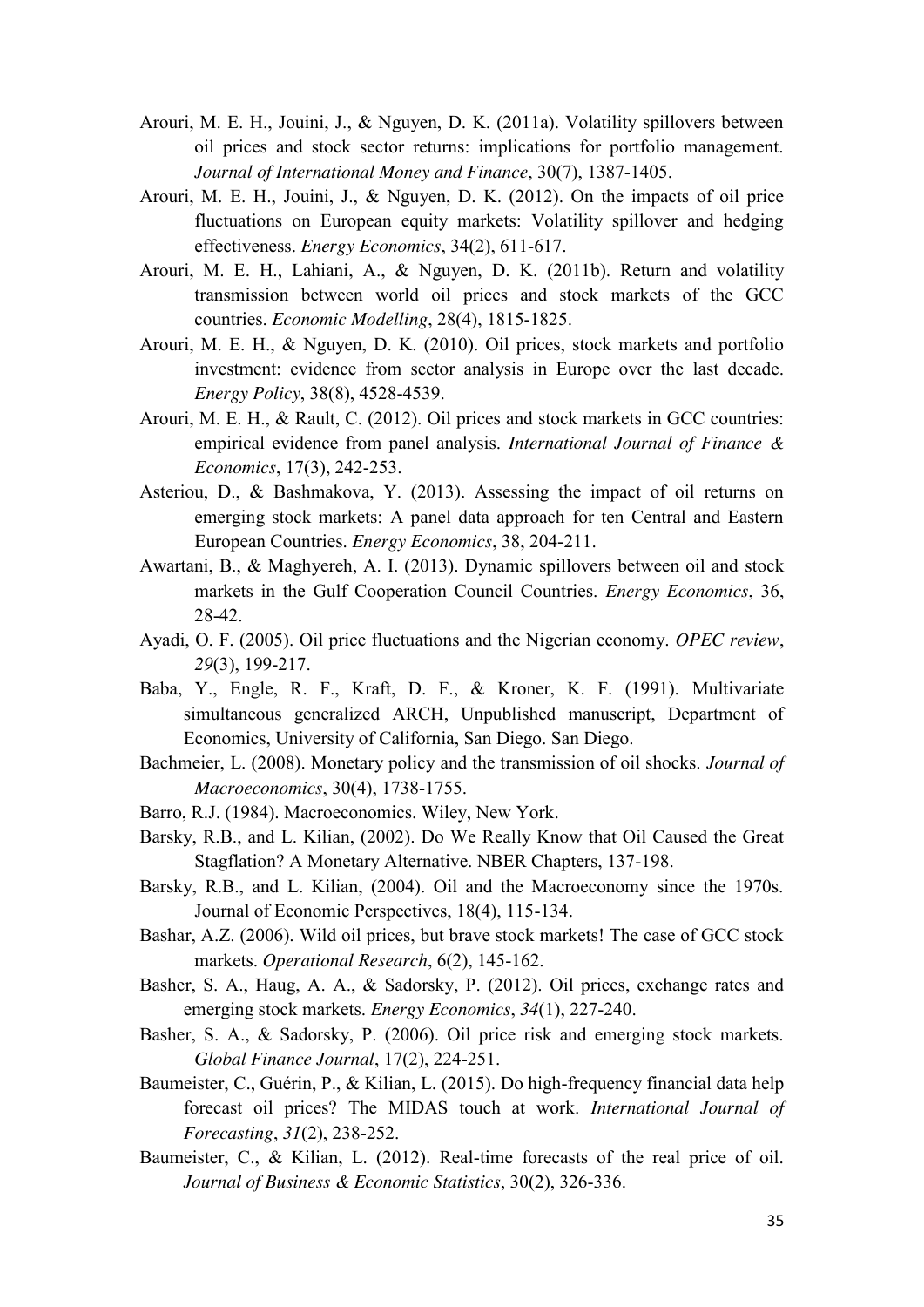Arouri, M. E. H., Jouini, J., & Nguyen, D. K. (2011a). Volatility spillovers between oil prices and stock sector returns: implications for portfolio management. *Journal of International Money and Finance*, 30(7), 1387-1405.

Arouri, M. E. H., Jouini, J., & Nguyen, D. K. (2012). On the impacts of oil price fluctuations on European equity markets: Volatility spillover and hedging effectiveness. *Energy Economics*, 34(2), 611-617.

Arouri, M. E. H., Lahiani, A., & Nguyen, D. K. (2011b). Return and volatility transmission between world oil prices and stock markets of the GCC countries. *Economic Modelling*, 28(4), 1815-1825.

Arouri, M. E. H., & Nguyen, D. K. (2010). Oil prices, stock markets and portfolio investment: evidence from sector analysis in Europe over the last decade. *Energy Policy*, 38(8), 4528-4539.

Arouri, M. E. H., & Rault, C. (2012). Oil prices and stock markets in GCC countries: empirical evidence from panel analysis. *International Journal of Finance & Economics*, 17(3), 242-253.

Asteriou, D., & Bashmakova, Y. (2013). Assessing the impact of oil returns on emerging stock markets: A panel data approach for ten Central and Eastern European Countries. *Energy Economics*, 38, 204-211.

Awartani, B., & Maghyereh, A. I. (2013). Dynamic spillovers between oil and stock markets in the Gulf Cooperation Council Countries. *Energy Economics*, 36, 28-42.

Ayadi, O. F. (2005). Oil price fluctuations and the Nigerian economy. *OPEC review*, *29*(3), 199-217.

Baba, Y., Engle, R. F., Kraft, D. F., & Kroner, K. F. (1991). Multivariate simultaneous generalized ARCH, Unpublished manuscript, Department of Economics, University of California, San Diego. San Diego.

Bachmeier, L. (2008). Monetary policy and the transmission of oil shocks. *Journal of Macroeconomics*, 30(4), 1738-1755.

Barro, R.J. (1984). Macroeconomics. Wiley, New York.

Barsky, R.B., and L. Kilian, (2002). Do We Really Know that Oil Caused the Great Stagflation? A Monetary Alternative. NBER Chapters, 137-198.

Barsky, R.B., and L. Kilian, (2004). Oil and the Macroeconomy since the 1970s. Journal of Economic Perspectives, 18(4), 115-134.

Bashar, A.Z. (2006). Wild oil prices, but brave stock markets! The case of GCC stock markets. *Operational Research*, 6(2), 145-162.

Basher, S. A., Haug, A. A., & Sadorsky, P. (2012). Oil prices, exchange rates and emerging stock markets. *Energy Economics*, *34*(1), 227-240.

Basher, S. A., & Sadorsky, P. (2006). Oil price risk and emerging stock markets. *Global Finance Journal*, 17(2), 224-251.

Baumeister, C., Guérin, P., & Kilian, L. (2015). Do high-frequency financial data help forecast oil prices? The MIDAS touch at work. *International Journal of Forecasting*, *31*(2), 238-252.

Baumeister, C., & Kilian, L. (2012). Real-time forecasts of the real price of oil. *Journal of Business & Economic Statistics*, 30(2), 326-336.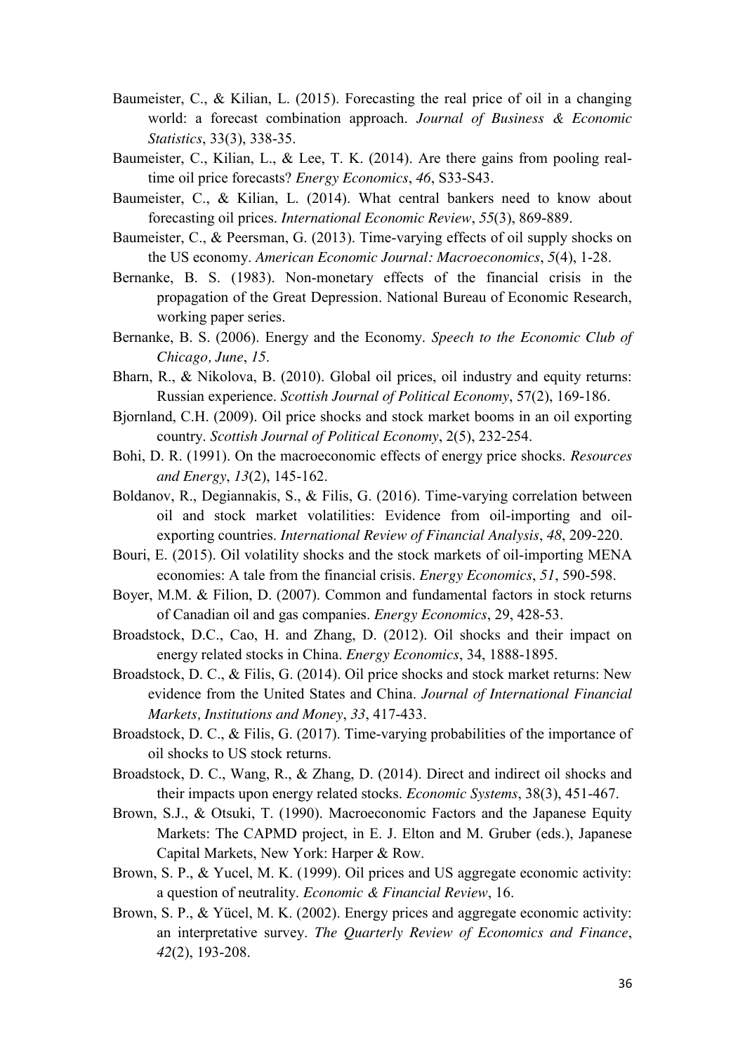Baumeister, C., & Kilian, L. (2015). Forecasting the real price of oil in a changing world: a forecast combination approach. *Journal of Business & Economic Statistics*, 33(3), 338-35.

Baumeister, C., Kilian, L., & Lee, T. K. (2014). Are there gains from pooling real-time oil price forecasts? *Energy Economics*, *46*, S33-S43.

Baumeister, C., & Kilian, L. (2014). What central bankers need to know about forecasting oil prices. *International Economic Review*, *55*(3), 869-889.

Baumeister, C., & Peersman, G. (2013). Time-varying effects of oil supply shocks on the US economy. *American Economic Journal: Macroeconomics*, *5*(4), 1-28.

Bernanke, B. S. (1983). Non-monetary effects of the financial crisis in the propagation of the Great Depression. National Bureau of Economic Research, working paper series.

Bernanke, B. S. (2006). Energy and the Economy. *Speech to the Economic Club of Chicago, June*, *15*.

Bharn, R., & Nikolova, B. (2010). Global oil prices, oil industry and equity returns: Russian experience. *Scottish Journal of Political Economy*, 57(2), 169-186.

Bjornland, C.H. (2009). Oil price shocks and stock market booms in an oil exporting country. *Scottish Journal of Political Economy*, 2(5), 232-254.

Bohi, D. R. (1991). On the macroeconomic effects of energy price shocks. *Resources and Energy*, *13*(2), 145-162.

Boldanov, R., Degiannakis, S., & Filis, G. (2016). Time-varying correlation between oil and stock market volatilities: Evidence from oil-importing and oil-exporting countries. *International Review of Financial Analysis*, *48*, 209-220.

Bouri, E. (2015). Oil volatility shocks and the stock markets of oil-importing MENA economies: A tale from the financial crisis. *Energy Economics*, *51*, 590-598.

Boyer, M.M. & Filion, D. (2007). Common and fundamental factors in stock returns of Canadian oil and gas companies. *Energy Economics*, 29, 428-53.

Broadstock, D.C., Cao, H. and Zhang, D. (2012). Oil shocks and their impact on energy related stocks in China. *Energy Economics*, 34, 1888-1895.

Broadstock, D. C., & Filis, G. (2014). Oil price shocks and stock market returns: New evidence from the United States and China. *Journal of International Financial Markets, Institutions and Money*, *33*, 417-433.

Broadstock, D. C., & Filis, G. (2017). Time-varying probabilities of the importance of oil shocks to US stock returns.

Broadstock, D. C., Wang, R., & Zhang, D. (2014). Direct and indirect oil shocks and their impacts upon energy related stocks. *Economic Systems*, 38(3), 451-467.

Brown, S.J., & Otsuki, T. (1990). Macroeconomic Factors and the Japanese Equity Markets: The CAPMD project, in E. J. Elton and M. Gruber (eds.), Japanese Capital Markets, New York: Harper & Row.

Brown, S. P., & Yucel, M. K. (1999). Oil prices and US aggregate economic activity: a question of neutrality. *Economic & Financial Review*, 16.

Brown, S. P., & Yücel, M. K. (2002). Energy prices and aggregate economic activity: an interpretative survey. *The Quarterly Review of Economics and Finance*, *42*(2), 193-208.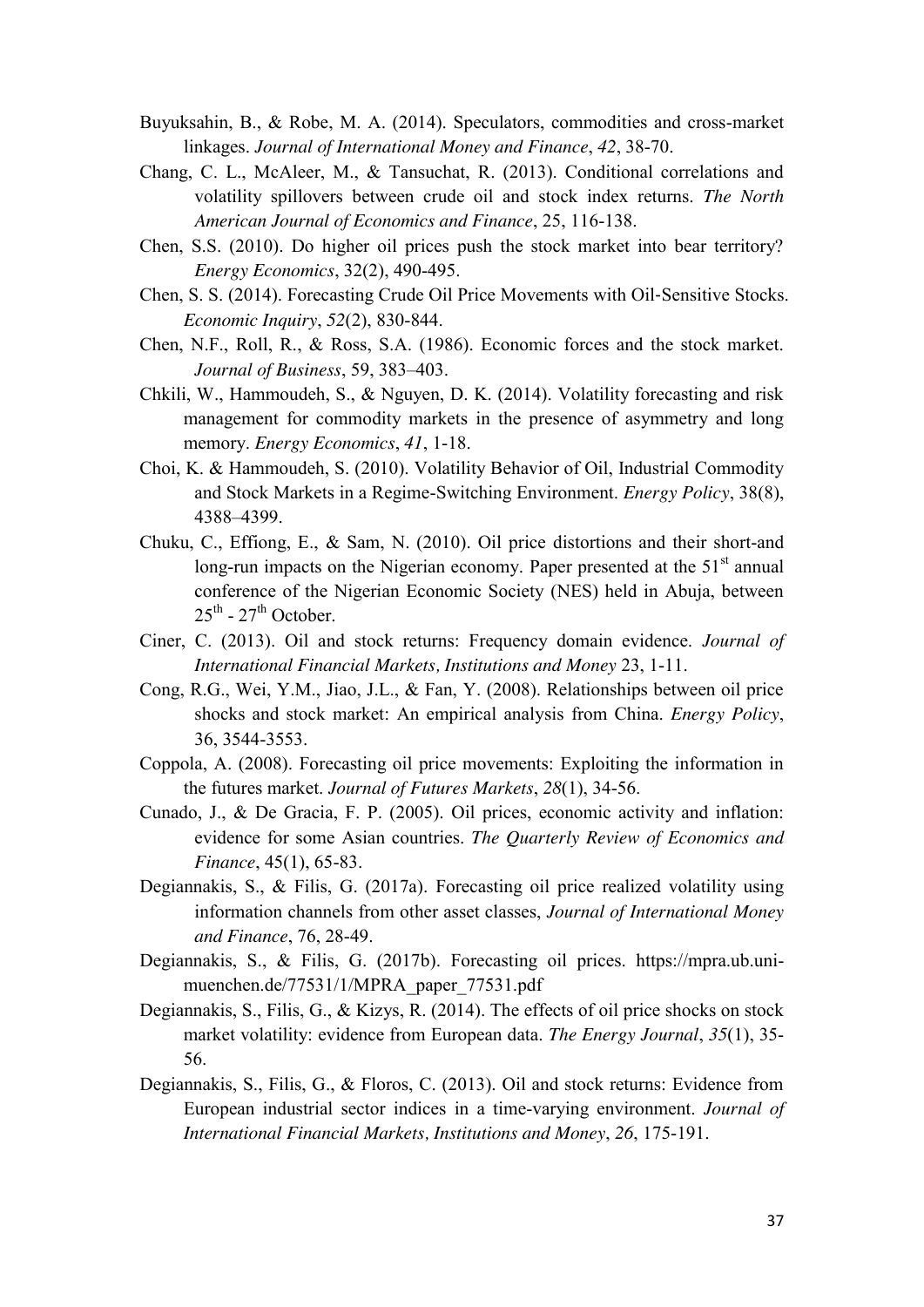Buyuksahin, B., & Robe, M. A. (2014). Speculators, commodities and cross-market linkages. *Journal of International Money and Finance*, *42*, 38-70.

Chang, C. L., McAleer, M., & Tansuchat, R. (2013). Conditional correlations and volatility spillovers between crude oil and stock index returns. *The North American Journal of Economics and Finance*, 25, 116-138.

Chen, S.S. (2010). Do higher oil prices push the stock market into bear territory? *Energy Economics*, 32(2), 490-495.

Chen, S. S. (2014). Forecasting Crude Oil Price Movements with Oil‐Sensitive Stocks. *Economic Inquiry*, *52*(2), 830-844.

Chen, N.F., Roll, R., & Ross, S.A. (1986). Economic forces and the stock market. *Journal of Business*, 59, 383–403.

Chkili, W., Hammoudeh, S., & Nguyen, D. K. (2014). Volatility forecasting and risk management for commodity markets in the presence of asymmetry and long memory. *Energy Economics*, *41*, 1-18.

Choi, K. & Hammoudeh, S. (2010). Volatility Behavior of Oil, Industrial Commodity and Stock Markets in a Regime-Switching Environment. *Energy Policy*, 38(8), 4388–4399.

Chuku, C., Effiong, E., & Sam, N. (2010). Oil price distortions and their short-and long-run impacts on the Nigerian economy. Paper presented at the 51st annual conference of the Nigerian Economic Society (NES) held in Abuja, between 25th - 27th October.

Ciner, C. (2013). Oil and stock returns: Frequency domain evidence. *Journal of International Financial Markets, Institutions and Money* 23, 1-11.

Cong, R.G., Wei, Y.M., Jiao, J.L., & Fan, Y. (2008). Relationships between oil price shocks and stock market: An empirical analysis from China. *Energy Policy*, 36, 3544-3553.

Coppola, A. (2008). Forecasting oil price movements: Exploiting the information in the futures market. *Journal of Futures Markets*, *28*(1), 34-56.

Cunado, J., & De Gracia, F. P. (2005). Oil prices, economic activity and inflation: evidence for some Asian countries. *The Quarterly Review of Economics and Finance*, 45(1), 65-83.

Degiannakis, S., & Filis, G. (2017a). Forecasting oil price realized volatility using information channels from other asset classes, *Journal of International Money and Finance*, 76, 28-49.

Degiannakis, S., & Filis, G. (2017b). Forecasting oil prices. https://mpra.ub.uni-muenchen.de/77531/1/MPRA_paper_77531.pdf

Degiannakis, S., Filis, G., & Kizys, R. (2014). The effects of oil price shocks on stock market volatility: evidence from European data. *The Energy Journal*, *35*(1), 35-56.

Degiannakis, S., Filis, G., & Floros, C. (2013). Oil and stock returns: Evidence from European industrial sector indices in a time-varying environment. *Journal of International Financial Markets, Institutions and Money*, *26*, 175-191.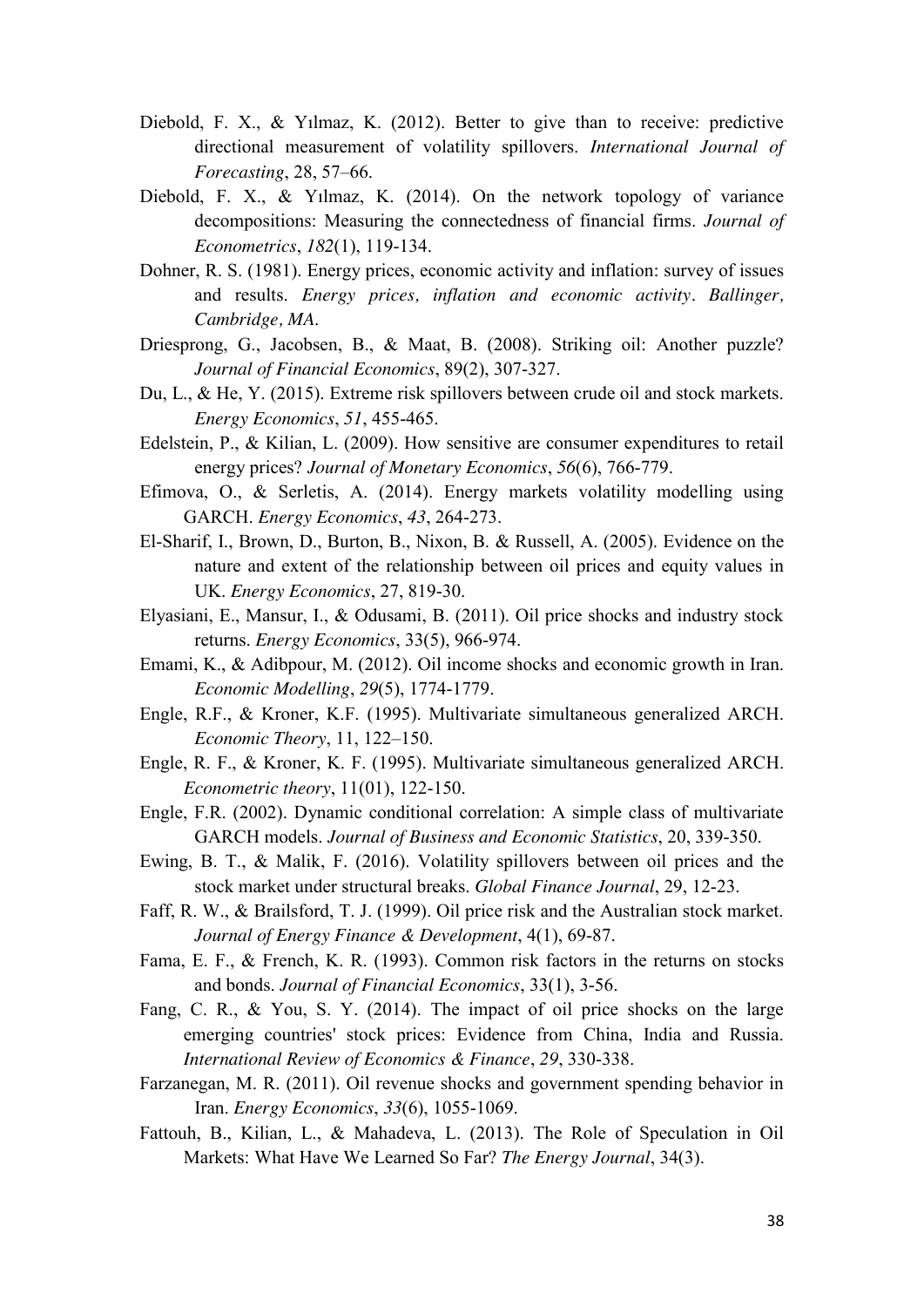Diebold, F. X., & Yılmaz, K. (2012). Better to give than to receive: predictive directional measurement of volatility spillovers. *International Journal of Forecasting*, 28, 57–66.

Diebold, F. X., & Yılmaz, K. (2014). On the network topology of variance decompositions: Measuring the connectedness of financial firms. *Journal of Econometrics*, *182*(1), 119-134.

Dohner, R. S. (1981). Energy prices, economic activity and inflation: survey of issues and results. *Energy prices, inflation and economic activity*. *Ballinger, Cambridge, MA*.

Driesprong, G., Jacobsen, B., & Maat, B. (2008). Striking oil: Another puzzle? *Journal of Financial Economics*, 89(2), 307-327.

Du, L., & He, Y. (2015). Extreme risk spillovers between crude oil and stock markets. *Energy Economics*, *51*, 455-465.

Edelstein, P., & Kilian, L. (2009). How sensitive are consumer expenditures to retail energy prices? *Journal of Monetary Economics*, *56*(6), 766-779.

Efimova, O., & Serletis, A. (2014). Energy markets volatility modelling using GARCH. *Energy Economics*, *43*, 264-273.

El-Sharif, I., Brown, D., Burton, B., Nixon, B. & Russell, A. (2005). Evidence on the nature and extent of the relationship between oil prices and equity values in UK. *Energy Economics*, 27, 819-30.

Elyasiani, E., Mansur, I., & Odusami, B. (2011). Oil price shocks and industry stock returns. *Energy Economics*, 33(5), 966-974.

Emami, K., & Adibpour, M. (2012). Oil income shocks and economic growth in Iran. *Economic Modelling*, *29*(5), 1774-1779.

Engle, R.F., & Kroner, K.F. (1995). Multivariate simultaneous generalized ARCH. *Economic Theory*, 11, 122–150.

Engle, R. F., & Kroner, K. F. (1995). Multivariate simultaneous generalized ARCH. *Econometric theory*, 11(01), 122-150.

Engle, F.R. (2002). Dynamic conditional correlation: A simple class of multivariate GARCH models. *Journal of Business and Economic Statistics*, 20, 339-350.

Ewing, B. T., & Malik, F. (2016). Volatility spillovers between oil prices and the stock market under structural breaks. *Global Finance Journal*, 29, 12-23.

Faff, R. W., & Brailsford, T. J. (1999). Oil price risk and the Australian stock market. *Journal of Energy Finance & Development*, 4(1), 69-87.

Fama, E. F., & French, K. R. (1993). Common risk factors in the returns on stocks and bonds. *Journal of Financial Economics*, 33(1), 3-56.

Fang, C. R., & You, S. Y. (2014). The impact of oil price shocks on the large emerging countries' stock prices: Evidence from China, India and Russia. *International Review of Economics & Finance*, *29*, 330-338.

Farzanegan, M. R. (2011). Oil revenue shocks and government spending behavior in Iran. *Energy Economics*, *33*(6), 1055-1069.

Fattouh, B., Kilian, L., & Mahadeva, L. (2013). The Role of Speculation in Oil Markets: What Have We Learned So Far? *The Energy Journal*, 34(3).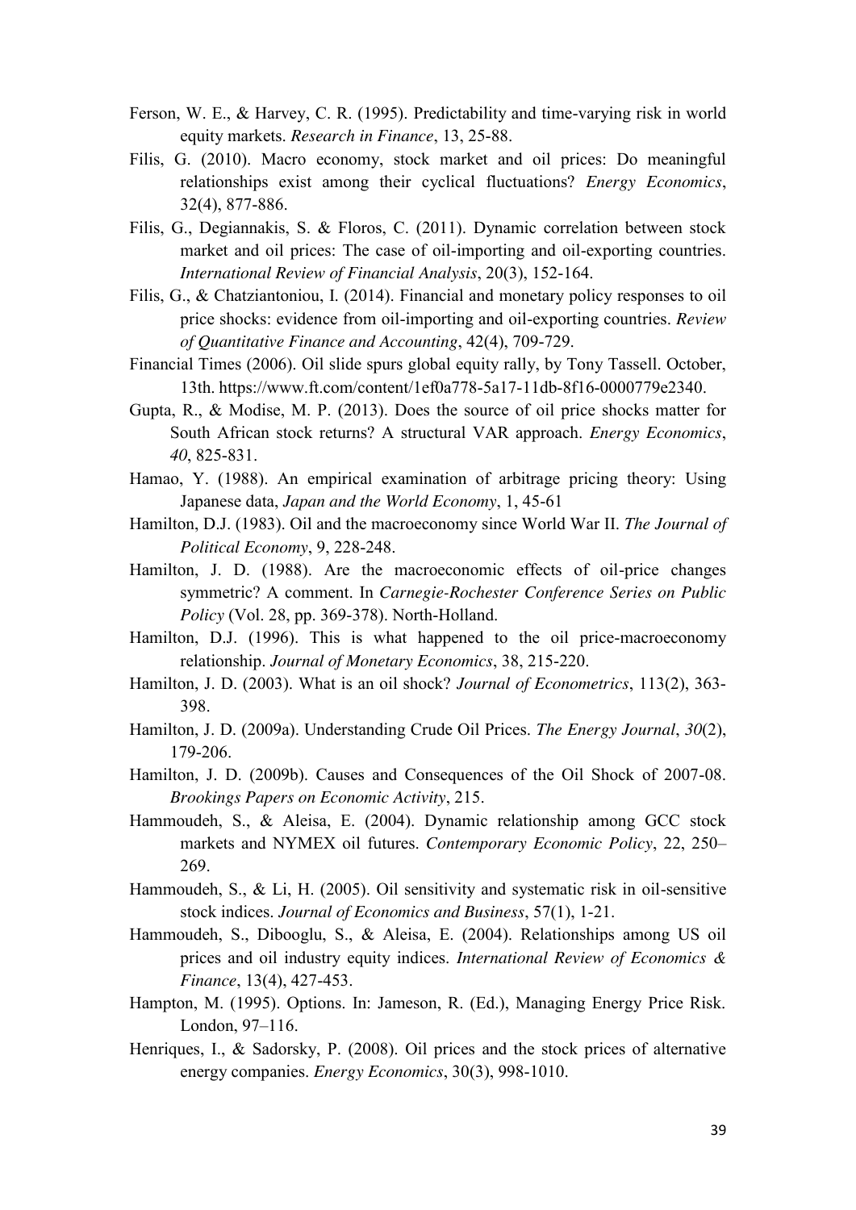Ferson, W. E., & Harvey, C. R. (1995). Predictability and time-varying risk in world equity markets. *Research in Finance*, 13, 25-88.

Filis, G. (2010). Macro economy, stock market and oil prices: Do meaningful relationships exist among their cyclical fluctuations? *Energy Economics*, 32(4), 877-886.

Filis, G., Degiannakis, S. & Floros, C. (2011). Dynamic correlation between stock market and oil prices: The case of oil-importing and oil-exporting countries. *International Review of Financial Analysis*, 20(3), 152-164.

Filis, G., & Chatziantoniou, I. (2014). Financial and monetary policy responses to oil price shocks: evidence from oil-importing and oil-exporting countries. *Review of Quantitative Finance and Accounting*, 42(4), 709-729.

Financial Times (2006). Oil slide spurs global equity rally, by Tony Tassell. October, 13th. https://www.ft.com/content/1ef0a778-5a17-11db-8f16-0000779e2340.

Gupta, R., & Modise, M. P. (2013). Does the source of oil price shocks matter for South African stock returns? A structural VAR approach. *Energy Economics*, *40*, 825-831.

Hamao, Y. (1988). An empirical examination of arbitrage pricing theory: Using Japanese data, *Japan and the World Economy*, 1, 45-61

Hamilton, D.J. (1983). Oil and the macroeconomy since World War II. *The Journal of Political Economy*, 9, 228-248.

Hamilton, J. D. (1988). Are the macroeconomic effects of oil-price changes symmetric? A comment. In *Carnegie-Rochester Conference Series on Public Policy* (Vol. 28, pp. 369-378). North-Holland.

Hamilton, D.J. (1996). This is what happened to the oil price-macroeconomy relationship. *Journal of Monetary Economics*, 38, 215-220.

Hamilton, J. D. (2003). What is an oil shock? *Journal of Econometrics*, 113(2), 363-398.

Hamilton, J. D. (2009a). Understanding Crude Oil Prices. *The Energy Journal*, *30*(2), 179-206.

Hamilton, J. D. (2009b). Causes and Consequences of the Oil Shock of 2007-08. *Brookings Papers on Economic Activity*, 215.

Hammoudeh, S., & Aleisa, E. (2004). Dynamic relationship among GCC stock markets and NYMEX oil futures. *Contemporary Economic Policy*, 22, 250–269.

Hammoudeh, S., & Li, H. (2005). Oil sensitivity and systematic risk in oil-sensitive stock indices. *Journal of Economics and Business*, 57(1), 1-21.

Hammoudeh, S., Dibooglu, S., & Aleisa, E. (2004). Relationships among US oil prices and oil industry equity indices. *International Review of Economics & Finance*, 13(4), 427-453.

Hampton, M. (1995). Options. In: Jameson, R. (Ed.), Managing Energy Price Risk. London, 97–116.

Henriques, I., & Sadorsky, P. (2008). Oil prices and the stock prices of alternative energy companies. *Energy Economics*, 30(3), 998-1010.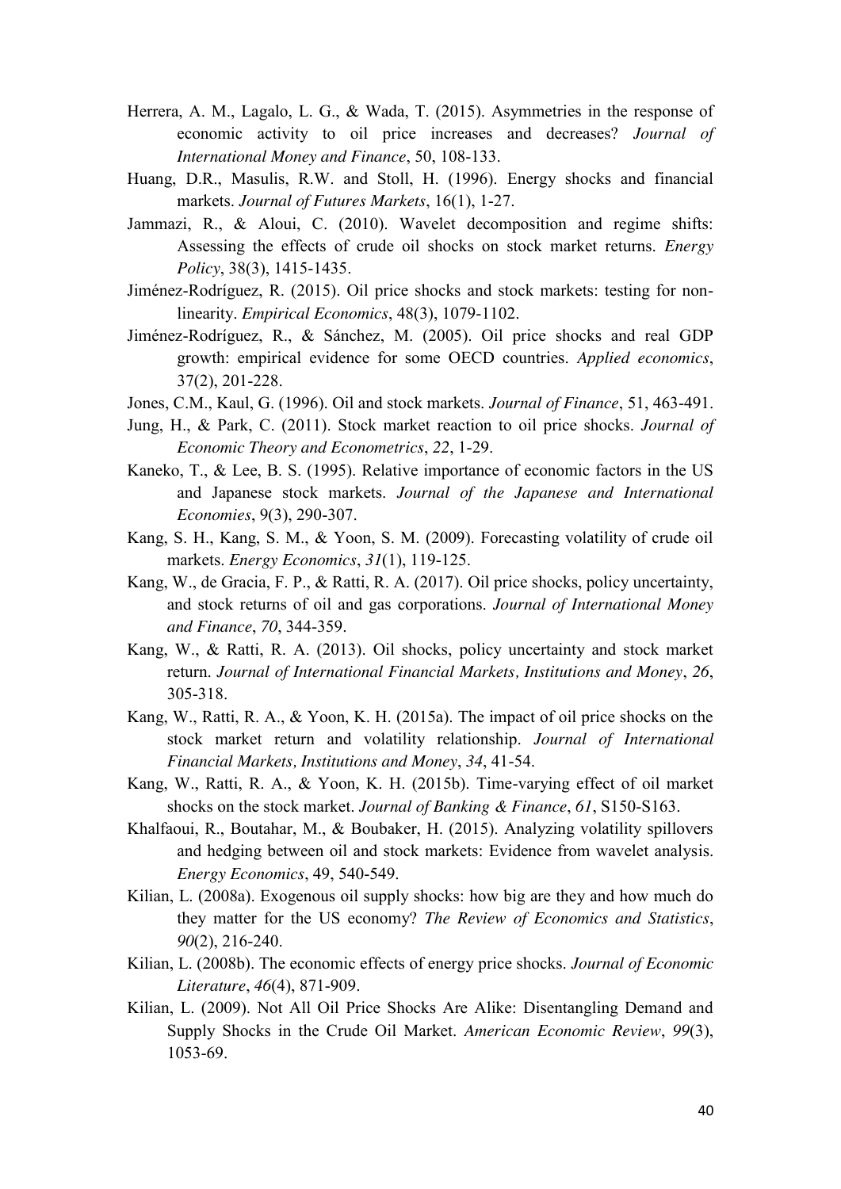Herrera, A. M., Lagalo, L. G., & Wada, T. (2015). Asymmetries in the response of economic activity to oil price increases and decreases? *Journal of International Money and Finance*, 50, 108-133.

Huang, D.R., Masulis, R.W. and Stoll, H. (1996). Energy shocks and financial markets. *Journal of Futures Markets*, 16(1), 1-27.

Jammazi, R., & Aloui, C. (2010). Wavelet decomposition and regime shifts: Assessing the effects of crude oil shocks on stock market returns. *Energy Policy*, 38(3), 1415-1435.

Jiménez-Rodríguez, R. (2015). Oil price shocks and stock markets: testing for non-linearity. *Empirical Economics*, 48(3), 1079-1102.

Jiménez-Rodríguez, R., & Sánchez, M. (2005). Oil price shocks and real GDP growth: empirical evidence for some OECD countries. *Applied economics*, 37(2), 201-228.

Jones, C.M., Kaul, G. (1996). Oil and stock markets. *Journal of Finance*, 51, 463-491.

Jung, H., & Park, C. (2011). Stock market reaction to oil price shocks. *Journal of Economic Theory and Econometrics*, *22*, 1-29.

Kaneko, T., & Lee, B. S. (1995). Relative importance of economic factors in the US and Japanese stock markets. *Journal of the Japanese and International Economies*, 9(3), 290-307.

Kang, S. H., Kang, S. M., & Yoon, S. M. (2009). Forecasting volatility of crude oil markets. *Energy Economics*, *31*(1), 119-125.

Kang, W., de Gracia, F. P., & Ratti, R. A. (2017). Oil price shocks, policy uncertainty, and stock returns of oil and gas corporations. *Journal of International Money and Finance*, *70*, 344-359.

Kang, W., & Ratti, R. A. (2013). Oil shocks, policy uncertainty and stock market return. *Journal of International Financial Markets, Institutions and Money*, *26*, 305-318.

Kang, W., Ratti, R. A., & Yoon, K. H. (2015a). The impact of oil price shocks on the stock market return and volatility relationship. *Journal of International Financial Markets, Institutions and Money*, *34*, 41-54.

Kang, W., Ratti, R. A., & Yoon, K. H. (2015b). Time-varying effect of oil market shocks on the stock market. *Journal of Banking & Finance*, *61*, S150-S163.

Khalfaoui, R., Boutahar, M., & Boubaker, H. (2015). Analyzing volatility spillovers and hedging between oil and stock markets: Evidence from wavelet analysis. *Energy Economics*, 49, 540-549.

Kilian, L. (2008a). Exogenous oil supply shocks: how big are they and how much do they matter for the US economy? *The Review of Economics and Statistics*, *90*(2), 216-240.

Kilian, L. (2008b). The economic effects of energy price shocks. *Journal of Economic Literature*, *46*(4), 871-909.

Kilian, L. (2009). Not All Oil Price Shocks Are Alike: Disentangling Demand and Supply Shocks in the Crude Oil Market. *American Economic Review*, *99*(3), 1053-69.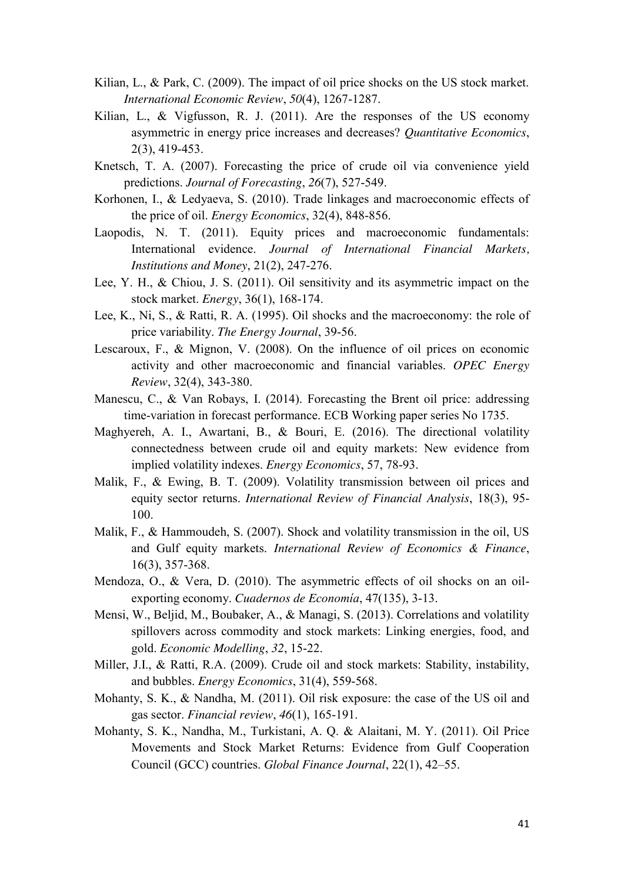Kilian, L., & Park, C. (2009). The impact of oil price shocks on the US stock market. *International Economic Review*, *50*(4), 1267-1287.

Kilian, L., & Vigfusson, R. J. (2011). Are the responses of the US economy asymmetric in energy price increases and decreases? *Quantitative Economics*, 2(3), 419-453.

Knetsch, T. A. (2007). Forecasting the price of crude oil via convenience yield predictions. *Journal of Forecasting*, *26*(7), 527-549.

Korhonen, I., & Ledyaeva, S. (2010). Trade linkages and macroeconomic effects of the price of oil. *Energy Economics*, 32(4), 848-856.

Laopodis, N. T. (2011). Equity prices and macroeconomic fundamentals: International evidence. *Journal of International Financial Markets, Institutions and Money*, 21(2), 247-276.

Lee, Y. H., & Chiou, J. S. (2011). Oil sensitivity and its asymmetric impact on the stock market. *Energy*, 36(1), 168-174.

Lee, K., Ni, S., & Ratti, R. A. (1995). Oil shocks and the macroeconomy: the role of price variability. *The Energy Journal*, 39-56.

Lescaroux, F., & Mignon, V. (2008). On the influence of oil prices on economic activity and other macroeconomic and financial variables. *OPEC Energy Review*, 32(4), 343-380.

Manescu, C., & Van Robays, I. (2014). Forecasting the Brent oil price: addressing time-variation in forecast performance. ECB Working paper series No 1735.

Maghyereh, A. I., Awartani, B., & Bouri, E. (2016). The directional volatility connectedness between crude oil and equity markets: New evidence from implied volatility indexes. *Energy Economics*, 57, 78-93.

Malik, F., & Ewing, B. T. (2009). Volatility transmission between oil prices and equity sector returns. *International Review of Financial Analysis*, 18(3), 95-100.

Malik, F., & Hammoudeh, S. (2007). Shock and volatility transmission in the oil, US and Gulf equity markets. *International Review of Economics & Finance*, 16(3), 357-368.

Mendoza, O., & Vera, D. (2010). The asymmetric effects of oil shocks on an oil-exporting economy. *Cuadernos de Economía*, 47(135), 3-13.

Mensi, W., Beljid, M., Boubaker, A., & Managi, S. (2013). Correlations and volatility spillovers across commodity and stock markets: Linking energies, food, and gold. *Economic Modelling*, *32*, 15-22.

Miller, J.I., & Ratti, R.A. (2009). Crude oil and stock markets: Stability, instability, and bubbles. *Energy Economics*, 31(4), 559-568.

Mohanty, S. K., & Nandha, M. (2011). Oil risk exposure: the case of the US oil and gas sector. *Financial review*, *46*(1), 165-191.

Mohanty, S. K., Nandha, M., Turkistani, A. Q. & Alaitani, M. Y. (2011). Oil Price Movements and Stock Market Returns: Evidence from Gulf Cooperation Council (GCC) countries. *Global Finance Journal*, 22(1), 42–55.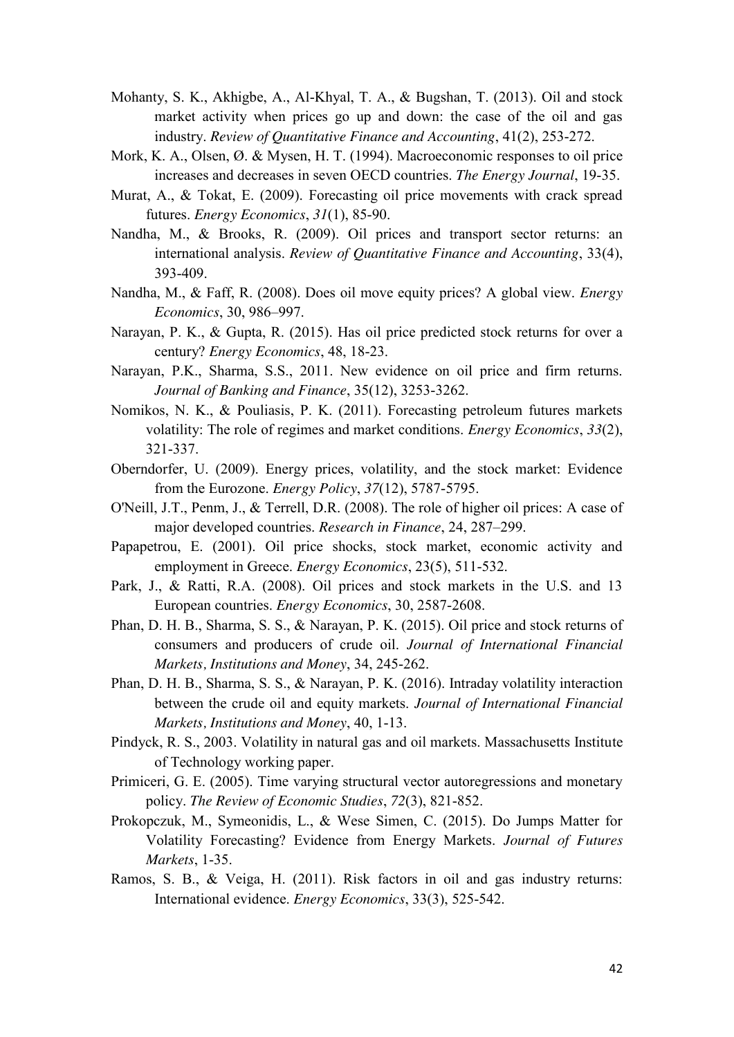Mohanty, S. K., Akhigbe, A., Al-Khyal, T. A., & Bugshan, T. (2013). Oil and stock market activity when prices go up and down: the case of the oil and gas industry. *Review of Quantitative Finance and Accounting*, 41(2), 253-272.

Mork, K. A., Olsen, Ø. & Mysen, H. T. (1994). Macroeconomic responses to oil price increases and decreases in seven OECD countries. *The Energy Journal*, 19-35.

Murat, A., & Tokat, E. (2009). Forecasting oil price movements with crack spread futures. *Energy Economics*, *31*(1), 85-90.

Nandha, M., & Brooks, R. (2009). Oil prices and transport sector returns: an international analysis. *Review of Quantitative Finance and Accounting*, 33(4), 393-409.

Nandha, M., & Faff, R. (2008). Does oil move equity prices? A global view. *Energy Economics*, 30, 986–997.

Narayan, P. K., & Gupta, R. (2015). Has oil price predicted stock returns for over a century? *Energy Economics*, 48, 18-23.

Narayan, P.K., Sharma, S.S., 2011. New evidence on oil price and firm returns. *Journal of Banking and Finance*, 35(12), 3253-3262.

Nomikos, N. K., & Pouliasis, P. K. (2011). Forecasting petroleum futures markets volatility: The role of regimes and market conditions. *Energy Economics*, *33*(2), 321-337.

Oberndorfer, U. (2009). Energy prices, volatility, and the stock market: Evidence from the Eurozone. *Energy Policy*, *37*(12), 5787-5795.

O'Neill, J.T., Penm, J., & Terrell, D.R. (2008). The role of higher oil prices: A case of major developed countries. *Research in Finance*, 24, 287–299.

Papapetrou, E. (2001). Oil price shocks, stock market, economic activity and employment in Greece. *Energy Economics*, 23(5), 511-532.

Park, J., & Ratti, R.A. (2008). Oil prices and stock markets in the U.S. and 13 European countries. *Energy Economics*, 30, 2587-2608.

Phan, D. H. B., Sharma, S. S., & Narayan, P. K. (2015). Oil price and stock returns of consumers and producers of crude oil. *Journal of International Financial Markets, Institutions and Money*, 34, 245-262.

Phan, D. H. B., Sharma, S. S., & Narayan, P. K. (2016). Intraday volatility interaction between the crude oil and equity markets. *Journal of International Financial Markets, Institutions and Money*, 40, 1-13.

Pindyck, R. S., 2003. Volatility in natural gas and oil markets. Massachusetts Institute of Technology working paper.

Primiceri, G. E. (2005). Time varying structural vector autoregressions and monetary policy. *The Review of Economic Studies*, *72*(3), 821-852.

Prokopczuk, M., Symeonidis, L., & Wese Simen, C. (2015). Do Jumps Matter for Volatility Forecasting? Evidence from Energy Markets. *Journal of Futures Markets*, 1-35.

Ramos, S. B., & Veiga, H. (2011). Risk factors in oil and gas industry returns: International evidence. *Energy Economics*, 33(3), 525-542.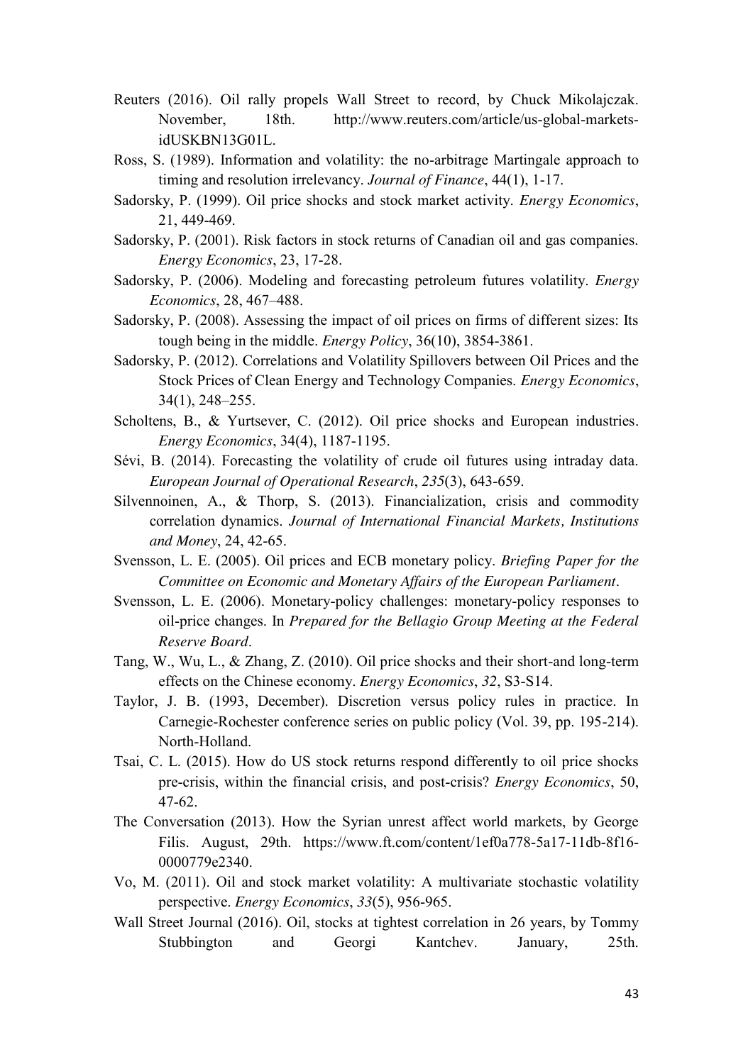Reuters (2016). Oil rally propels Wall Street to record, by Chuck Mikolajczak. November, 18th. http://www.reuters.com/article/us-global-markets-idUSKBN13G01L.

Ross, S. (1989). Information and volatility: the no-arbitrage Martingale approach to timing and resolution irrelevancy. *Journal of Finance*, 44(1), 1-17.

Sadorsky, P. (1999). Oil price shocks and stock market activity. *Energy Economics*, 21, 449-469.

Sadorsky, P. (2001). Risk factors in stock returns of Canadian oil and gas companies. *Energy Economics*, 23, 17-28.

Sadorsky, P. (2006). Modeling and forecasting petroleum futures volatility. *Energy Economics*, 28, 467–488.

Sadorsky, P. (2008). Assessing the impact of oil prices on firms of different sizes: Its tough being in the middle. *Energy Policy*, 36(10), 3854-3861.

Sadorsky, P. (2012). Correlations and Volatility Spillovers between Oil Prices and the Stock Prices of Clean Energy and Technology Companies. *Energy Economics*, 34(1), 248–255.

Scholtens, B., & Yurtsever, C. (2012). Oil price shocks and European industries. *Energy Economics*, 34(4), 1187-1195.

Sévi, B. (2014). Forecasting the volatility of crude oil futures using intraday data. *European Journal of Operational Research*, *235*(3), 643-659.

Silvennoinen, A., & Thorp, S. (2013). Financialization, crisis and commodity correlation dynamics. *Journal of International Financial Markets, Institutions and Money*, 24, 42-65.

Svensson, L. E. (2005). Oil prices and ECB monetary policy. *Briefing Paper for the Committee on Economic and Monetary Affairs of the European Parliament*.

Svensson, L. E. (2006). Monetary-policy challenges: monetary-policy responses to oil-price changes. In *Prepared for the Bellagio Group Meeting at the Federal Reserve Board*.

Tang, W., Wu, L., & Zhang, Z. (2010). Oil price shocks and their short-and long-term effects on the Chinese economy. *Energy Economics*, *32*, S3-S14.

Taylor, J. B. (1993, December). Discretion versus policy rules in practice. In Carnegie-Rochester conference series on public policy (Vol. 39, pp. 195-214). North-Holland.

Tsai, C. L. (2015). How do US stock returns respond differently to oil price shocks pre-crisis, within the financial crisis, and post-crisis? *Energy Economics*, 50, 47-62.

The Conversation (2013). How the Syrian unrest affect world markets, by George Filis. August, 29th. https://www.ft.com/content/1ef0a778-5a17-11db-8f16-0000779e2340.

Vo, M. (2011). Oil and stock market volatility: A multivariate stochastic volatility perspective. *Energy Economics*, *33*(5), 956-965.

Wall Street Journal (2016). Oil, stocks at tightest correlation in 26 years, by Tommy Stubbington and Georgi Kantchev. January, 25th.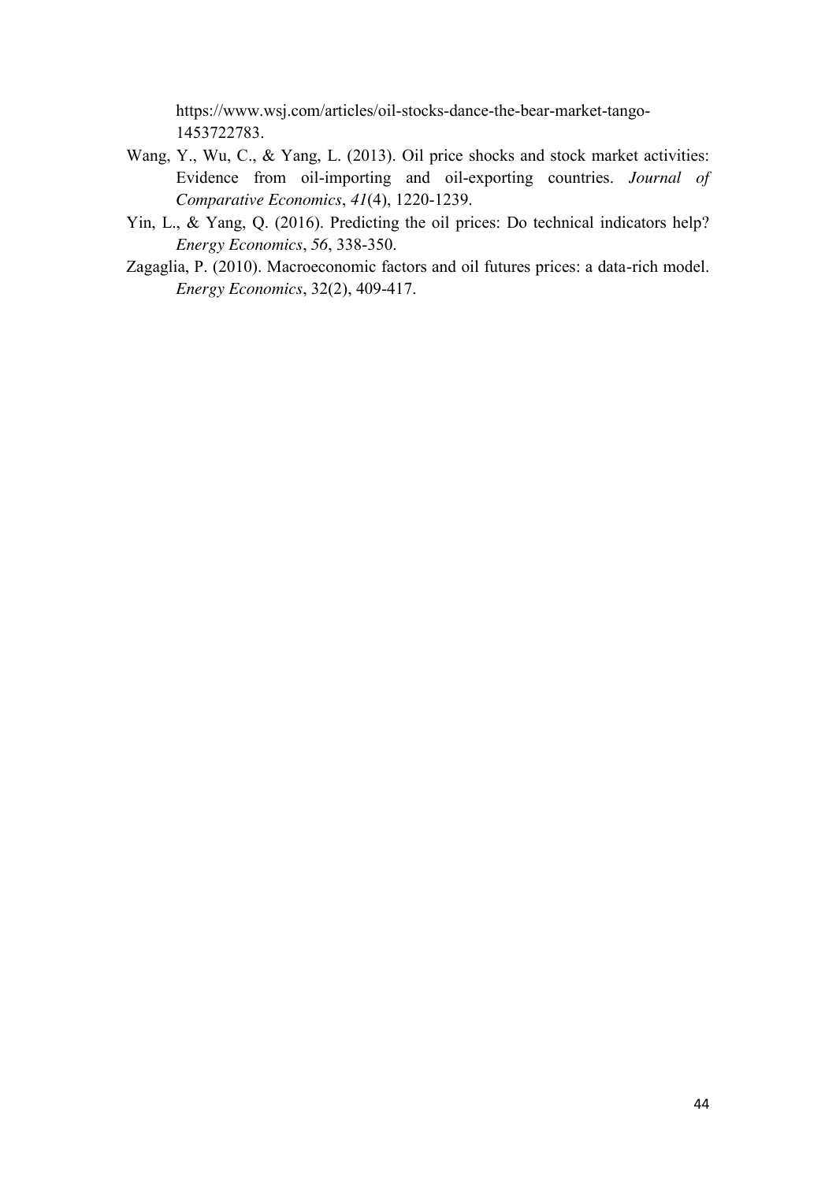https://www.wsj.com/articles/oil-stocks-dance-the-bear-market-tango-1453722783.

Wang, Y., Wu, C., & Yang, L. (2013). Oil price shocks and stock market activities: Evidence from oil-importing and oil-exporting countries. *Journal of Comparative Economics*, *41*(4), 1220-1239.

Yin, L., & Yang, Q. (2016). Predicting the oil prices: Do technical indicators help? *Energy Economics*, *56*, 338-350.

Zagaglia, P. (2010). Macroeconomic factors and oil futures prices: a data-rich model. *Energy Economics*, 32(2), 409-417.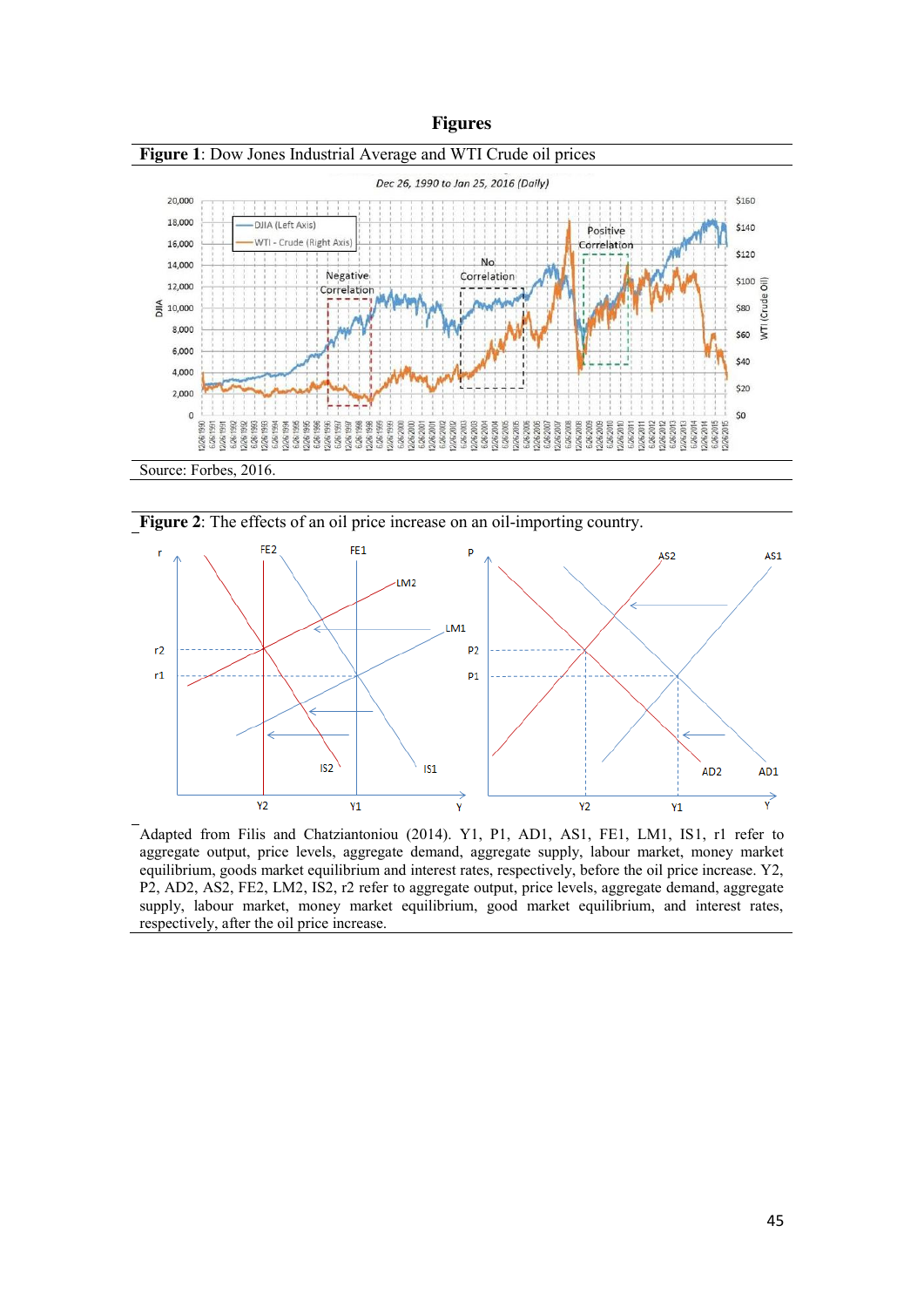# Figures

**Figure 1**: Dow Jones Industrial Average and WTI Crude oil prices

Source: Forbes, 2016.

**Figure 2**: The effects of an oil price increase on an oil-importing country.

Adapted from Filis and Chatziantoniou (2014). Y1, P1, AD1, AS1, FE1, LM1, IS1, r1 refer to aggregate output, price levels, aggregate demand, aggregate supply, labour market, money market equilibrium, goods market equilibrium and interest rates, respectively, before the oil price increase. Y2, P2, AD2, AS2, FE2, LM2, IS2, r2 refer to aggregate output, price levels, aggregate demand, aggregate supply, labour market, money market equilibrium, good market equilibrium, and interest rates, respectively, after the oil price increase.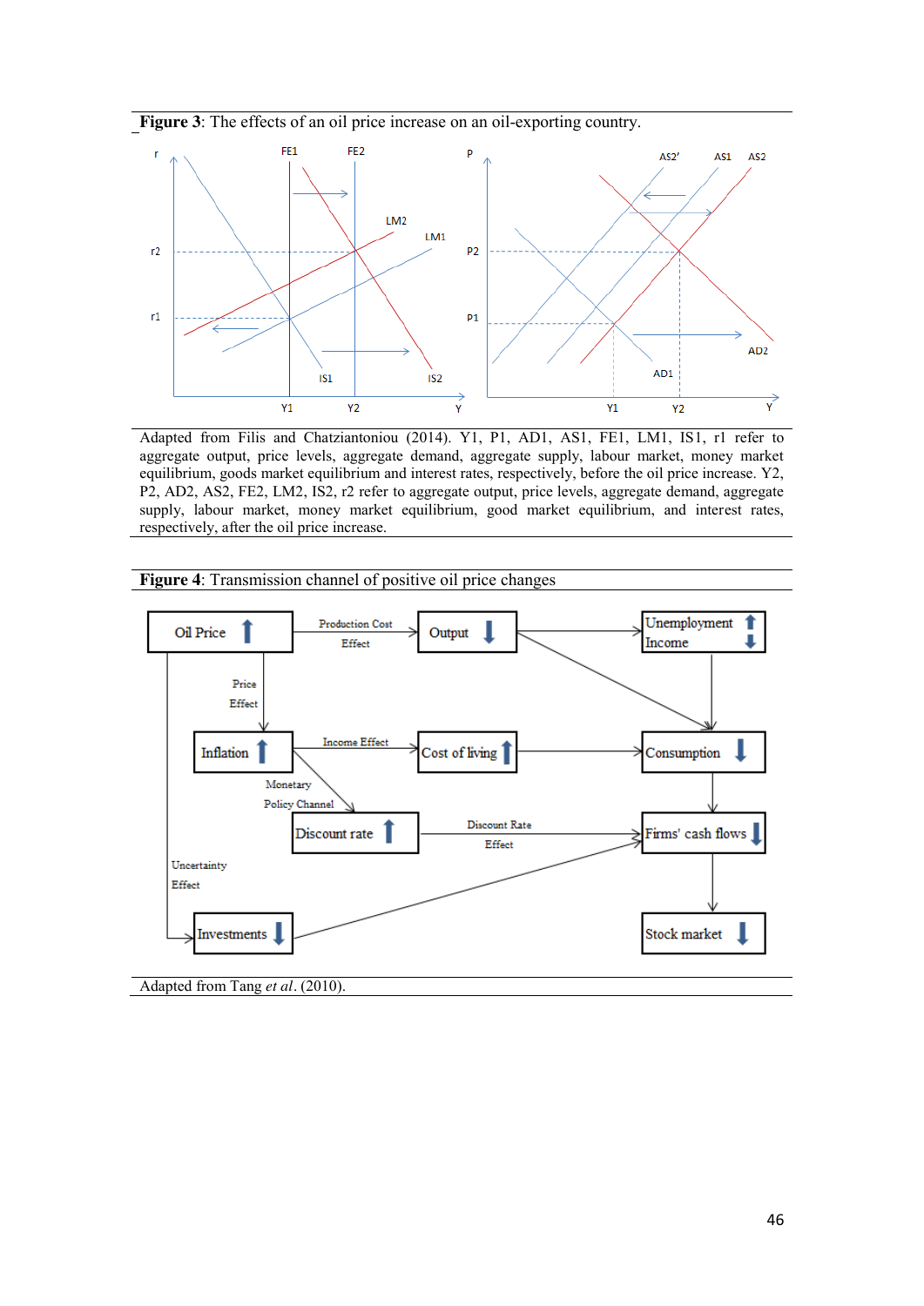**Figure 3**: The effects of an oil price increase on an oil-exporting country.

r
FE1
FE2
LM2
LM1
r2
r1
IS1
IS2
Y1
Y2
Y

P
AS2'
AS1
AS2
P2
P1
AD2
AD1
Y1
Y2
Y

Adapted from Filis and Chatziantoniou (2014). Y1, P1, AD1, AS1, FE1, LM1, IS1, r1 refer to aggregate output, price levels, aggregate demand, aggregate supply, labour market, money market equilibrium, goods market equilibrium and interest rates, respectively, before the oil price increase. Y2, P2, AD2, AS2, FE2, LM2, IS2, r2 refer to aggregate output, price levels, aggregate demand, aggregate supply, labour market, money market equilibrium, good market equilibrium, and interest rates, respectively, after the oil price increase.

**Figure 4**: Transmission channel of positive oil price changes

Oil Price ↑
Production Cost Effect
Output ↓
Unemployment ↑
Income ↓
Price Effect
Inflation ↑
Income Effect
Cost of living ↑
Consumption ↓
Monetary Policy Channel
Discount rate ↑
Discount Rate Effect
Firms' cash flows ↓
Uncertainty Effect
Investments ↓
Stock market ↓

Adapted from Tang *et al*. (2010).